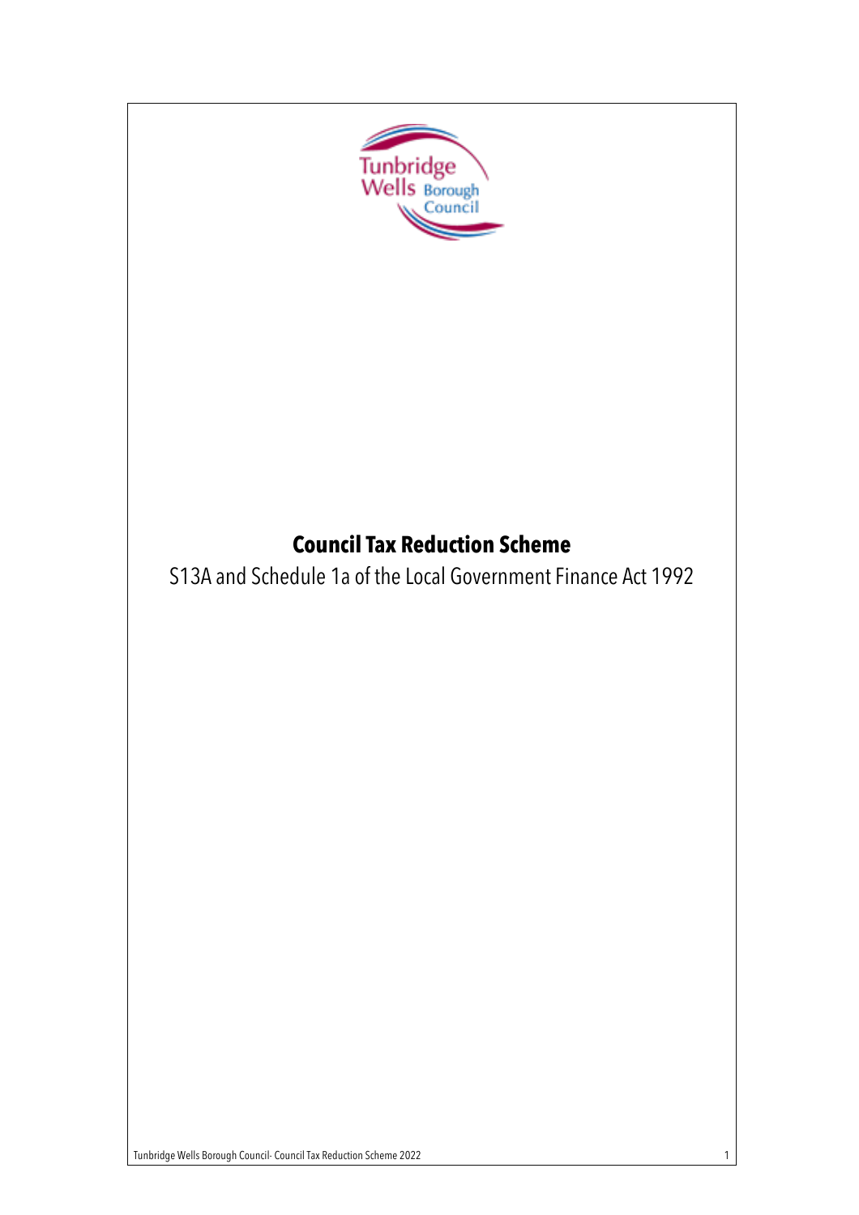# Council Tax Reduction Scheme

S13A and Schedule 1a of the Local Government Finance Act 1992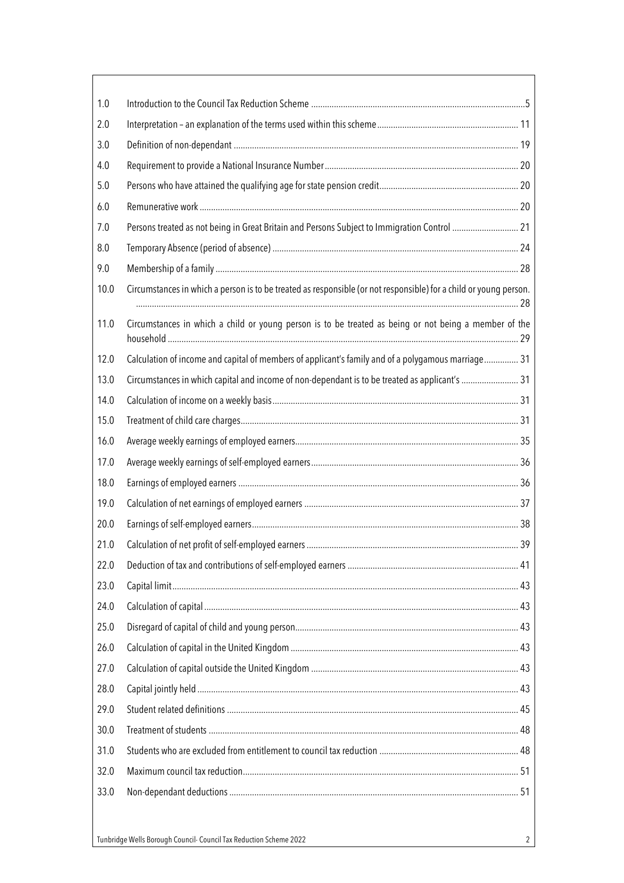| | | |
|---|---|---|
| 1.0 | Introduction to the Council Tax Reduction Scheme | 5 |
| 2.0 | Interpretation – an explanation of the terms used within this scheme | 11 |
| 3.0 | Definition of non-dependant | 19 |
| 4.0 | Requirement to provide a National Insurance Number | 20 |
| 5.0 | Persons who have attained the qualifying age for state pension credit | 20 |
| 6.0 | Remunerative work | 20 |
| 7.0 | Persons treated as not being in Great Britain and Persons Subject to Immigration Control | 21 |
| 8.0 | Temporary Absence (period of absence) | 24 |
| 9.0 | Membership of a family | 28 |
| 10.0 | Circumstances in which a person is to be treated as responsible (or not responsible) for a child or young person. | 28 |
| 11.0 | Circumstances in which a child or young person is to be treated as being or not being a member of the household | 29 |
| 12.0 | Calculation of income and capital of members of applicant's family and of a polygamous marriage | 31 |
| 13.0 | Circumstances in which capital and income of non-dependant is to be treated as applicant's | 31 |
| 14.0 | Calculation of income on a weekly basis | 31 |
| 15.0 | Treatment of child care charges | 31 |
| 16.0 | Average weekly earnings of employed earners | 35 |
| 17.0 | Average weekly earnings of self-employed earners | 36 |
| 18.0 | Earnings of employed earners | 36 |
| 19.0 | Calculation of net earnings of employed earners | 37 |
| 20.0 | Earnings of self-employed earners | 38 |
| 21.0 | Calculation of net profit of self-employed earners | 39 |
| 22.0 | Deduction of tax and contributions of self-employed earners | 41 |
| 23.0 | Capital limit | 43 |
| 24.0 | Calculation of capital | 43 |
| 25.0 | Disregard of capital of child and young person | 43 |
| 26.0 | Calculation of capital in the United Kingdom | 43 |
| 27.0 | Calculation of capital outside the United Kingdom | 43 |
| 28.0 | Capital jointly held | 43 |
| 29.0 | Student related definitions | 45 |
| 30.0 | Treatment of students | 48 |
| 31.0 | Students who are excluded from entitlement to council tax reduction | 48 |
| 32.0 | Maximum council tax reduction | 51 |
| 33.0 | Non-dependant deductions | 51 |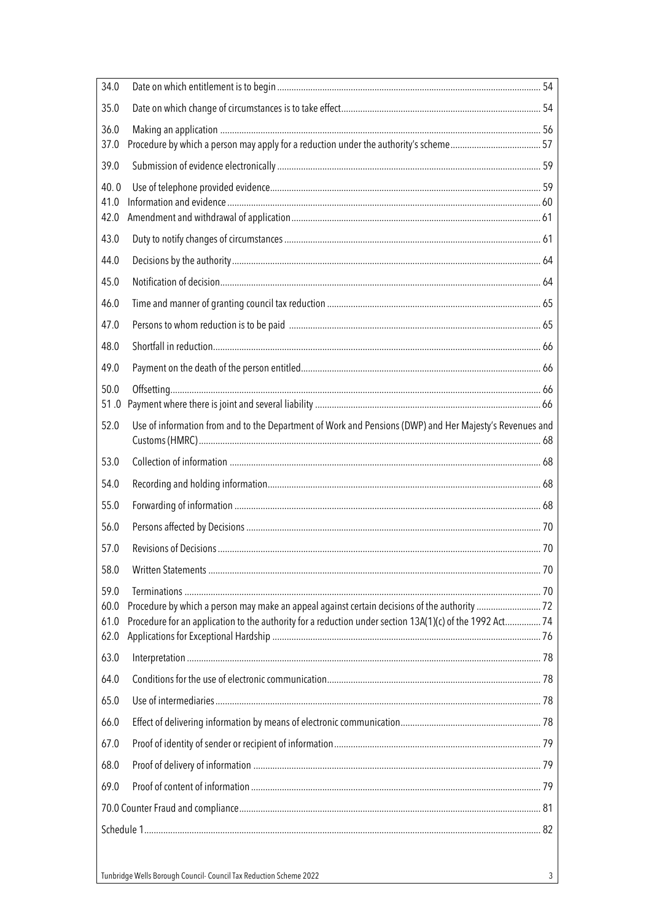| | | |
|---|---|---|
| 34.0 | Date on which entitlement is to begin | 54 |
| 35.0 | Date on which change of circumstances is to take effect | 54 |
| 36.0 | Making an application | 56 |
| 37.0 | Procedure by which a person may apply for a reduction under the authority's scheme | 57 |
| 39.0 | Submission of evidence electronically | 59 |
| 40. 0 | Use of telephone provided evidence | 59 |
| 41.0 | Information and evidence | 60 |
| 42.0 | Amendment and withdrawal of application | 61 |
| 43.0 | Duty to notify changes of circumstances | 61 |
| 44.0 | Decisions by the authority | 64 |
| 45.0 | Notification of decision | 64 |
| 46.0 | Time and manner of granting council tax reduction | 65 |
| 47.0 | Persons to whom reduction is to be paid | 65 |
| 48.0 | Shortfall in reduction | 66 |
| 49.0 | Payment on the death of the person entitled | 66 |
| 50.0 | Offsetting | 66 |
| 51 .0 | Payment where there is joint and several liability | 66 |
| 52.0 | Use of information from and to the Department of Work and Pensions (DWP) and Her Majesty's Revenues and Customs (HMRC) | 68 |
| 53.0 | Collection of information | 68 |
| 54.0 | Recording and holding information | 68 |
| 55.0 | Forwarding of information | 68 |
| 56.0 | Persons affected by Decisions | 70 |
| 57.0 | Revisions of Decisions | 70 |
| 58.0 | Written Statements | 70 |
| 59.0 | Terminations | 70 |
| 60.0 | Procedure by which a person may make an appeal against certain decisions of the authority | 72 |
| 61.0 | Procedure for an application to the authority for a reduction under section 13A(1)(c) of the 1992 Act | 74 |
| 62.0 | Applications for Exceptional Hardship | 76 |
| 63.0 | Interpretation | 78 |
| 64.0 | Conditions for the use of electronic communication | 78 |
| 65.0 | Use of intermediaries | 78 |
| 66.0 | Effect of delivering information by means of electronic communication | 78 |
| 67.0 | Proof of identity of sender or recipient of information | 79 |
| 68.0 | Proof of delivery of information | 79 |
| 69.0 | Proof of content of information | 79 |
| 70.0 | Counter Fraud and compliance | 81 |
| | Schedule 1 | 82 |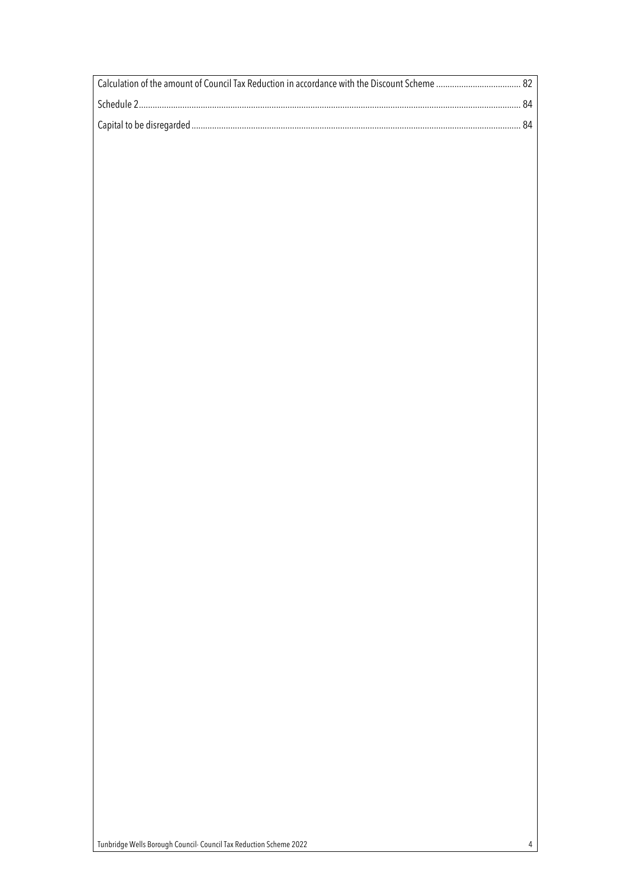Calculation of the amount of Council Tax Reduction in accordance with the Discount Scheme ..................................... 82

Schedule 2.......................................................................................................................................................... 84

Capital to be disregarded ..................................................................................................................................... 84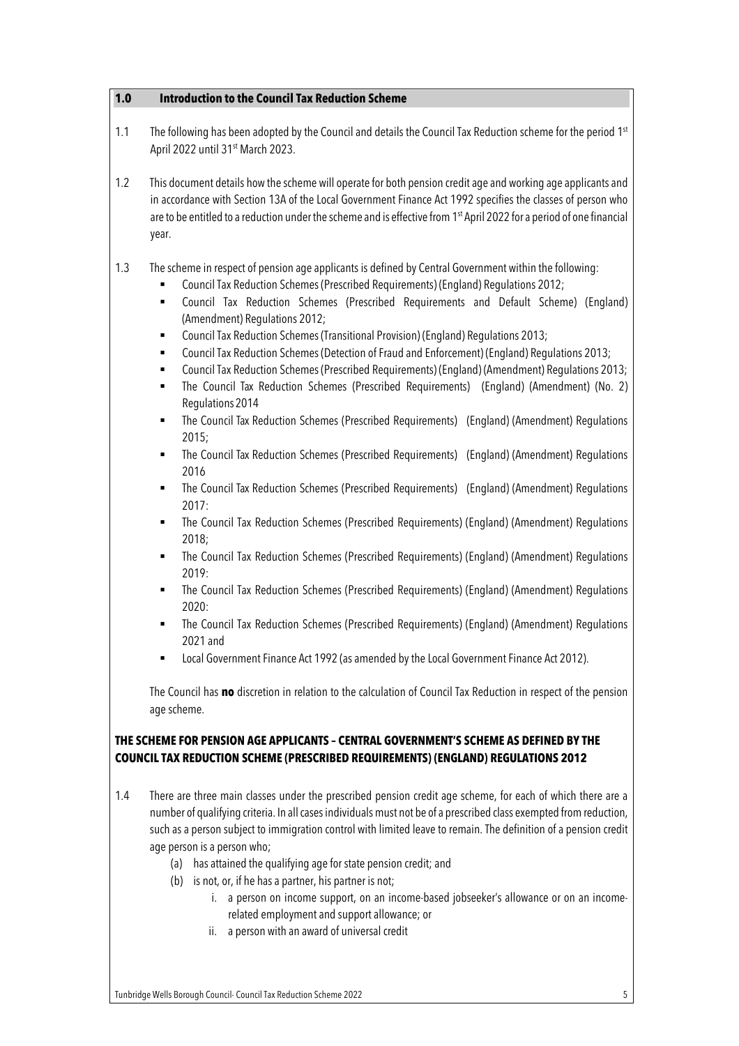## 1.0 Introduction to the Council Tax Reduction Scheme

1.1 The following has been adopted by the Council and details the Council Tax Reduction scheme for the period 1st April 2022 until 31st March 2023.

1.2 This document details how the scheme will operate for both pension credit age and working age applicants and in accordance with Section 13A of the Local Government Finance Act 1992 specifies the classes of person who are to be entitled to a reduction under the scheme and is effective from 1st April 2022 for a period of one financial year.

1.3 The scheme in respect of pension age applicants is defined by Central Government within the following:

- Council Tax Reduction Schemes (Prescribed Requirements) (England) Regulations 2012;
- Council Tax Reduction Schemes (Prescribed Requirements and Default Scheme) (England) (Amendment) Regulations 2012;
- Council Tax Reduction Schemes (Transitional Provision) (England) Regulations 2013;
- Council Tax Reduction Schemes (Detection of Fraud and Enforcement) (England) Regulations 2013;
- Council Tax Reduction Schemes (Prescribed Requirements) (England) (Amendment) Regulations 2013;
- The Council Tax Reduction Schemes (Prescribed Requirements) (England) (Amendment) (No. 2) Regulations 2014
- The Council Tax Reduction Schemes (Prescribed Requirements) (England) (Amendment) Regulations 2015;
- The Council Tax Reduction Schemes (Prescribed Requirements) (England) (Amendment) Regulations 2016
- The Council Tax Reduction Schemes (Prescribed Requirements) (England) (Amendment) Regulations 2017:
- The Council Tax Reduction Schemes (Prescribed Requirements) (England) (Amendment) Regulations 2018;
- The Council Tax Reduction Schemes (Prescribed Requirements) (England) (Amendment) Regulations 2019:
- The Council Tax Reduction Schemes (Prescribed Requirements) (England) (Amendment) Regulations 2020:
- The Council Tax Reduction Schemes (Prescribed Requirements) (England) (Amendment) Regulations 2021 and
- Local Government Finance Act 1992 (as amended by the Local Government Finance Act 2012).

The Council has **no** discretion in relation to the calculation of Council Tax Reduction in respect of the pension age scheme.

**THE SCHEME FOR PENSION AGE APPLICANTS – CENTRAL GOVERNMENT'S SCHEME AS DEFINED BY THE COUNCIL TAX REDUCTION SCHEME (PRESCRIBED REQUIREMENTS) (ENGLAND) REGULATIONS 2012**

1.4 There are three main classes under the prescribed pension credit age scheme, for each of which there are a number of qualifying criteria. In all cases individuals must not be of a prescribed class exempted from reduction, such as a person subject to immigration control with limited leave to remain. The definition of a pension credit age person is a person who;

(a) has attained the qualifying age for state pension credit; and

(b) is not, or, if he has a partner, his partner is not;

  i. a person on income support, on an income-based jobseeker's allowance or on an income-related employment and support allowance; or

  ii. a person with an award of universal credit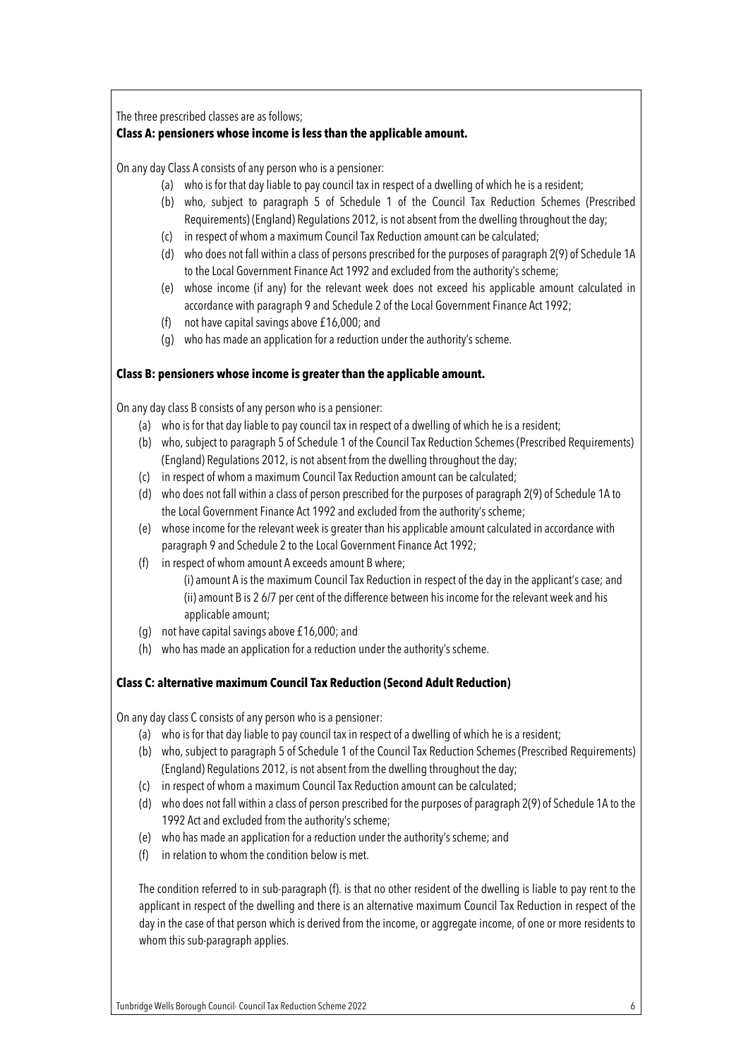The three prescribed classes are as follows;

**Class A: pensioners whose income is less than the applicable amount.**

On any day Class A consists of any person who is a pensioner:

(a) who is for that day liable to pay council tax in respect of a dwelling of which he is a resident;

(b) who, subject to paragraph 5 of Schedule 1 of the Council Tax Reduction Schemes (Prescribed Requirements) (England) Regulations 2012, is not absent from the dwelling throughout the day;

(c) in respect of whom a maximum Council Tax Reduction amount can be calculated;

(d) who does not fall within a class of persons prescribed for the purposes of paragraph 2(9) of Schedule 1A to the Local Government Finance Act 1992 and excluded from the authority's scheme;

(e) whose income (if any) for the relevant week does not exceed his applicable amount calculated in accordance with paragraph 9 and Schedule 2 of the Local Government Finance Act 1992;

(f) not have capital savings above £16,000; and

(g) who has made an application for a reduction under the authority's scheme.

**Class B: pensioners whose income is greater than the applicable amount.**

On any day class B consists of any person who is a pensioner:

(a) who is for that day liable to pay council tax in respect of a dwelling of which he is a resident;

(b) who, subject to paragraph 5 of Schedule 1 of the Council Tax Reduction Schemes (Prescribed Requirements) (England) Regulations 2012, is not absent from the dwelling throughout the day;

(c) in respect of whom a maximum Council Tax Reduction amount can be calculated;

(d) who does not fall within a class of person prescribed for the purposes of paragraph 2(9) of Schedule 1A to the Local Government Finance Act 1992 and excluded from the authority's scheme;

(e) whose income for the relevant week is greater than his applicable amount calculated in accordance with paragraph 9 and Schedule 2 to the Local Government Finance Act 1992;

(f) in respect of whom amount A exceeds amount B where;

(i) amount A is the maximum Council Tax Reduction in respect of the day in the applicant's case; and

(ii) amount B is 2 6/7 per cent of the difference between his income for the relevant week and his applicable amount;

(g) not have capital savings above £16,000; and

(h) who has made an application for a reduction under the authority's scheme.

**Class C: alternative maximum Council Tax Reduction (Second Adult Reduction)**

On any day class C consists of any person who is a pensioner:

(a) who is for that day liable to pay council tax in respect of a dwelling of which he is a resident;

(b) who, subject to paragraph 5 of Schedule 1 of the Council Tax Reduction Schemes (Prescribed Requirements) (England) Regulations 2012, is not absent from the dwelling throughout the day;

(c) in respect of whom a maximum Council Tax Reduction amount can be calculated;

(d) who does not fall within a class of person prescribed for the purposes of paragraph 2(9) of Schedule 1A to the 1992 Act and excluded from the authority's scheme;

(e) who has made an application for a reduction under the authority's scheme; and

(f) in relation to whom the condition below is met.

The condition referred to in sub-paragraph (f). is that no other resident of the dwelling is liable to pay rent to the applicant in respect of the dwelling and there is an alternative maximum Council Tax Reduction in respect of the day in the case of that person which is derived from the income, or aggregate income, of one or more residents to whom this sub-paragraph applies.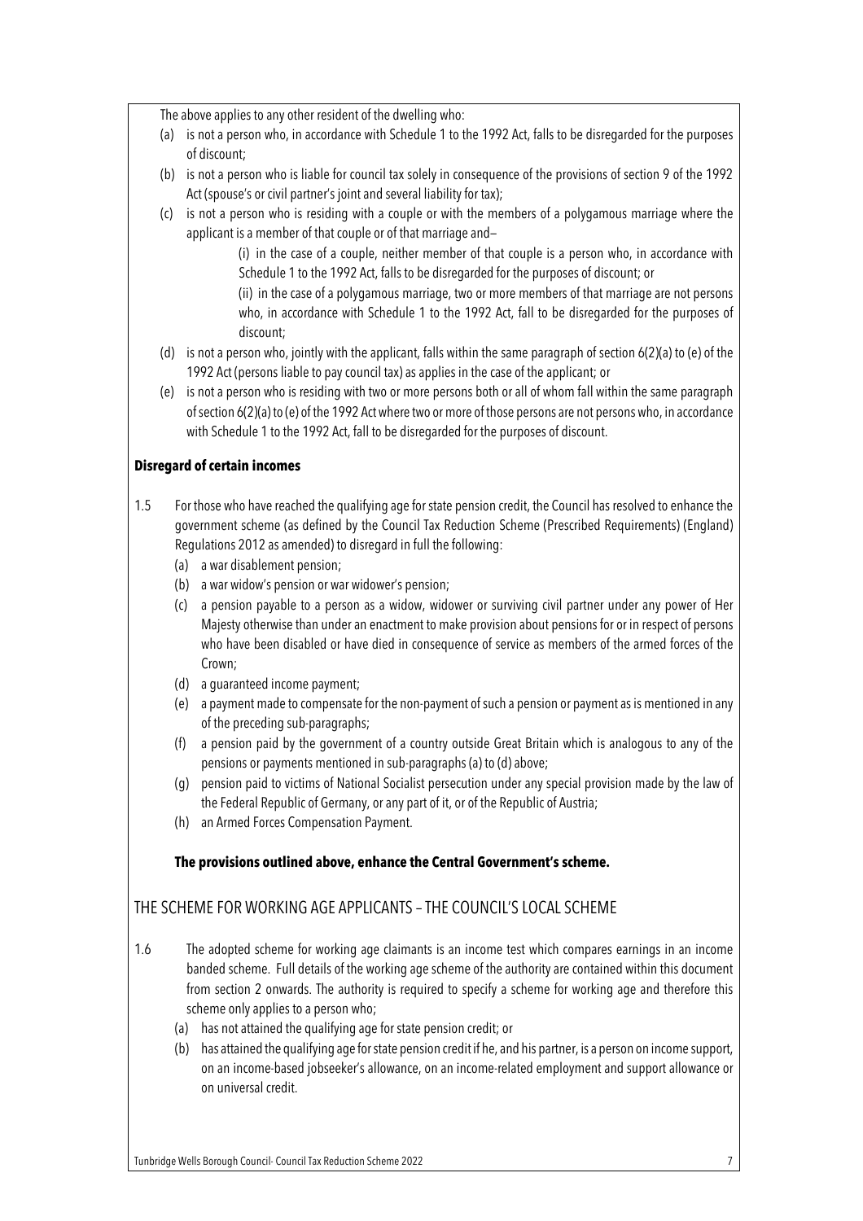The above applies to any other resident of the dwelling who:

(a) is not a person who, in accordance with Schedule 1 to the 1992 Act, falls to be disregarded for the purposes of discount;

(b) is not a person who is liable for council tax solely in consequence of the provisions of section 9 of the 1992 Act (spouse's or civil partner's joint and several liability for tax);

(c) is not a person who is residing with a couple or with the members of a polygamous marriage where the applicant is a member of that couple or of that marriage and—

  (i) in the case of a couple, neither member of that couple is a person who, in accordance with Schedule 1 to the 1992 Act, falls to be disregarded for the purposes of discount; or

  (ii) in the case of a polygamous marriage, two or more members of that marriage are not persons who, in accordance with Schedule 1 to the 1992 Act, fall to be disregarded for the purposes of discount;

(d) is not a person who, jointly with the applicant, falls within the same paragraph of section 6(2)(a) to (e) of the 1992 Act (persons liable to pay council tax) as applies in the case of the applicant; or

(e) is not a person who is residing with two or more persons both or all of whom fall within the same paragraph of section 6(2)(a) to (e) of the 1992 Act where two or more of those persons are not persons who, in accordance with Schedule 1 to the 1992 Act, fall to be disregarded for the purposes of discount.

**Disregard of certain incomes**

1.5 For those who have reached the qualifying age for state pension credit, the Council has resolved to enhance the government scheme (as defined by the Council Tax Reduction Scheme (Prescribed Requirements) (England) Regulations 2012 as amended) to disregard in full the following:

(a) a war disablement pension;

(b) a war widow's pension or war widower's pension;

(c) a pension payable to a person as a widow, widower or surviving civil partner under any power of Her Majesty otherwise than under an enactment to make provision about pensions for or in respect of persons who have been disabled or have died in consequence of service as members of the armed forces of the Crown;

(d) a guaranteed income payment;

(e) a payment made to compensate for the non-payment of such a pension or payment as is mentioned in any of the preceding sub-paragraphs;

(f) a pension paid by the government of a country outside Great Britain which is analogous to any of the pensions or payments mentioned in sub-paragraphs (a) to (d) above;

(g) pension paid to victims of National Socialist persecution under any special provision made by the law of the Federal Republic of Germany, or any part of it, or of the Republic of Austria;

(h) an Armed Forces Compensation Payment.

**The provisions outlined above, enhance the Central Government's scheme.**

## THE SCHEME FOR WORKING AGE APPLICANTS – THE COUNCIL'S LOCAL SCHEME

1.6 The adopted scheme for working age claimants is an income test which compares earnings in an income banded scheme. Full details of the working age scheme of the authority are contained within this document from section 2 onwards. The authority is required to specify a scheme for working age and therefore this scheme only applies to a person who;

(a) has not attained the qualifying age for state pension credit; or

(b) has attained the qualifying age for state pension credit if he, and his partner, is a person on income support, on an income-based jobseeker's allowance, on an income-related employment and support allowance or on universal credit.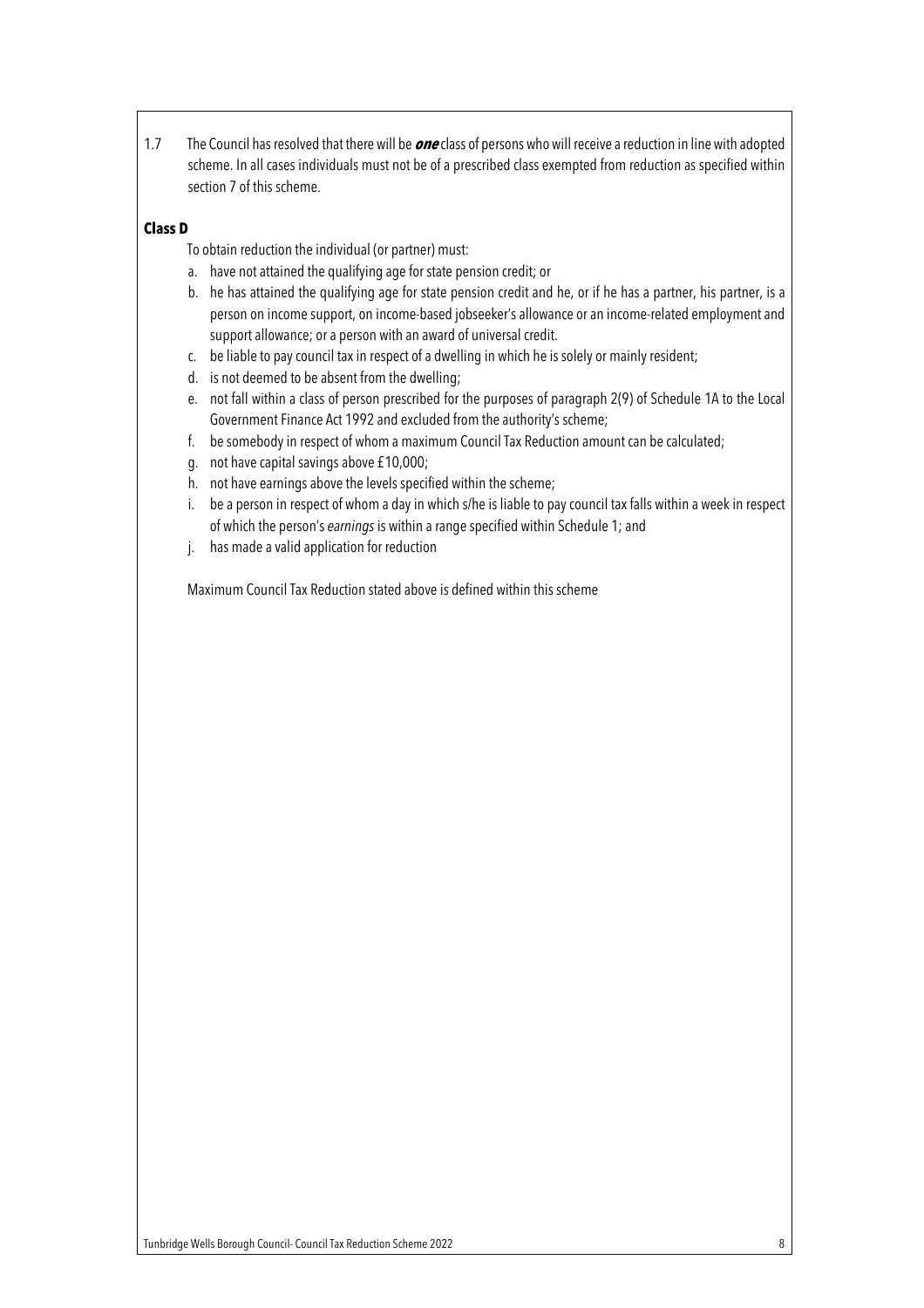1.7 The Council has resolved that there will be ***one*** class of persons who will receive a reduction in line with adopted scheme. In all cases individuals must not be of a prescribed class exempted from reduction as specified within section 7 of this scheme.

**Class D**

To obtain reduction the individual (or partner) must:

a. have not attained the qualifying age for state pension credit; or
b. he has attained the qualifying age for state pension credit and he, or if he has a partner, his partner, is a person on income support, on income-based jobseeker's allowance or an income-related employment and support allowance; or a person with an award of universal credit.
c. be liable to pay council tax in respect of a dwelling in which he is solely or mainly resident;
d. is not deemed to be absent from the dwelling;
e. not fall within a class of person prescribed for the purposes of paragraph 2(9) of Schedule 1A to the Local Government Finance Act 1992 and excluded from the authority's scheme;
f. be somebody in respect of whom a maximum Council Tax Reduction amount can be calculated;
g. not have capital savings above £10,000;
h. not have earnings above the levels specified within the scheme;
i. be a person in respect of whom a day in which s/he is liable to pay council tax falls within a week in respect of which the person's *earnings* is within a range specified within Schedule 1; and
j. has made a valid application for reduction

Maximum Council Tax Reduction stated above is defined within this scheme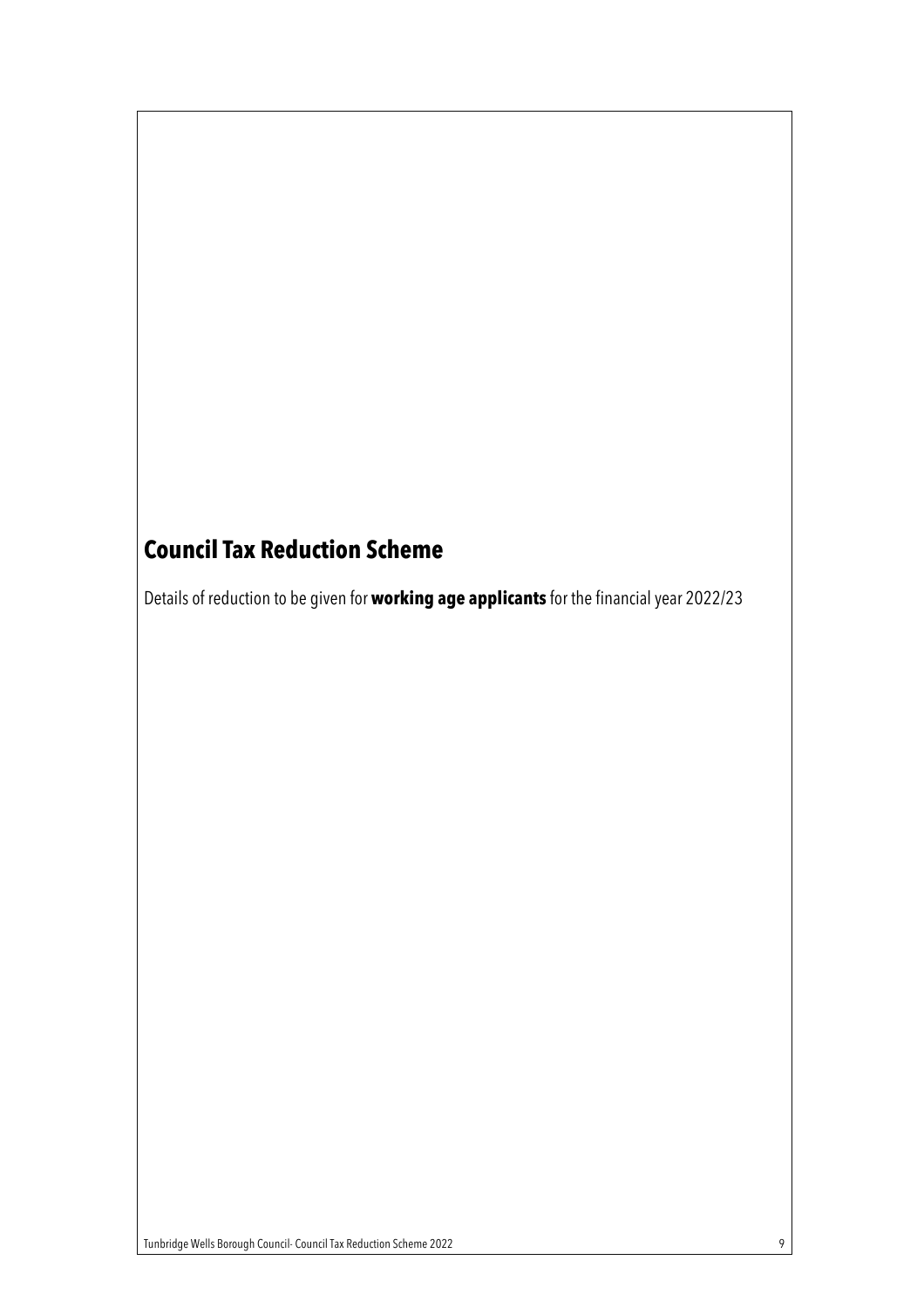# Council Tax Reduction Scheme

Details of reduction to be given for **working age applicants** for the financial year 2022/23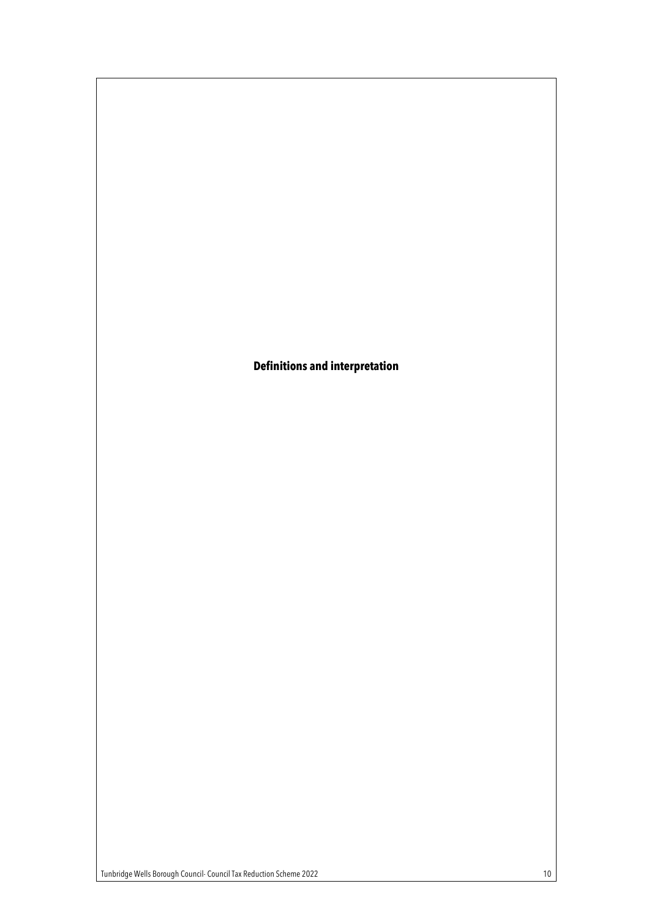# Definitions and interpretation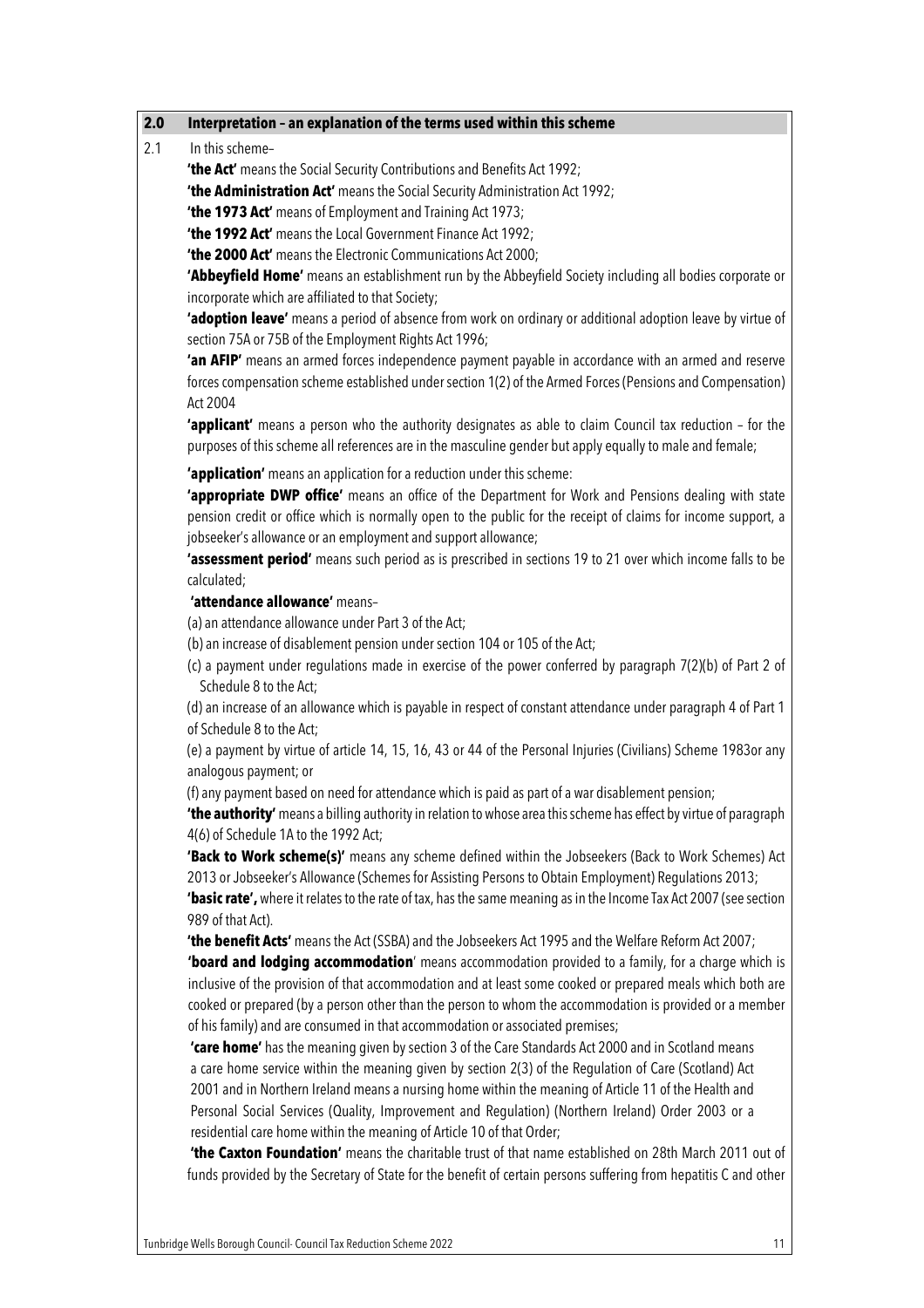## 2.0 Interpretation – an explanation of the terms used within this scheme

2.1 In this scheme–

**'the Act'** means the Social Security Contributions and Benefits Act 1992;

**'the Administration Act'** means the Social Security Administration Act 1992;

**'the 1973 Act'** means of Employment and Training Act 1973;

**'the 1992 Act'** means the Local Government Finance Act 1992;

**'the 2000 Act'** means the Electronic Communications Act 2000;

**'Abbeyfield Home'** means an establishment run by the Abbeyfield Society including all bodies corporate or incorporate which are affiliated to that Society;

**'adoption leave'** means a period of absence from work on ordinary or additional adoption leave by virtue of section 75A or 75B of the Employment Rights Act 1996;

**'an AFIP'** means an armed forces independence payment payable in accordance with an armed and reserve forces compensation scheme established under section 1(2) of the Armed Forces (Pensions and Compensation) Act 2004

**'applicant'** means a person who the authority designates as able to claim Council tax reduction – for the purposes of this scheme all references are in the masculine gender but apply equally to male and female;

**'application'** means an application for a reduction under this scheme:

**'appropriate DWP office'** means an office of the Department for Work and Pensions dealing with state pension credit or office which is normally open to the public for the receipt of claims for income support, a jobseeker's allowance or an employment and support allowance;

**'assessment period'** means such period as is prescribed in sections 19 to 21 over which income falls to be calculated;

**'attendance allowance'** means–

(a) an attendance allowance under Part 3 of the Act;

(b) an increase of disablement pension under section 104 or 105 of the Act;

(c) a payment under regulations made in exercise of the power conferred by paragraph 7(2)(b) of Part 2 of Schedule 8 to the Act;

(d) an increase of an allowance which is payable in respect of constant attendance under paragraph 4 of Part 1 of Schedule 8 to the Act;

(e) a payment by virtue of article 14, 15, 16, 43 or 44 of the Personal Injuries (Civilians) Scheme 1983or any analogous payment; or

(f) any payment based on need for attendance which is paid as part of a war disablement pension;

**'the authority'** means a billing authority in relation to whose area this scheme has effect by virtue of paragraph 4(6) of Schedule 1A to the 1992 Act;

**'Back to Work scheme(s)'** means any scheme defined within the Jobseekers (Back to Work Schemes) Act 2013 or Jobseeker's Allowance (Schemes for Assisting Persons to Obtain Employment) Regulations 2013;

**'basic rate',** where it relates to the rate of tax, has the same meaning as in the Income Tax Act 2007 (see section 989 of that Act).

**'the benefit Acts'** means the Act (SSBA) and the Jobseekers Act 1995 and the Welfare Reform Act 2007;

**'board and lodging accommodation'** means accommodation provided to a family, for a charge which is inclusive of the provision of that accommodation and at least some cooked or prepared meals which both are cooked or prepared (by a person other than the person to whom the accommodation is provided or a member of his family) and are consumed in that accommodation or associated premises;

**'care home'** has the meaning given by section 3 of the Care Standards Act 2000 and in Scotland means a care home service within the meaning given by section 2(3) of the Regulation of Care (Scotland) Act 2001 and in Northern Ireland means a nursing home within the meaning of Article 11 of the Health and Personal Social Services (Quality, Improvement and Regulation) (Northern Ireland) Order 2003 or a residential care home within the meaning of Article 10 of that Order;

**'the Caxton Foundation'** means the charitable trust of that name established on 28th March 2011 out of funds provided by the Secretary of State for the benefit of certain persons suffering from hepatitis C and other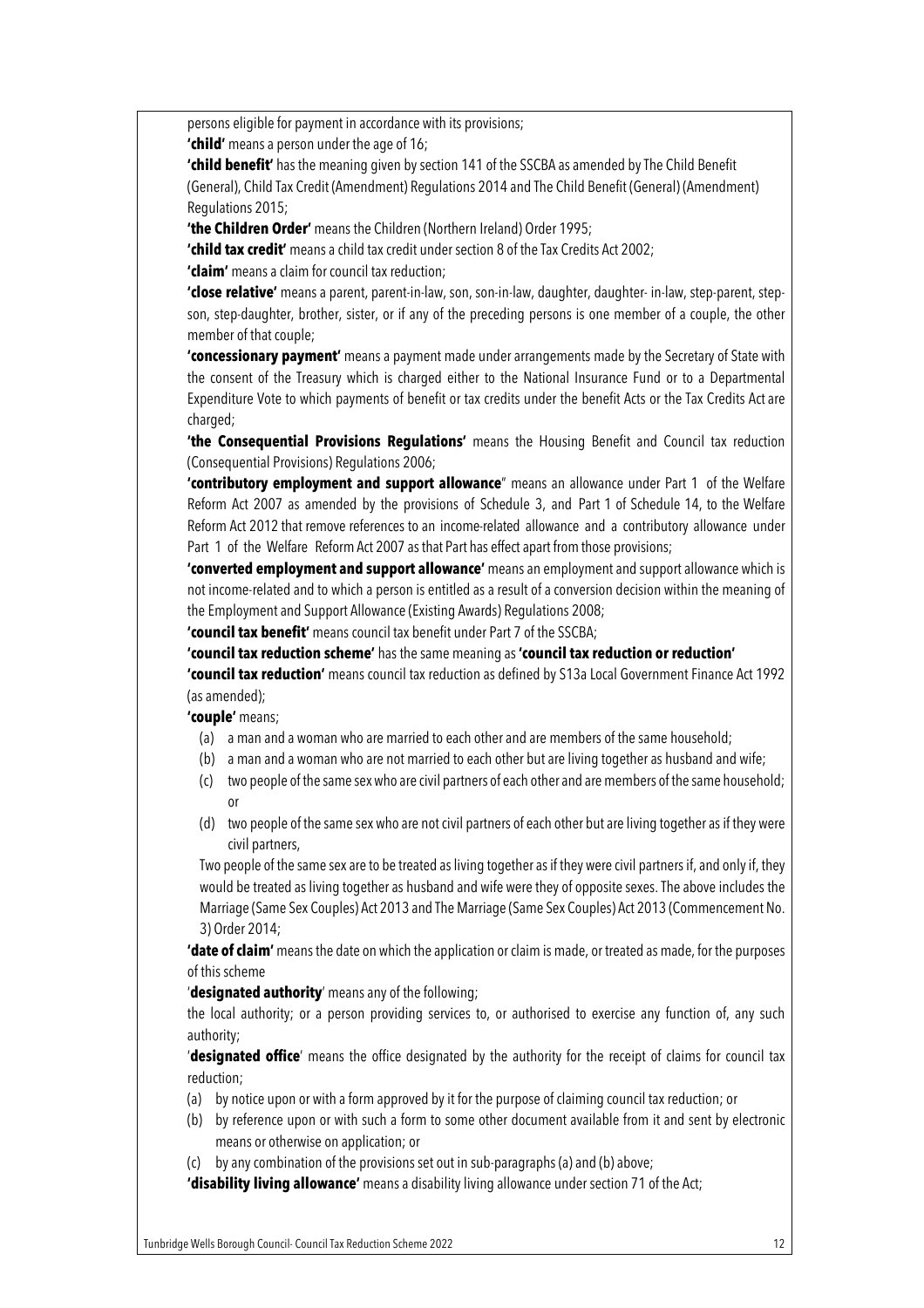persons eligible for payment in accordance with its provisions;

**'child'** means a person under the age of 16;

**'child benefit'** has the meaning given by section 141 of the SSCBA as amended by The Child Benefit (General), Child Tax Credit (Amendment) Regulations 2014 and The Child Benefit (General) (Amendment) Regulations 2015;

**'the Children Order'** means the Children (Northern Ireland) Order 1995;

**'child tax credit'** means a child tax credit under section 8 of the Tax Credits Act 2002;

**'claim'** means a claim for council tax reduction;

**'close relative'** means a parent, parent-in-law, son, son-in-law, daughter, daughter- in-law, step-parent, step-son, step-daughter, brother, sister, or if any of the preceding persons is one member of a couple, the other member of that couple;

**'concessionary payment'** means a payment made under arrangements made by the Secretary of State with the consent of the Treasury which is charged either to the National Insurance Fund or to a Departmental Expenditure Vote to which payments of benefit or tax credits under the benefit Acts or the Tax Credits Act are charged;

**'the Consequential Provisions Regulations'** means the Housing Benefit and Council tax reduction (Consequential Provisions) Regulations 2006;

**'contributory employment and support allowance"** means an allowance under Part 1 of the Welfare Reform Act 2007 as amended by the provisions of Schedule 3, and Part 1 of Schedule 14, to the Welfare Reform Act 2012 that remove references to an income-related allowance and a contributory allowance under Part 1 of the Welfare Reform Act 2007 as that Part has effect apart from those provisions;

**'converted employment and support allowance'** means an employment and support allowance which is not income-related and to which a person is entitled as a result of a conversion decision within the meaning of the Employment and Support Allowance (Existing Awards) Regulations 2008;

**'council tax benefit'** means council tax benefit under Part 7 of the SSCBA;

**'council tax reduction scheme'** has the same meaning as **'council tax reduction or reduction'**

**'council tax reduction'** means council tax reduction as defined by S13a Local Government Finance Act 1992 (as amended);

**'couple'** means;

(a) a man and a woman who are married to each other and are members of the same household;
(b) a man and a woman who are not married to each other but are living together as husband and wife;
(c) two people of the same sex who are civil partners of each other and are members of the same household; or
(d) two people of the same sex who are not civil partners of each other but are living together as if they were civil partners,

Two people of the same sex are to be treated as living together as if they were civil partners if, and only if, they would be treated as living together as husband and wife were they of opposite sexes. The above includes the Marriage (Same Sex Couples) Act 2013 and The Marriage (Same Sex Couples) Act 2013 (Commencement No. 3) Order 2014;

**'date of claim'** means the date on which the application or claim is made, or treated as made, for the purposes of this scheme

'**designated authority**' means any of the following;

the local authority; or a person providing services to, or authorised to exercise any function of, any such authority;

'**designated office**' means the office designated by the authority for the receipt of claims for council tax reduction;

(a) by notice upon or with a form approved by it for the purpose of claiming council tax reduction; or
(b) by reference upon or with such a form to some other document available from it and sent by electronic means or otherwise on application; or
(c) by any combination of the provisions set out in sub-paragraphs (a) and (b) above;

**'disability living allowance'** means a disability living allowance under section 71 of the Act;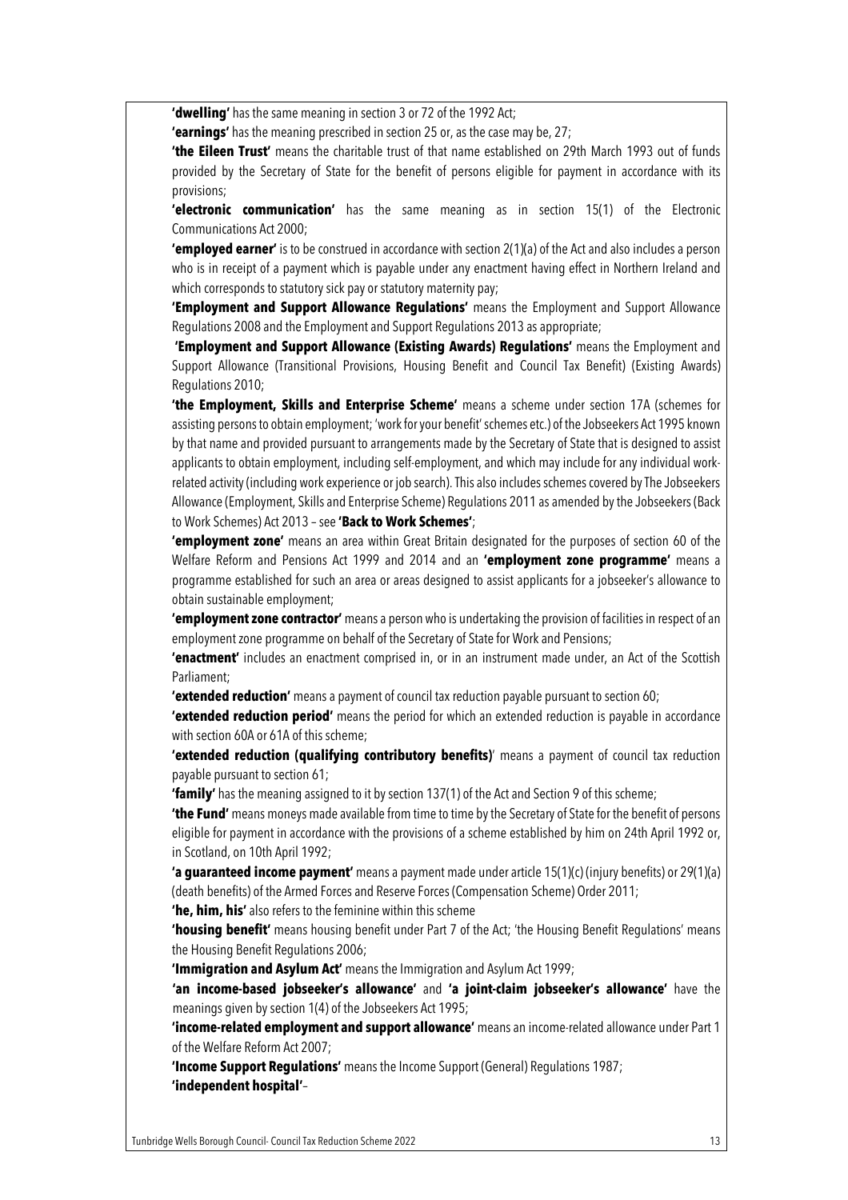**'dwelling'** has the same meaning in section 3 or 72 of the 1992 Act;

**'earnings'** has the meaning prescribed in section 25 or, as the case may be, 27;

**'the Eileen Trust'** means the charitable trust of that name established on 29th March 1993 out of funds provided by the Secretary of State for the benefit of persons eligible for payment in accordance with its provisions;

**'electronic communication'** has the same meaning as in section 15(1) of the Electronic Communications Act 2000;

**'employed earner'** is to be construed in accordance with section 2(1)(a) of the Act and also includes a person who is in receipt of a payment which is payable under any enactment having effect in Northern Ireland and which corresponds to statutory sick pay or statutory maternity pay;

**'Employment and Support Allowance Regulations'** means the Employment and Support Allowance Regulations 2008 and the Employment and Support Regulations 2013 as appropriate;

**'Employment and Support Allowance (Existing Awards) Regulations'** means the Employment and Support Allowance (Transitional Provisions, Housing Benefit and Council Tax Benefit) (Existing Awards) Regulations 2010;

**'the Employment, Skills and Enterprise Scheme'** means a scheme under section 17A (schemes for assisting persons to obtain employment; 'work for your benefit' schemes etc.) of the Jobseekers Act 1995 known by that name and provided pursuant to arrangements made by the Secretary of State that is designed to assist applicants to obtain employment, including self-employment, and which may include for any individual work-related activity (including work experience or job search). This also includes schemes covered by The Jobseekers Allowance (Employment, Skills and Enterprise Scheme) Regulations 2011 as amended by the Jobseekers (Back to Work Schemes) Act 2013 – see **'Back to Work Schemes'**;

**'employment zone'** means an area within Great Britain designated for the purposes of section 60 of the Welfare Reform and Pensions Act 1999 and 2014 and an **'employment zone programme'** means a programme established for such an area or areas designed to assist applicants for a jobseeker's allowance to obtain sustainable employment;

**'employment zone contractor'** means a person who is undertaking the provision of facilities in respect of an employment zone programme on behalf of the Secretary of State for Work and Pensions;

**'enactment'** includes an enactment comprised in, or in an instrument made under, an Act of the Scottish Parliament;

**'extended reduction'** means a payment of council tax reduction payable pursuant to section 60;

**'extended reduction period'** means the period for which an extended reduction is payable in accordance with section 60A or 61A of this scheme;

**'extended reduction (qualifying contributory benefits)**' means a payment of council tax reduction payable pursuant to section 61;

**'family'** has the meaning assigned to it by section 137(1) of the Act and Section 9 of this scheme;

**'the Fund'** means moneys made available from time to time by the Secretary of State for the benefit of persons eligible for payment in accordance with the provisions of a scheme established by him on 24th April 1992 or, in Scotland, on 10th April 1992;

**'a guaranteed income payment'** means a payment made under article 15(1)(c) (injury benefits) or 29(1)(a) (death benefits) of the Armed Forces and Reserve Forces (Compensation Scheme) Order 2011;

**'he, him, his'** also refers to the feminine within this scheme

**'housing benefit'** means housing benefit under Part 7 of the Act; 'the Housing Benefit Regulations' means the Housing Benefit Regulations 2006;

**'Immigration and Asylum Act'** means the Immigration and Asylum Act 1999;

**'an income-based jobseeker's allowance'** and **'a joint-claim jobseeker's allowance'** have the meanings given by section 1(4) of the Jobseekers Act 1995;

**'income-related employment and support allowance'** means an income-related allowance under Part 1 of the Welfare Reform Act 2007;

**'Income Support Regulations'** means the Income Support (General) Regulations 1987;

**'independent hospital'**–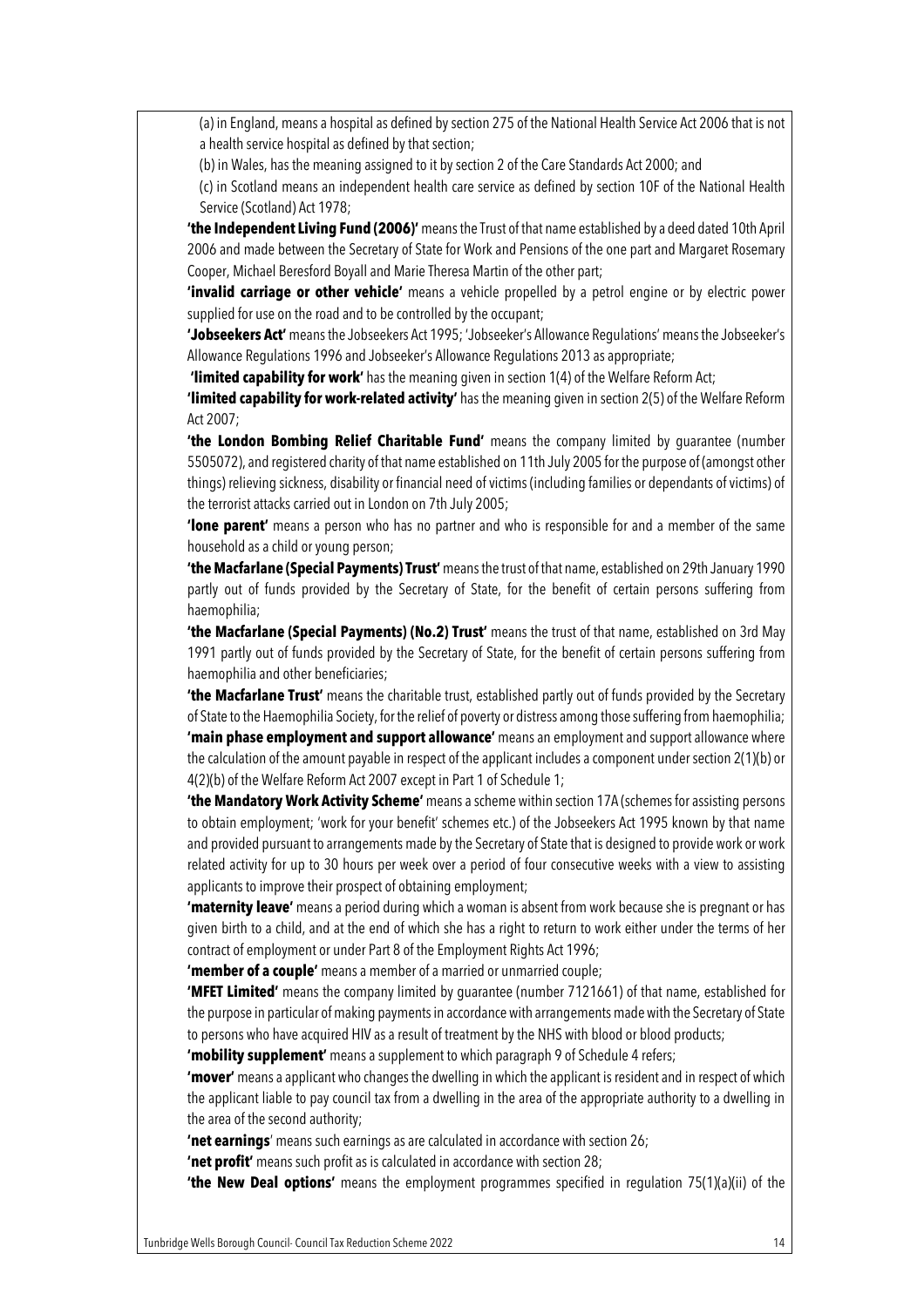(a) in England, means a hospital as defined by section 275 of the National Health Service Act 2006 that is not a health service hospital as defined by that section;

(b) in Wales, has the meaning assigned to it by section 2 of the Care Standards Act 2000; and

(c) in Scotland means an independent health care service as defined by section 10F of the National Health Service (Scotland) Act 1978;

**'the Independent Living Fund (2006)'** means the Trust of that name established by a deed dated 10th April 2006 and made between the Secretary of State for Work and Pensions of the one part and Margaret Rosemary Cooper, Michael Beresford Boyall and Marie Theresa Martin of the other part;

**'invalid carriage or other vehicle'** means a vehicle propelled by a petrol engine or by electric power supplied for use on the road and to be controlled by the occupant;

**'Jobseekers Act'** means the Jobseekers Act 1995; 'Jobseeker's Allowance Regulations' means the Jobseeker's Allowance Regulations 1996 and Jobseeker's Allowance Regulations 2013 as appropriate;

**'limited capability for work'** has the meaning given in section 1(4) of the Welfare Reform Act;

**'limited capability for work-related activity'** has the meaning given in section 2(5) of the Welfare Reform Act 2007;

**'the London Bombing Relief Charitable Fund'** means the company limited by guarantee (number 5505072), and registered charity of that name established on 11th July 2005 for the purpose of (amongst other things) relieving sickness, disability or financial need of victims (including families or dependants of victims) of the terrorist attacks carried out in London on 7th July 2005;

**'lone parent'** means a person who has no partner and who is responsible for and a member of the same household as a child or young person;

**'the Macfarlane (Special Payments) Trust'** means the trust of that name, established on 29th January 1990 partly out of funds provided by the Secretary of State, for the benefit of certain persons suffering from haemophilia;

**'the Macfarlane (Special Payments) (No.2) Trust'** means the trust of that name, established on 3rd May 1991 partly out of funds provided by the Secretary of State, for the benefit of certain persons suffering from haemophilia and other beneficiaries;

**'the Macfarlane Trust'** means the charitable trust, established partly out of funds provided by the Secretary of State to the Haemophilia Society, for the relief of poverty or distress among those suffering from haemophilia;

**'main phase employment and support allowance'** means an employment and support allowance where the calculation of the amount payable in respect of the applicant includes a component under section 2(1)(b) or 4(2)(b) of the Welfare Reform Act 2007 except in Part 1 of Schedule 1;

**'the Mandatory Work Activity Scheme'** means a scheme within section 17A (schemes for assisting persons to obtain employment; 'work for your benefit' schemes etc.) of the Jobseekers Act 1995 known by that name and provided pursuant to arrangements made by the Secretary of State that is designed to provide work or work related activity for up to 30 hours per week over a period of four consecutive weeks with a view to assisting applicants to improve their prospect of obtaining employment;

**'maternity leave'** means a period during which a woman is absent from work because she is pregnant or has given birth to a child, and at the end of which she has a right to return to work either under the terms of her contract of employment or under Part 8 of the Employment Rights Act 1996;

**'member of a couple'** means a member of a married or unmarried couple;

**'MFET Limited'** means the company limited by guarantee (number 7121661) of that name, established for the purpose in particular of making payments in accordance with arrangements made with the Secretary of State to persons who have acquired HIV as a result of treatment by the NHS with blood or blood products;

**'mobility supplement'** means a supplement to which paragraph 9 of Schedule 4 refers;

**'mover'** means a applicant who changes the dwelling in which the applicant is resident and in respect of which the applicant liable to pay council tax from a dwelling in the area of the appropriate authority to a dwelling in the area of the second authority;

**'net earnings'** means such earnings as are calculated in accordance with section 26;

**'net profit'** means such profit as is calculated in accordance with section 28;

**'the New Deal options'** means the employment programmes specified in regulation 75(1)(a)(ii) of the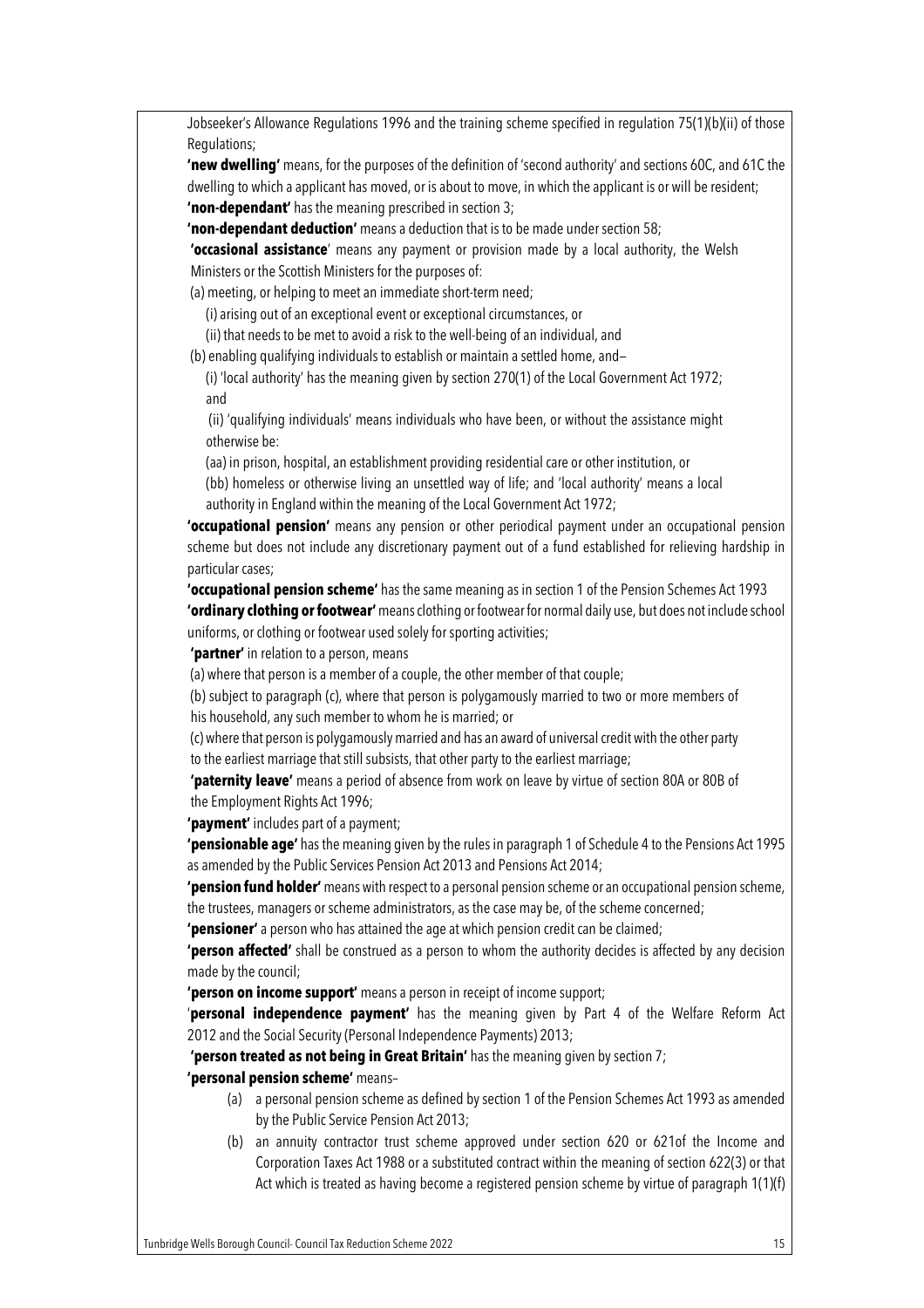Jobseeker's Allowance Regulations 1996 and the training scheme specified in regulation 75(1)(b)(ii) of those Regulations;

**'new dwelling'** means, for the purposes of the definition of 'second authority' and sections 60C, and 61C the dwelling to which a applicant has moved, or is about to move, in which the applicant is or will be resident;

**'non-dependant'** has the meaning prescribed in section 3;

**'non-dependant deduction'** means a deduction that is to be made under section 58;

**'occasional assistance**' means any payment or provision made by a local authority, the Welsh Ministers or the Scottish Ministers for the purposes of:

(a) meeting, or helping to meet an immediate short-term need;

(i) arising out of an exceptional event or exceptional circumstances, or

(ii) that needs to be met to avoid a risk to the well-being of an individual, and

(b) enabling qualifying individuals to establish or maintain a settled home, and—

(i) 'local authority' has the meaning given by section 270(1) of the Local Government Act 1972; and

(ii) 'qualifying individuals' means individuals who have been, or without the assistance might otherwise be:

(aa) in prison, hospital, an establishment providing residential care or other institution, or

(bb) homeless or otherwise living an unsettled way of life; and 'local authority' means a local authority in England within the meaning of the Local Government Act 1972;

**'occupational pension'** means any pension or other periodical payment under an occupational pension scheme but does not include any discretionary payment out of a fund established for relieving hardship in particular cases;

**'occupational pension scheme'** has the same meaning as in section 1 of the Pension Schemes Act 1993

**'ordinary clothing or footwear'** means clothing or footwear for normal daily use, but does not include school uniforms, or clothing or footwear used solely for sporting activities;

**'partner'** in relation to a person, means

(a) where that person is a member of a couple, the other member of that couple;

(b) subject to paragraph (c), where that person is polygamously married to two or more members of his household, any such member to whom he is married; or

(c) where that person is polygamously married and has an award of universal credit with the other party to the earliest marriage that still subsists, that other party to the earliest marriage;

**'paternity leave'** means a period of absence from work on leave by virtue of section 80A or 80B of the Employment Rights Act 1996;

**'payment'** includes part of a payment;

**'pensionable age'** has the meaning given by the rules in paragraph 1 of Schedule 4 to the Pensions Act 1995 as amended by the Public Services Pension Act 2013 and Pensions Act 2014;

**'pension fund holder'** means with respect to a personal pension scheme or an occupational pension scheme, the trustees, managers or scheme administrators, as the case may be, of the scheme concerned;

**'pensioner'** a person who has attained the age at which pension credit can be claimed;

**'person affected'** shall be construed as a person to whom the authority decides is affected by any decision made by the council;

**'person on income support'** means a person in receipt of income support;

'**personal independence payment'** has the meaning given by Part 4 of the Welfare Reform Act 2012 and the Social Security (Personal Independence Payments) 2013;

**'person treated as not being in Great Britain'** has the meaning given by section 7;

**'personal pension scheme'** means–

(a) a personal pension scheme as defined by section 1 of the Pension Schemes Act 1993 as amended by the Public Service Pension Act 2013;

(b) an annuity contractor trust scheme approved under section 620 or 621of the Income and Corporation Taxes Act 1988 or a substituted contract within the meaning of section 622(3) or that Act which is treated as having become a registered pension scheme by virtue of paragraph 1(1)(f)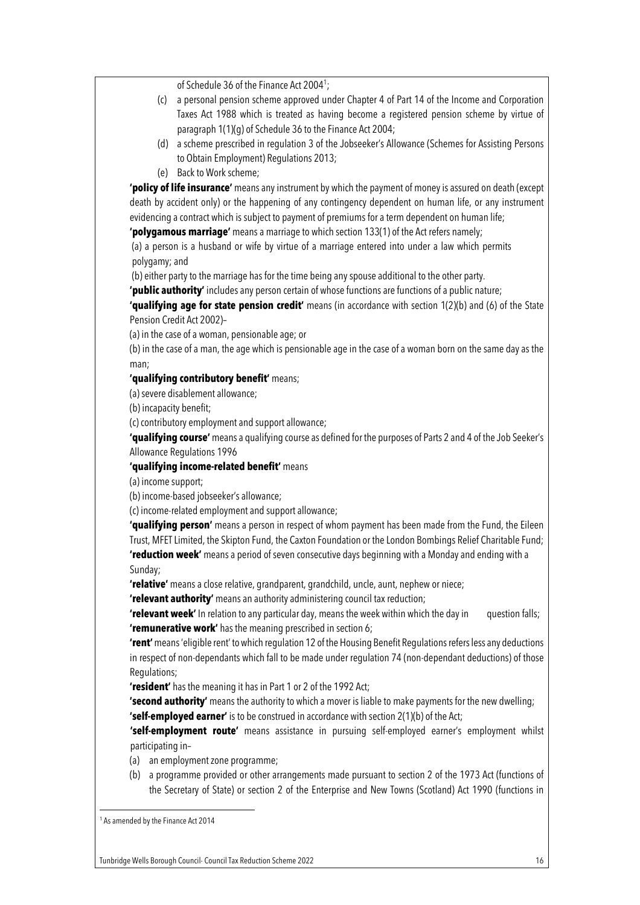of Schedule 36 of the Finance Act 2004[1];

(c) a personal pension scheme approved under Chapter 4 of Part 14 of the Income and Corporation Taxes Act 1988 which is treated as having become a registered pension scheme by virtue of paragraph 1(1)(g) of Schedule 36 to the Finance Act 2004;

(d) a scheme prescribed in regulation 3 of the Jobseeker's Allowance (Schemes for Assisting Persons to Obtain Employment) Regulations 2013;

(e) Back to Work scheme;

**'policy of life insurance'** means any instrument by which the payment of money is assured on death (except death by accident only) or the happening of any contingency dependent on human life, or any instrument evidencing a contract which is subject to payment of premiums for a term dependent on human life;

**'polygamous marriage'** means a marriage to which section 133(1) of the Act refers namely;

(a) a person is a husband or wife by virtue of a marriage entered into under a law which permits polygamy; and

(b) either party to the marriage has for the time being any spouse additional to the other party.

**'public authority'** includes any person certain of whose functions are functions of a public nature;

**'qualifying age for state pension credit'** means (in accordance with section 1(2)(b) and (6) of the State Pension Credit Act 2002)–

(a) in the case of a woman, pensionable age; or

(b) in the case of a man, the age which is pensionable age in the case of a woman born on the same day as the man;

**'qualifying contributory benefit'** means;

(a) severe disablement allowance;

(b) incapacity benefit;

(c) contributory employment and support allowance;

**'qualifying course'** means a qualifying course as defined for the purposes of Parts 2 and 4 of the Job Seeker's Allowance Regulations 1996

**'qualifying income-related benefit'** means

(a) income support;

(b) income-based jobseeker's allowance;

(c) income-related employment and support allowance;

**'qualifying person'** means a person in respect of whom payment has been made from the Fund, the Eileen Trust, MFET Limited, the Skipton Fund, the Caxton Foundation or the London Bombings Relief Charitable Fund;

**'reduction week'** means a period of seven consecutive days beginning with a Monday and ending with a Sunday;

**'relative'** means a close relative, grandparent, grandchild, uncle, aunt, nephew or niece;

**'relevant authority'** means an authority administering council tax reduction;

**'relevant week'** In relation to any particular day, means the week within which the day in question falls;

**'remunerative work'** has the meaning prescribed in section 6;

**'rent'** means 'eligible rent' to which regulation 12 of the Housing Benefit Regulations refers less any deductions in respect of non-dependants which fall to be made under regulation 74 (non-dependant deductions) of those Regulations;

**'resident'** has the meaning it has in Part 1 or 2 of the 1992 Act;

**'second authority'** means the authority to which a mover is liable to make payments for the new dwelling;

**'self-employed earner'** is to be construed in accordance with section 2(1)(b) of the Act;

**'self-employment route'** means assistance in pursuing self-employed earner's employment whilst participating in–

(a) an employment zone programme;

(b) a programme provided or other arrangements made pursuant to section 2 of the 1973 Act (functions of the Secretary of State) or section 2 of the Enterprise and New Towns (Scotland) Act 1990 (functions in

[1] As amended by the Finance Act 2014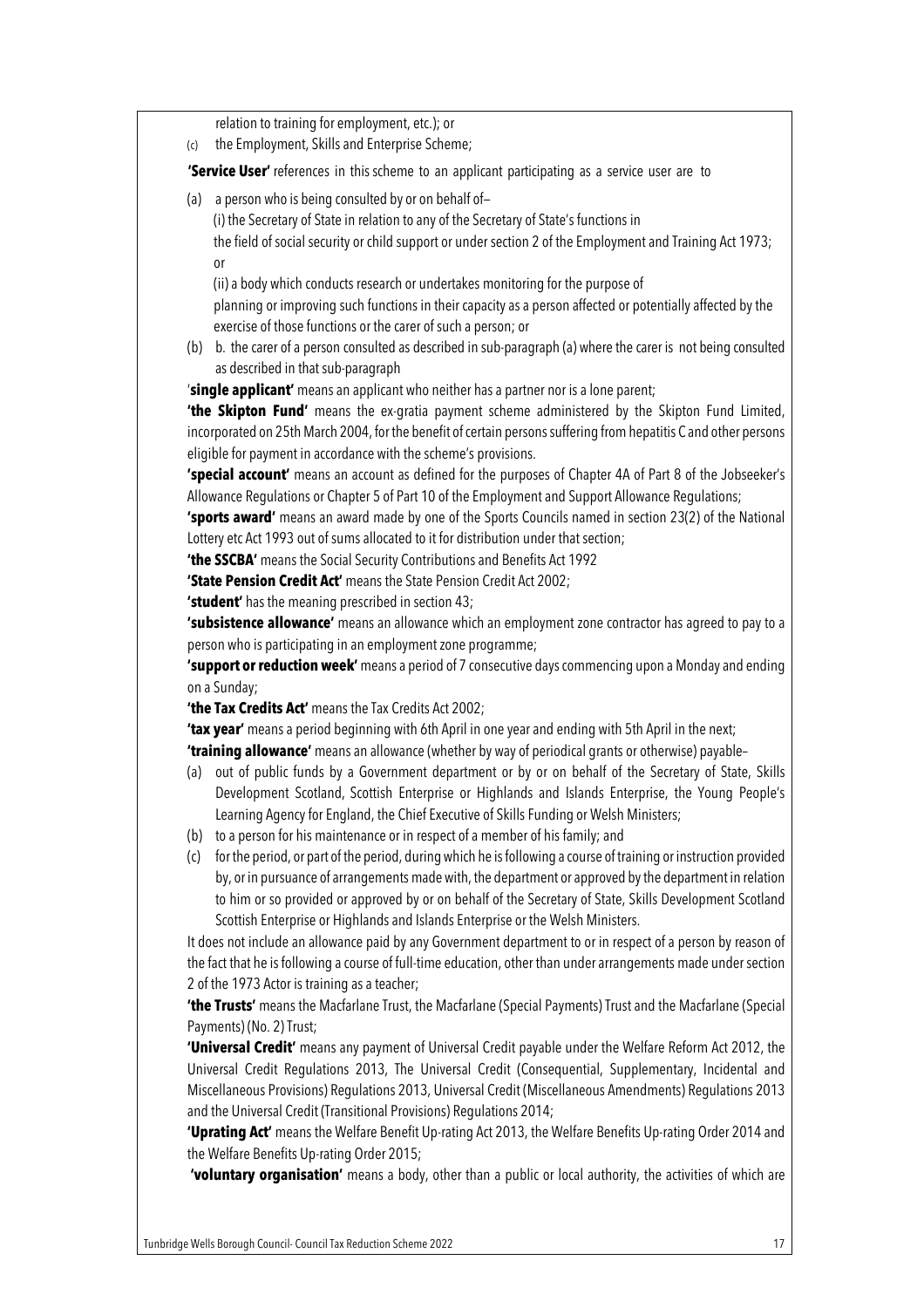relation to training for employment, etc.); or

(c) the Employment, Skills and Enterprise Scheme;

**'Service User'** references in this scheme to an applicant participating as a service user are to

(a) a person who is being consulted by or on behalf of–

(i) the Secretary of State in relation to any of the Secretary of State's functions in the field of social security or child support or under section 2 of the Employment and Training Act 1973; or

(ii) a body which conducts research or undertakes monitoring for the purpose of planning or improving such functions in their capacity as a person affected or potentially affected by the exercise of those functions or the carer of such a person; or

(b) b. the carer of a person consulted as described in sub-paragraph (a) where the carer is not being consulted as described in that sub-paragraph

'**single applicant'** means an applicant who neither has a partner nor is a lone parent;

**'the Skipton Fund'** means the ex-gratia payment scheme administered by the Skipton Fund Limited, incorporated on 25th March 2004, for the benefit of certain persons suffering from hepatitis C and other persons eligible for payment in accordance with the scheme's provisions.

**'special account'** means an account as defined for the purposes of Chapter 4A of Part 8 of the Jobseeker's Allowance Regulations or Chapter 5 of Part 10 of the Employment and Support Allowance Regulations;

**'sports award'** means an award made by one of the Sports Councils named in section 23(2) of the National Lottery etc Act 1993 out of sums allocated to it for distribution under that section;

**'the SSCBA'** means the Social Security Contributions and Benefits Act 1992

**'State Pension Credit Act'** means the State Pension Credit Act 2002;

**'student'** has the meaning prescribed in section 43;

**'subsistence allowance'** means an allowance which an employment zone contractor has agreed to pay to a person who is participating in an employment zone programme;

**'support or reduction week'** means a period of 7 consecutive days commencing upon a Monday and ending on a Sunday;

**'the Tax Credits Act'** means the Tax Credits Act 2002;

**'tax year'** means a period beginning with 6th April in one year and ending with 5th April in the next;

**'training allowance'** means an allowance (whether by way of periodical grants or otherwise) payable–

(a) out of public funds by a Government department or by or on behalf of the Secretary of State, Skills Development Scotland, Scottish Enterprise or Highlands and Islands Enterprise, the Young People's Learning Agency for England, the Chief Executive of Skills Funding or Welsh Ministers;

(b) to a person for his maintenance or in respect of a member of his family; and

(c) for the period, or part of the period, during which he is following a course of training or instruction provided by, or in pursuance of arrangements made with, the department or approved by the department in relation to him or so provided or approved by or on behalf of the Secretary of State, Skills Development Scotland Scottish Enterprise or Highlands and Islands Enterprise or the Welsh Ministers.

It does not include an allowance paid by any Government department to or in respect of a person by reason of the fact that he is following a course of full-time education, other than under arrangements made under section 2 of the 1973 Actor is training as a teacher;

**'the Trusts'** means the Macfarlane Trust, the Macfarlane (Special Payments) Trust and the Macfarlane (Special Payments) (No. 2) Trust;

**'Universal Credit'** means any payment of Universal Credit payable under the Welfare Reform Act 2012, the Universal Credit Regulations 2013, The Universal Credit (Consequential, Supplementary, Incidental and Miscellaneous Provisions) Regulations 2013, Universal Credit (Miscellaneous Amendments) Regulations 2013 and the Universal Credit (Transitional Provisions) Regulations 2014;

**'Uprating Act'** means the Welfare Benefit Up-rating Act 2013, the Welfare Benefits Up-rating Order 2014 and the Welfare Benefits Up-rating Order 2015;

**'voluntary organisation'** means a body, other than a public or local authority, the activities of which are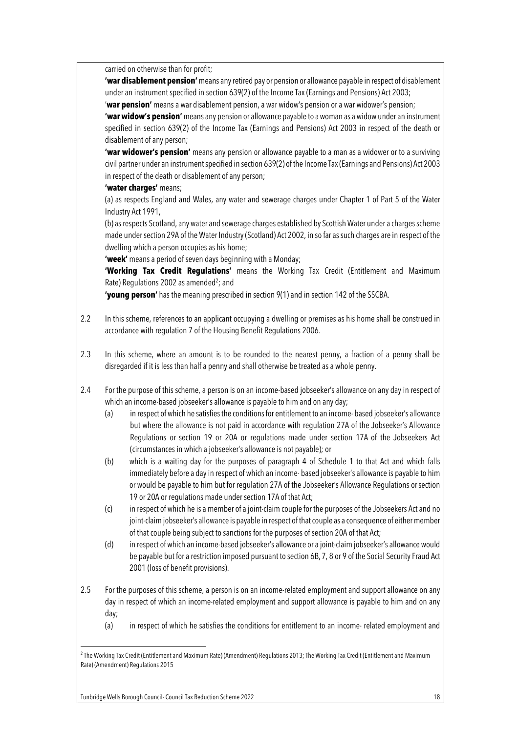carried on otherwise than for profit;

**'war disablement pension'** means any retired pay or pension or allowance payable in respect of disablement under an instrument specified in section 639(2) of the Income Tax (Earnings and Pensions) Act 2003;

'**war pension'** means a war disablement pension, a war widow's pension or a war widower's pension;

**'war widow's pension'** means any pension or allowance payable to a woman as a widow under an instrument specified in section 639(2) of the Income Tax (Earnings and Pensions) Act 2003 in respect of the death or disablement of any person;

**'war widower's pension'** means any pension or allowance payable to a man as a widower or to a surviving civil partner under an instrument specified in section 639(2) of the Income Tax (Earnings and Pensions) Act 2003 in respect of the death or disablement of any person;

**'water charges'** means;

(a) as respects England and Wales, any water and sewerage charges under Chapter 1 of Part 5 of the Water Industry Act 1991,

(b) as respects Scotland, any water and sewerage charges established by Scottish Water under a charges scheme made under section 29A of the Water Industry (Scotland) Act 2002, in so far as such charges are in respect of the dwelling which a person occupies as his home;

**'week'** means a period of seven days beginning with a Monday;

**'Working Tax Credit Regulations'** means the Working Tax Credit (Entitlement and Maximum Rate) Regulations 2002 as amended[2]; and

**'young person'** has the meaning prescribed in section 9(1) and in section 142 of the SSCBA.

2.2 In this scheme, references to an applicant occupying a dwelling or premises as his home shall be construed in accordance with regulation 7 of the Housing Benefit Regulations 2006.

2.3 In this scheme, where an amount is to be rounded to the nearest penny, a fraction of a penny shall be disregarded if it is less than half a penny and shall otherwise be treated as a whole penny.

2.4 For the purpose of this scheme, a person is on an income-based jobseeker's allowance on any day in respect of which an income-based jobseeker's allowance is payable to him and on any day;

- (a) in respect of which he satisfies the conditions for entitlement to an income- based jobseeker's allowance but where the allowance is not paid in accordance with regulation 27A of the Jobseeker's Allowance Regulations or section 19 or 20A or regulations made under section 17A of the Jobseekers Act (circumstances in which a jobseeker's allowance is not payable); or
- (b) which is a waiting day for the purposes of paragraph 4 of Schedule 1 to that Act and which falls immediately before a day in respect of which an income- based jobseeker's allowance is payable to him or would be payable to him but for regulation 27A of the Jobseeker's Allowance Regulations or section 19 or 20A or regulations made under section 17A of that Act;
- (c) in respect of which he is a member of a joint-claim couple for the purposes of the Jobseekers Act and no joint-claim jobseeker's allowance is payable in respect of that couple as a consequence of either member of that couple being subject to sanctions for the purposes of section 20A of that Act;
- (d) in respect of which an income-based jobseeker's allowance or a joint-claim jobseeker's allowance would be payable but for a restriction imposed pursuant to section 6B, 7, 8 or 9 of the Social Security Fraud Act 2001 (loss of benefit provisions).

2.5 For the purposes of this scheme, a person is on an income-related employment and support allowance on any day in respect of which an income-related employment and support allowance is payable to him and on any day;

- (a) in respect of which he satisfies the conditions for entitlement to an income- related employment and

[2] The Working Tax Credit (Entitlement and Maximum Rate) (Amendment) Regulations 2013; The Working Tax Credit (Entitlement and Maximum Rate) (Amendment) Regulations 2015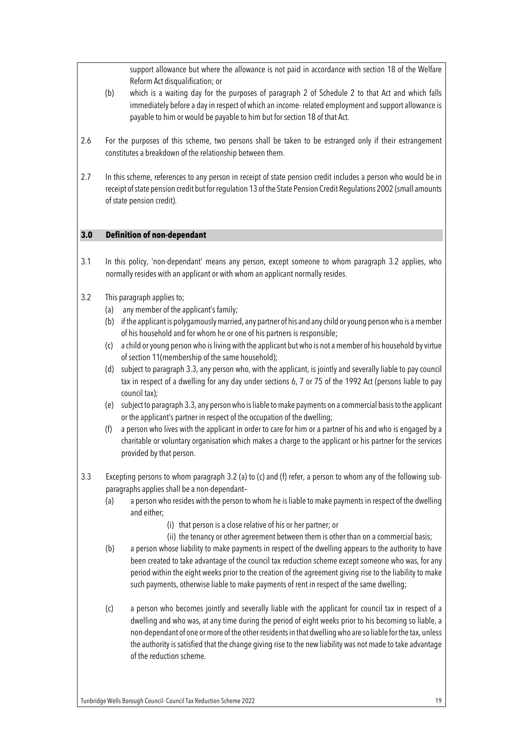support allowance but where the allowance is not paid in accordance with section 18 of the Welfare Reform Act disqualification; or

(b) which is a waiting day for the purposes of paragraph 2 of Schedule 2 to that Act and which falls immediately before a day in respect of which an income- related employment and support allowance is payable to him or would be payable to him but for section 18 of that Act.

2.6 For the purposes of this scheme, two persons shall be taken to be estranged only if their estrangement constitutes a breakdown of the relationship between them.

2.7 In this scheme, references to any person in receipt of state pension credit includes a person who would be in receipt of state pension credit but for regulation 13 of the State Pension Credit Regulations 2002 (small amounts of state pension credit).

## 3.0 Definition of non-dependant

3.1 In this policy, 'non-dependant' means any person, except someone to whom paragraph 3.2 applies, who normally resides with an applicant or with whom an applicant normally resides.

3.2 This paragraph applies to;

(a) any member of the applicant's family;

(b) if the applicant is polygamously married, any partner of his and any child or young person who is a member of his household and for whom he or one of his partners is responsible;

(c) a child or young person who is living with the applicant but who is not a member of his household by virtue of section 11(membership of the same household);

(d) subject to paragraph 3.3, any person who, with the applicant, is jointly and severally liable to pay council tax in respect of a dwelling for any day under sections 6, 7 or 75 of the 1992 Act (persons liable to pay council tax);

(e) subject to paragraph 3.3, any person who is liable to make payments on a commercial basis to the applicant or the applicant's partner in respect of the occupation of the dwelling;

(f) a person who lives with the applicant in order to care for him or a partner of his and who is engaged by a charitable or voluntary organisation which makes a charge to the applicant or his partner for the services provided by that person.

3.3 Excepting persons to whom paragraph 3.2 (a) to (c) and (f) refer, a person to whom any of the following sub-paragraphs applies shall be a non-dependant–

(a) a person who resides with the person to whom he is liable to make payments in respect of the dwelling and either;

(i) that person is a close relative of his or her partner; or

(ii) the tenancy or other agreement between them is other than on a commercial basis;

(b) a person whose liability to make payments in respect of the dwelling appears to the authority to have been created to take advantage of the council tax reduction scheme except someone who was, for any period within the eight weeks prior to the creation of the agreement giving rise to the liability to make such payments, otherwise liable to make payments of rent in respect of the same dwelling;

(c) a person who becomes jointly and severally liable with the applicant for council tax in respect of a dwelling and who was, at any time during the period of eight weeks prior to his becoming so liable, a non-dependant of one or more of the other residents in that dwelling who are so liable for the tax, unless the authority is satisfied that the change giving rise to the new liability was not made to take advantage of the reduction scheme.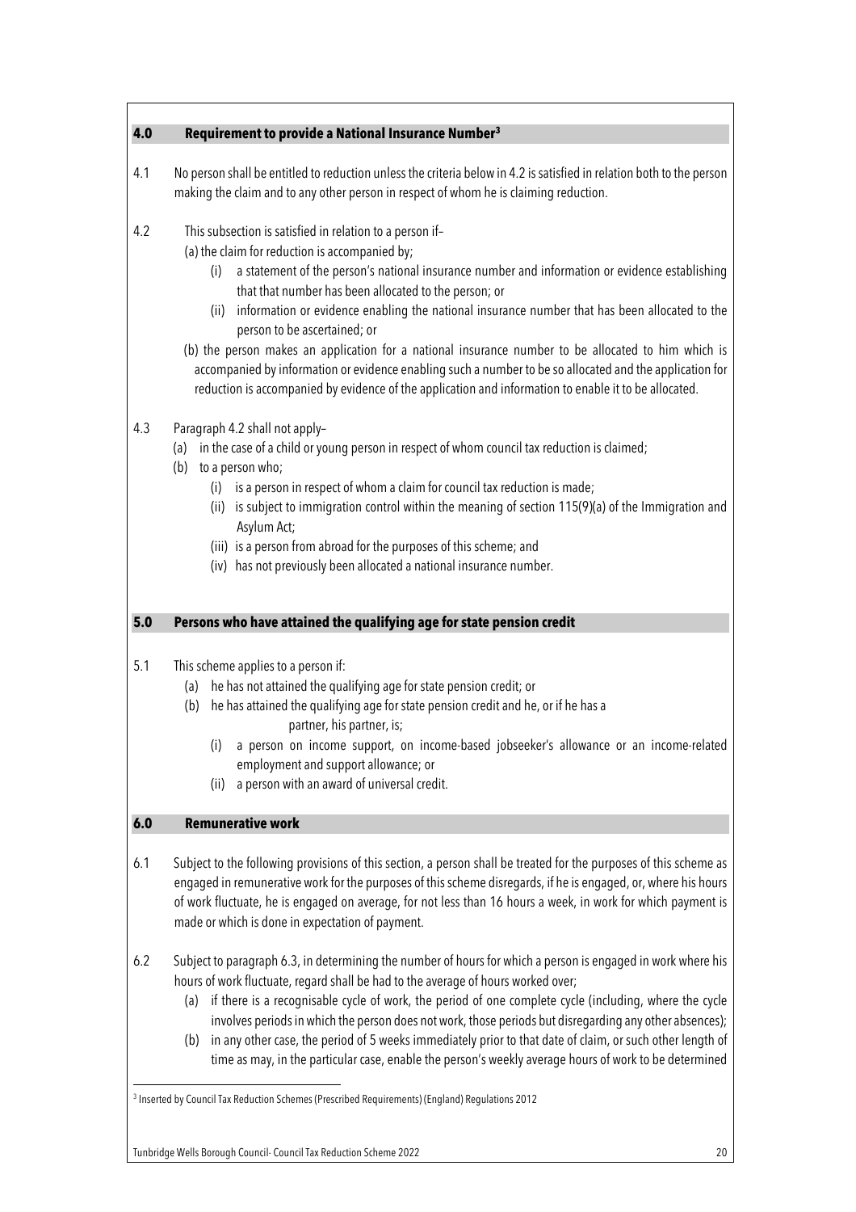## 4.0 Requirement to provide a National Insurance Number[3]

4.1 No person shall be entitled to reduction unless the criteria below in 4.2 is satisfied in relation both to the person making the claim and to any other person in respect of whom he is claiming reduction.

4.2 This subsection is satisfied in relation to a person if–

(a) the claim for reduction is accompanied by;

- (i) a statement of the person's national insurance number and information or evidence establishing that that number has been allocated to the person; or
- (ii) information or evidence enabling the national insurance number that has been allocated to the person to be ascertained; or

(b) the person makes an application for a national insurance number to be allocated to him which is accompanied by information or evidence enabling such a number to be so allocated and the application for reduction is accompanied by evidence of the application and information to enable it to be allocated.

4.3 Paragraph 4.2 shall not apply–

(a) in the case of a child or young person in respect of whom council tax reduction is claimed;

(b) to a person who;

- (i) is a person in respect of whom a claim for council tax reduction is made;
- (ii) is subject to immigration control within the meaning of section 115(9)(a) of the Immigration and Asylum Act;
- (iii) is a person from abroad for the purposes of this scheme; and
- (iv) has not previously been allocated a national insurance number.

## 5.0 Persons who have attained the qualifying age for state pension credit

5.1 This scheme applies to a person if:

(a) he has not attained the qualifying age for state pension credit; or

(b) he has attained the qualifying age for state pension credit and he, or if he has a partner, his partner, is;

- (i) a person on income support, on income-based jobseeker's allowance or an income-related employment and support allowance; or
- (ii) a person with an award of universal credit.

## 6.0 Remunerative work

6.1 Subject to the following provisions of this section, a person shall be treated for the purposes of this scheme as engaged in remunerative work for the purposes of this scheme disregards, if he is engaged, or, where his hours of work fluctuate, he is engaged on average, for not less than 16 hours a week, in work for which payment is made or which is done in expectation of payment.

6.2 Subject to paragraph 6.3, in determining the number of hours for which a person is engaged in work where his hours of work fluctuate, regard shall be had to the average of hours worked over;

(a) if there is a recognisable cycle of work, the period of one complete cycle (including, where the cycle involves periods in which the person does not work, those periods but disregarding any other absences);

(b) in any other case, the period of 5 weeks immediately prior to that date of claim, or such other length of time as may, in the particular case, enable the person's weekly average hours of work to be determined

[3] Inserted by Council Tax Reduction Schemes (Prescribed Requirements) (England) Regulations 2012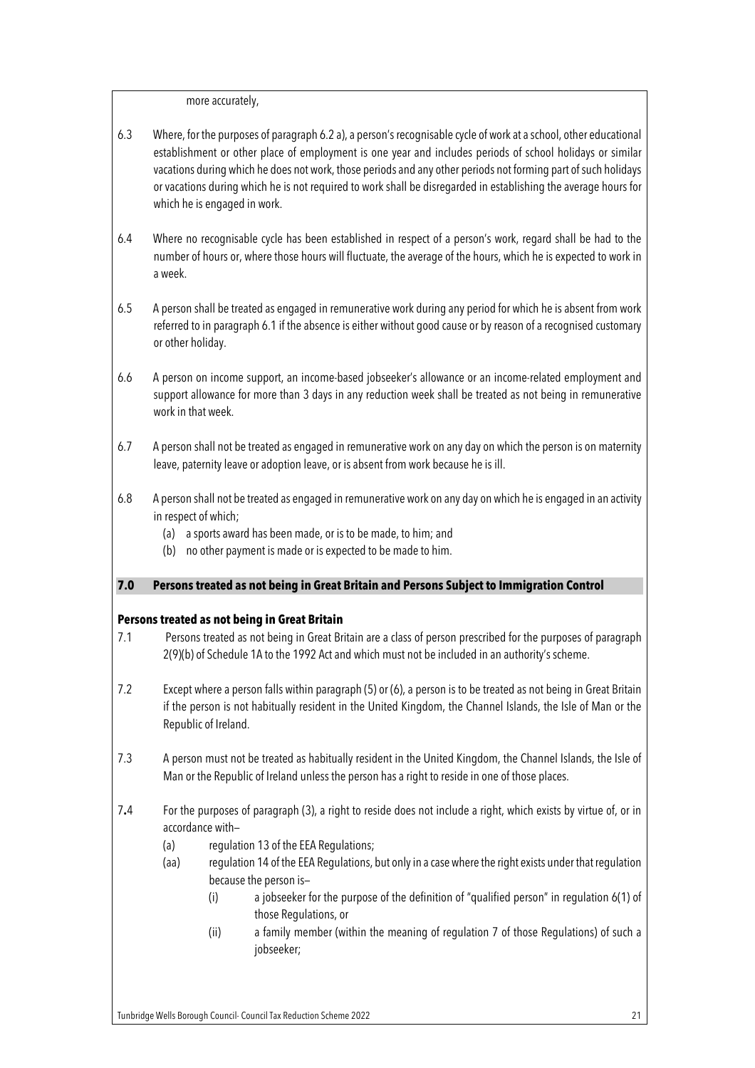more accurately,

6.3 Where, for the purposes of paragraph 6.2 a), a person's recognisable cycle of work at a school, other educational establishment or other place of employment is one year and includes periods of school holidays or similar vacations during which he does not work, those periods and any other periods not forming part of such holidays or vacations during which he is not required to work shall be disregarded in establishing the average hours for which he is engaged in work.

6.4 Where no recognisable cycle has been established in respect of a person's work, regard shall be had to the number of hours or, where those hours will fluctuate, the average of the hours, which he is expected to work in a week.

6.5 A person shall be treated as engaged in remunerative work during any period for which he is absent from work referred to in paragraph 6.1 if the absence is either without good cause or by reason of a recognised customary or other holiday.

6.6 A person on income support, an income-based jobseeker's allowance or an income-related employment and support allowance for more than 3 days in any reduction week shall be treated as not being in remunerative work in that week.

6.7 A person shall not be treated as engaged in remunerative work on any day on which the person is on maternity leave, paternity leave or adoption leave, or is absent from work because he is ill.

6.8 A person shall not be treated as engaged in remunerative work on any day on which he is engaged in an activity in respect of which;

(a) a sports award has been made, or is to be made, to him; and
(b) no other payment is made or is expected to be made to him.

## 7.0 Persons treated as not being in Great Britain and Persons Subject to Immigration Control

### Persons treated as not being in Great Britain

7.1 Persons treated as not being in Great Britain are a class of person prescribed for the purposes of paragraph 2(9)(b) of Schedule 1A to the 1992 Act and which must not be included in an authority's scheme.

7.2 Except where a person falls within paragraph (5) or (6), a person is to be treated as not being in Great Britain if the person is not habitually resident in the United Kingdom, the Channel Islands, the Isle of Man or the Republic of Ireland.

7.3 A person must not be treated as habitually resident in the United Kingdom, the Channel Islands, the Isle of Man or the Republic of Ireland unless the person has a right to reside in one of those places.

7.4 For the purposes of paragraph (3), a right to reside does not include a right, which exists by virtue of, or in accordance with–

(a) regulation 13 of the EEA Regulations;

(aa) regulation 14 of the EEA Regulations, but only in a case where the right exists under that regulation because the person is–

(i) a jobseeker for the purpose of the definition of "qualified person" in regulation 6(1) of those Regulations, or

(ii) a family member (within the meaning of regulation 7 of those Regulations) of such a jobseeker;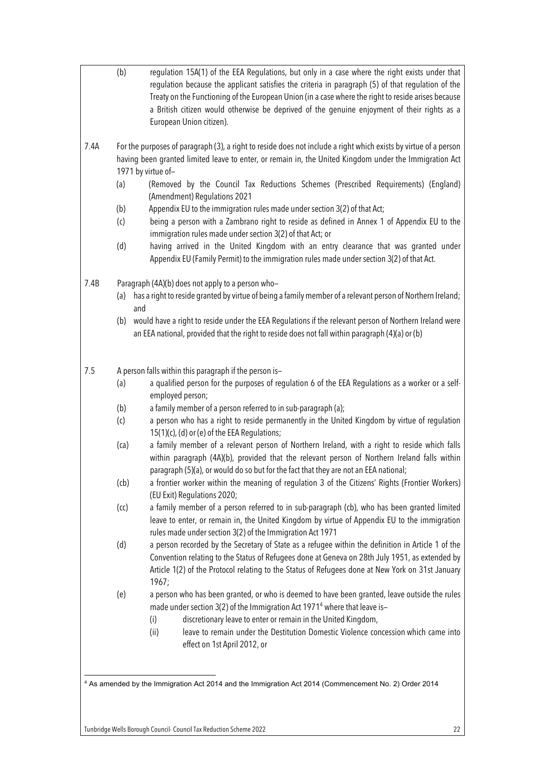(b) regulation 15A(1) of the EEA Regulations, but only in a case where the right exists under that regulation because the applicant satisfies the criteria in paragraph (5) of that regulation of the Treaty on the Functioning of the European Union (in a case where the right to reside arises because a British citizen would otherwise be deprived of the genuine enjoyment of their rights as a European Union citizen).

7.4A For the purposes of paragraph (3), a right to reside does not include a right which exists by virtue of a person having been granted limited leave to enter, or remain in, the United Kingdom under the Immigration Act 1971 by virtue of–

(a) (Removed by the Council Tax Reductions Schemes (Prescribed Requirements) (England) (Amendment) Regulations 2021

(b) Appendix EU to the immigration rules made under section 3(2) of that Act;

(c) being a person with a Zambrano right to reside as defined in Annex 1 of Appendix EU to the immigration rules made under section 3(2) of that Act; or

(d) having arrived in the United Kingdom with an entry clearance that was granted under Appendix EU (Family Permit) to the immigration rules made under section 3(2) of that Act.

7.4B Paragraph (4A)(b) does not apply to a person who–

(a) has a right to reside granted by virtue of being a family member of a relevant person of Northern Ireland; and

(b) would have a right to reside under the EEA Regulations if the relevant person of Northern Ireland were an EEA national, provided that the right to reside does not fall within paragraph (4)(a) or (b)

7.5 A person falls within this paragraph if the person is–

(a) a qualified person for the purposes of regulation 6 of the EEA Regulations as a worker or a self-employed person;

(b) a family member of a person referred to in sub-paragraph (a);

(c) a person who has a right to reside permanently in the United Kingdom by virtue of regulation 15(1)(c), (d) or (e) of the EEA Regulations;

(ca) a family member of a relevant person of Northern Ireland, with a right to reside which falls within paragraph (4A)(b), provided that the relevant person of Northern Ireland falls within paragraph (5)(a), or would do so but for the fact that they are not an EEA national;

(cb) a frontier worker within the meaning of regulation 3 of the Citizens' Rights (Frontier Workers) (EU Exit) Regulations 2020;

(cc) a family member of a person referred to in sub-paragraph (cb), who has been granted limited leave to enter, or remain in, the United Kingdom by virtue of Appendix EU to the immigration rules made under section 3(2) of the Immigration Act 1971

(d) a person recorded by the Secretary of State as a refugee within the definition in Article 1 of the Convention relating to the Status of Refugees done at Geneva on 28th July 1951, as extended by Article 1(2) of the Protocol relating to the Status of Refugees done at New York on 31st January 1967;

(e) a person who has been granted, or who is deemed to have been granted, leave outside the rules made under section 3(2) of the Immigration Act 1971[4] where that leave is–

(i) discretionary leave to enter or remain in the United Kingdom,

(ii) leave to remain under the Destitution Domestic Violence concession which came into effect on 1st April 2012, or

[4] As amended by the Immigration Act 2014 and the Immigration Act 2014 (Commencement No. 2) Order 2014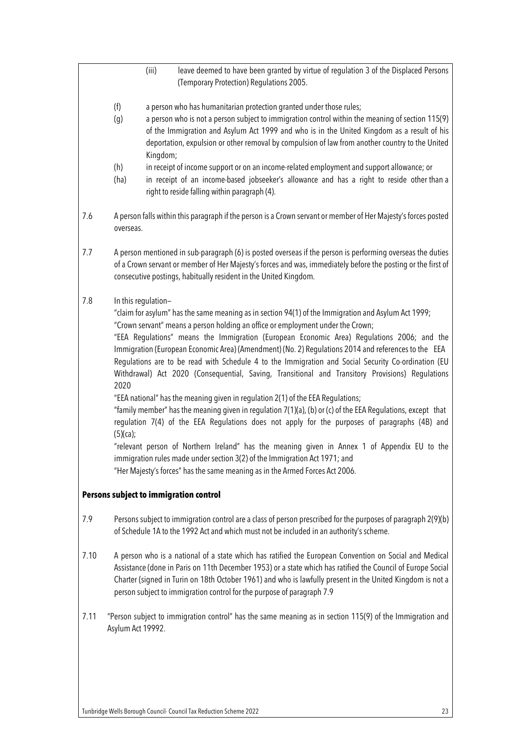(iii) leave deemed to have been granted by virtue of regulation 3 of the Displaced Persons (Temporary Protection) Regulations 2005.

(f) a person who has humanitarian protection granted under those rules;

(g) a person who is not a person subject to immigration control within the meaning of section 115(9) of the Immigration and Asylum Act 1999 and who is in the United Kingdom as a result of his deportation, expulsion or other removal by compulsion of law from another country to the United Kingdom;

(h) in receipt of income support or on an income-related employment and support allowance; or

(ha) in receipt of an income-based jobseeker's allowance and has a right to reside other than a right to reside falling within paragraph (4).

7.6 A person falls within this paragraph if the person is a Crown servant or member of Her Majesty's forces posted overseas.

7.7 A person mentioned in sub-paragraph (6) is posted overseas if the person is performing overseas the duties of a Crown servant or member of Her Majesty's forces and was, immediately before the posting or the first of consecutive postings, habitually resident in the United Kingdom.

7.8 In this regulation–

"claim for asylum" has the same meaning as in section 94(1) of the Immigration and Asylum Act 1999;

"Crown servant" means a person holding an office or employment under the Crown;

"EEA Regulations" means the Immigration (European Economic Area) Regulations 2006; and the Immigration (European Economic Area) (Amendment) (No. 2) Regulations 2014 and references to the EEA Regulations are to be read with Schedule 4 to the Immigration and Social Security Co-ordination (EU Withdrawal) Act 2020 (Consequential, Saving, Transitional and Transitory Provisions) Regulations 2020

"EEA national" has the meaning given in regulation 2(1) of the EEA Regulations;

"family member" has the meaning given in regulation 7(1)(a), (b) or (c) of the EEA Regulations, except that regulation 7(4) of the EEA Regulations does not apply for the purposes of paragraphs (4B) and (5)(ca);

"relevant person of Northern Ireland" has the meaning given in Annex 1 of Appendix EU to the immigration rules made under section 3(2) of the Immigration Act 1971; and

"Her Majesty's forces" has the same meaning as in the Armed Forces Act 2006.

## Persons subject to immigration control

7.9 Persons subject to immigration control are a class of person prescribed for the purposes of paragraph 2(9)(b) of Schedule 1A to the 1992 Act and which must not be included in an authority's scheme.

7.10 A person who is a national of a state which has ratified the European Convention on Social and Medical Assistance (done in Paris on 11th December 1953) or a state which has ratified the Council of Europe Social Charter (signed in Turin on 18th October 1961) and who is lawfully present in the United Kingdom is not a person subject to immigration control for the purpose of paragraph 7.9

7.11 "Person subject to immigration control" has the same meaning as in section 115(9) of the Immigration and Asylum Act 19992.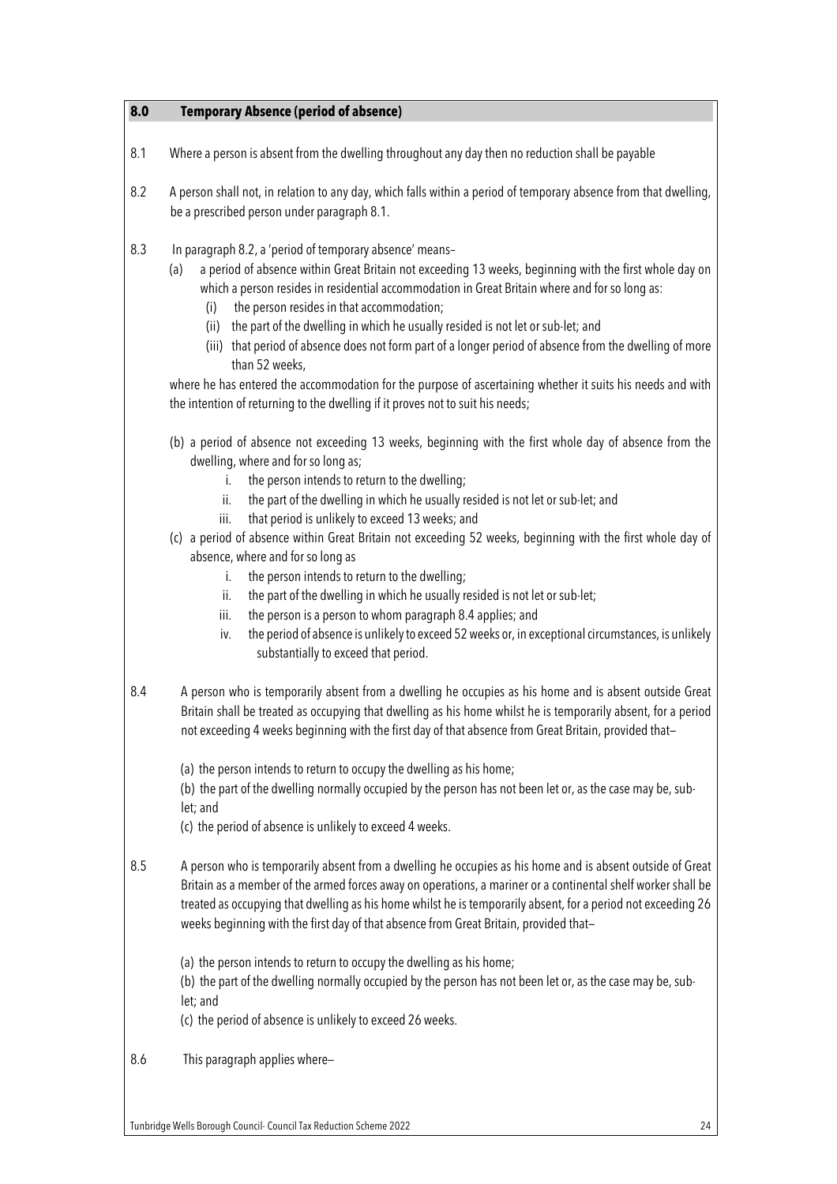## 8.0 Temporary Absence (period of absence)

8.1 Where a person is absent from the dwelling throughout any day then no reduction shall be payable

8.2 A person shall not, in relation to any day, which falls within a period of temporary absence from that dwelling, be a prescribed person under paragraph 8.1.

8.3 In paragraph 8.2, a 'period of temporary absence' means–

(a) a period of absence within Great Britain not exceeding 13 weeks, beginning with the first whole day on which a person resides in residential accommodation in Great Britain where and for so long as:

  (i) the person resides in that accommodation;
  (ii) the part of the dwelling in which he usually resided is not let or sub-let; and
  (iii) that period of absence does not form part of a longer period of absence from the dwelling of more than 52 weeks,

where he has entered the accommodation for the purpose of ascertaining whether it suits his needs and with the intention of returning to the dwelling if it proves not to suit his needs;

(b) a period of absence not exceeding 13 weeks, beginning with the first whole day of absence from the dwelling, where and for so long as;

  i. the person intends to return to the dwelling;
  ii. the part of the dwelling in which he usually resided is not let or sub-let; and
  iii. that period is unlikely to exceed 13 weeks; and

(c) a period of absence within Great Britain not exceeding 52 weeks, beginning with the first whole day of absence, where and for so long as

  i. the person intends to return to the dwelling;
  ii. the part of the dwelling in which he usually resided is not let or sub-let;
  iii. the person is a person to whom paragraph 8.4 applies; and
  iv. the period of absence is unlikely to exceed 52 weeks or, in exceptional circumstances, is unlikely substantially to exceed that period.

8.4 A person who is temporarily absent from a dwelling he occupies as his home and is absent outside Great Britain shall be treated as occupying that dwelling as his home whilst he is temporarily absent, for a period not exceeding 4 weeks beginning with the first day of that absence from Great Britain, provided that–

(a) the person intends to return to occupy the dwelling as his home;

(b) the part of the dwelling normally occupied by the person has not been let or, as the case may be, sub-let; and

(c) the period of absence is unlikely to exceed 4 weeks.

8.5 A person who is temporarily absent from a dwelling he occupies as his home and is absent outside of Great Britain as a member of the armed forces away on operations, a mariner or a continental shelf worker shall be treated as occupying that dwelling as his home whilst he is temporarily absent, for a period not exceeding 26 weeks beginning with the first day of that absence from Great Britain, provided that–

(a) the person intends to return to occupy the dwelling as his home;

(b) the part of the dwelling normally occupied by the person has not been let or, as the case may be, sub-let; and

(c) the period of absence is unlikely to exceed 26 weeks.

8.6 This paragraph applies where–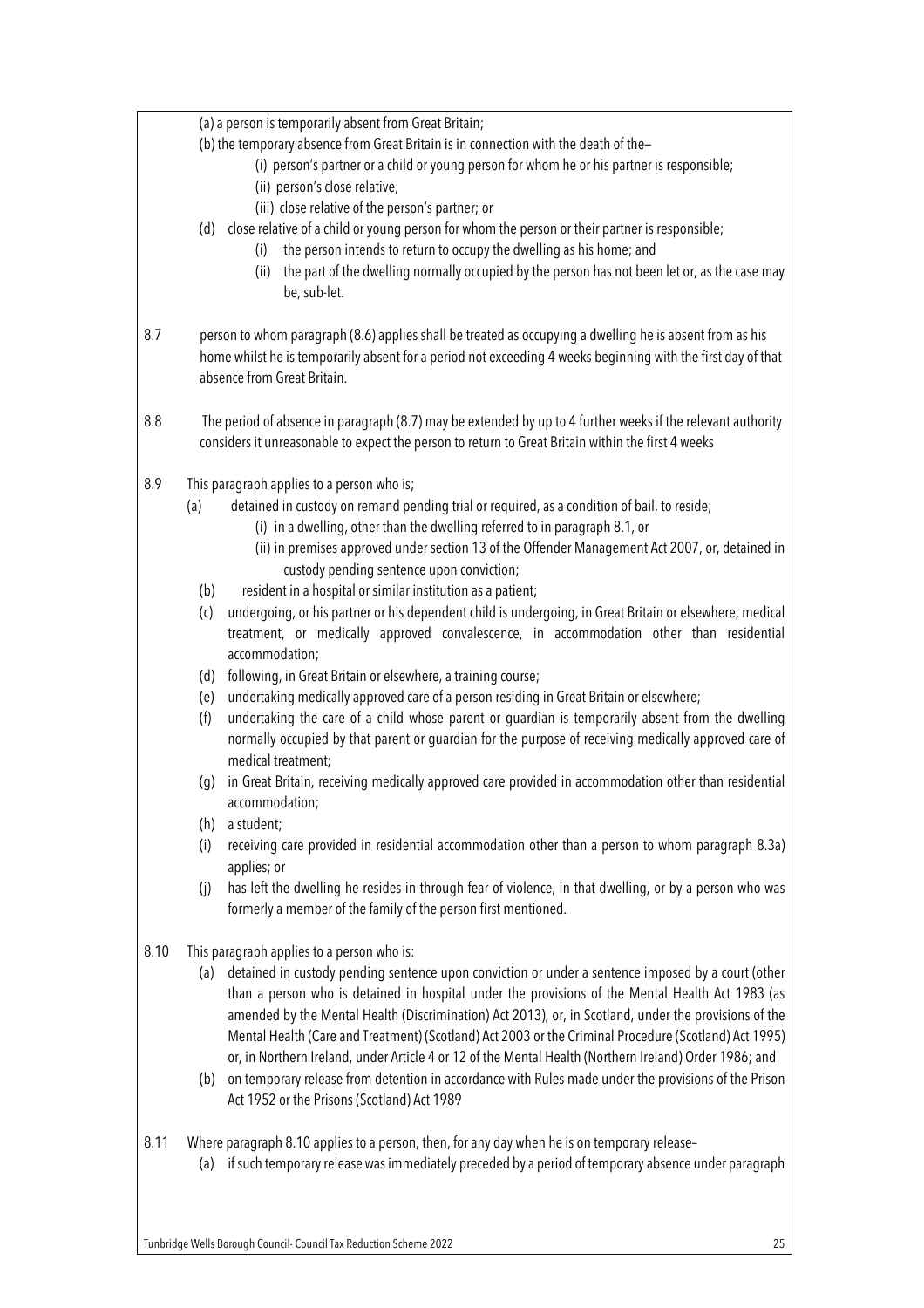(a) a person is temporarily absent from Great Britain;

(b) the temporary absence from Great Britain is in connection with the death of the–

(i) person's partner or a child or young person for whom he or his partner is responsible;

(ii) person's close relative;

(iii) close relative of the person's partner; or

(d) close relative of a child or young person for whom the person or their partner is responsible;

(i) the person intends to return to occupy the dwelling as his home; and

(ii) the part of the dwelling normally occupied by the person has not been let or, as the case may be, sub-let.

8.7 person to whom paragraph (8.6) applies shall be treated as occupying a dwelling he is absent from as his home whilst he is temporarily absent for a period not exceeding 4 weeks beginning with the first day of that absence from Great Britain.

8.8 The period of absence in paragraph (8.7) may be extended by up to 4 further weeks if the relevant authority considers it unreasonable to expect the person to return to Great Britain within the first 4 weeks

8.9 This paragraph applies to a person who is;

(a) detained in custody on remand pending trial or required, as a condition of bail, to reside;

(i) in a dwelling, other than the dwelling referred to in paragraph 8.1, or

(ii) in premises approved under section 13 of the Offender Management Act 2007, or, detained in custody pending sentence upon conviction;

(b) resident in a hospital or similar institution as a patient;

(c) undergoing, or his partner or his dependent child is undergoing, in Great Britain or elsewhere, medical treatment, or medically approved convalescence, in accommodation other than residential accommodation;

(d) following, in Great Britain or elsewhere, a training course;

(e) undertaking medically approved care of a person residing in Great Britain or elsewhere;

(f) undertaking the care of a child whose parent or guardian is temporarily absent from the dwelling normally occupied by that parent or guardian for the purpose of receiving medically approved care of medical treatment;

(g) in Great Britain, receiving medically approved care provided in accommodation other than residential accommodation;

(h) a student;

(i) receiving care provided in residential accommodation other than a person to whom paragraph 8.3a) applies; or

(j) has left the dwelling he resides in through fear of violence, in that dwelling, or by a person who was formerly a member of the family of the person first mentioned.

8.10 This paragraph applies to a person who is:

(a) detained in custody pending sentence upon conviction or under a sentence imposed by a court (other than a person who is detained in hospital under the provisions of the Mental Health Act 1983 (as amended by the Mental Health (Discrimination) Act 2013), or, in Scotland, under the provisions of the Mental Health (Care and Treatment) (Scotland) Act 2003 or the Criminal Procedure (Scotland) Act 1995) or, in Northern Ireland, under Article 4 or 12 of the Mental Health (Northern Ireland) Order 1986; and

(b) on temporary release from detention in accordance with Rules made under the provisions of the Prison Act 1952 or the Prisons (Scotland) Act 1989

8.11 Where paragraph 8.10 applies to a person, then, for any day when he is on temporary release–

(a) if such temporary release was immediately preceded by a period of temporary absence under paragraph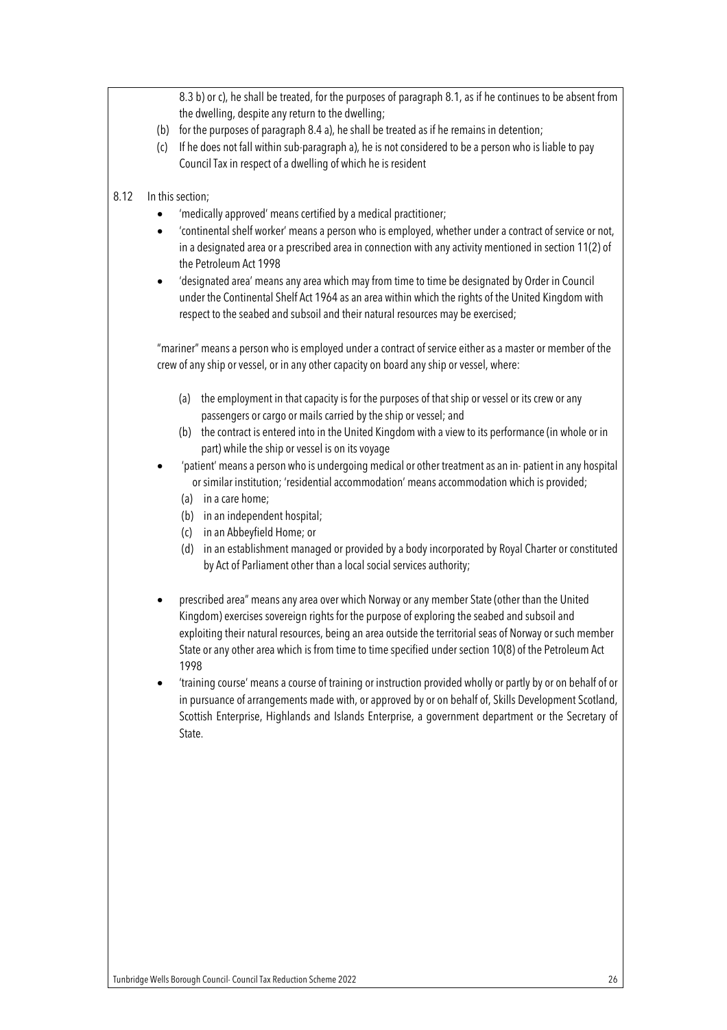8.3 b) or c), he shall be treated, for the purposes of paragraph 8.1, as if he continues to be absent from the dwelling, despite any return to the dwelling;

(b) for the purposes of paragraph 8.4 a), he shall be treated as if he remains in detention;

(c) If he does not fall within sub-paragraph a), he is not considered to be a person who is liable to pay Council Tax in respect of a dwelling of which he is resident

8.12 In this section;

- 'medically approved' means certified by a medical practitioner;
- 'continental shelf worker' means a person who is employed, whether under a contract of service or not, in a designated area or a prescribed area in connection with any activity mentioned in section 11(2) of the Petroleum Act 1998
- 'designated area' means any area which may from time to time be designated by Order in Council under the Continental Shelf Act 1964 as an area within which the rights of the United Kingdom with respect to the seabed and subsoil and their natural resources may be exercised;

"mariner" means a person who is employed under a contract of service either as a master or member of the crew of any ship or vessel, or in any other capacity on board any ship or vessel, where:

(a) the employment in that capacity is for the purposes of that ship or vessel or its crew or any passengers or cargo or mails carried by the ship or vessel; and

(b) the contract is entered into in the United Kingdom with a view to its performance (in whole or in part) while the ship or vessel is on its voyage

- 'patient' means a person who is undergoing medical or other treatment as an in- patient in any hospital or similar institution; 'residential accommodation' means accommodation which is provided;

  (a) in a care home;

  (b) in an independent hospital;

  (c) in an Abbeyfield Home; or

  (d) in an establishment managed or provided by a body incorporated by Royal Charter or constituted by Act of Parliament other than a local social services authority;

- prescribed area" means any area over which Norway or any member State (other than the United Kingdom) exercises sovereign rights for the purpose of exploring the seabed and subsoil and exploiting their natural resources, being an area outside the territorial seas of Norway or such member State or any other area which is from time to time specified under section 10(8) of the Petroleum Act 1998
- 'training course' means a course of training or instruction provided wholly or partly by or on behalf of or in pursuance of arrangements made with, or approved by or on behalf of, Skills Development Scotland, Scottish Enterprise, Highlands and Islands Enterprise, a government department or the Secretary of State.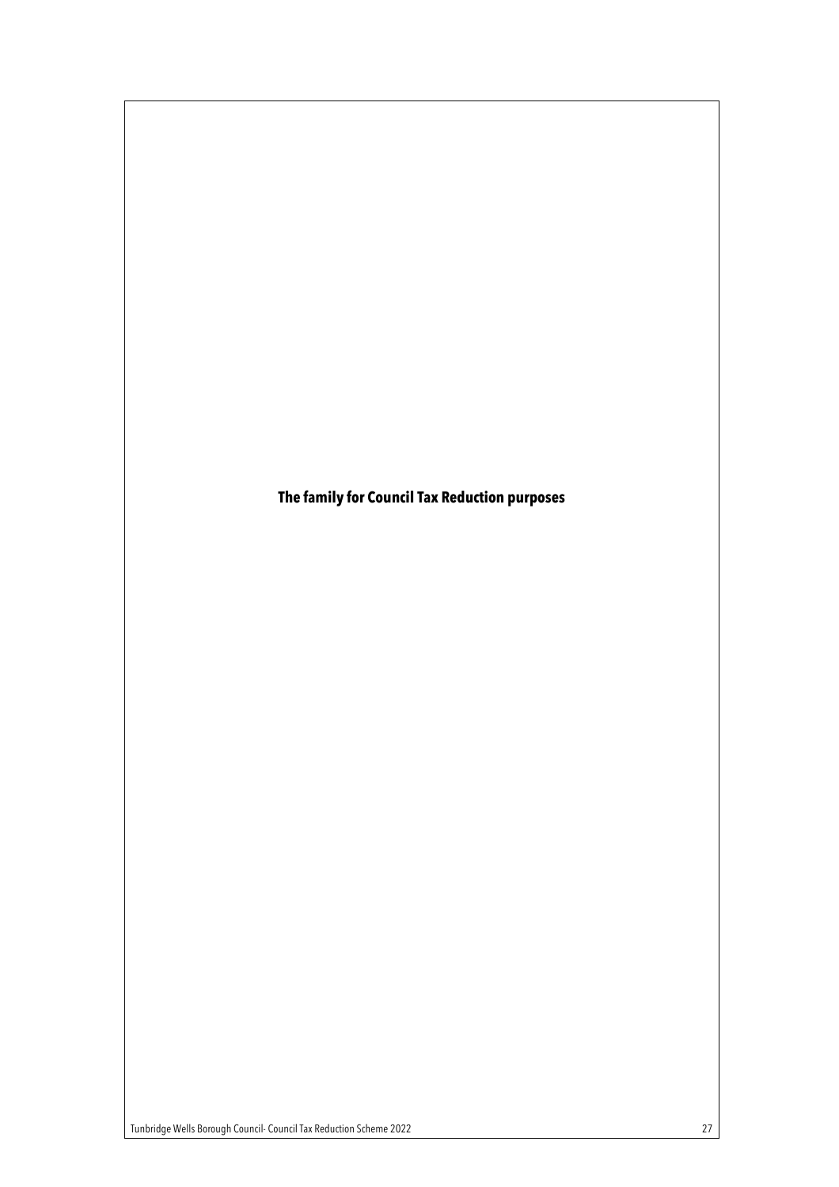# The family for Council Tax Reduction purposes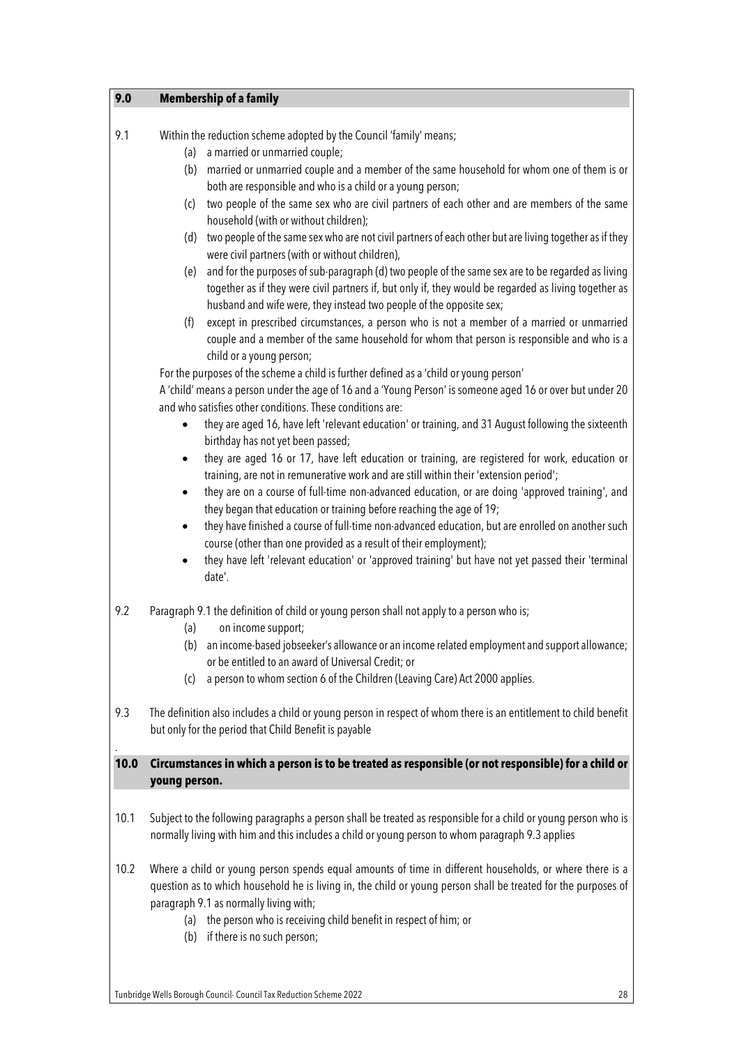## 9.0 Membership of a family

9.1 Within the reduction scheme adopted by the Council 'family' means;

(a) a married or unmarried couple;

(b) married or unmarried couple and a member of the same household for whom one of them is or both are responsible and who is a child or a young person;

(c) two people of the same sex who are civil partners of each other and are members of the same household (with or without children);

(d) two people of the same sex who are not civil partners of each other but are living together as if they were civil partners (with or without children),

(e) and for the purposes of sub-paragraph (d) two people of the same sex are to be regarded as living together as if they were civil partners if, but only if, they would be regarded as living together as husband and wife were, they instead two people of the opposite sex;

(f) except in prescribed circumstances, a person who is not a member of a married or unmarried couple and a member of the same household for whom that person is responsible and who is a child or a young person;

For the purposes of the scheme a child is further defined as a 'child or young person'

A 'child' means a person under the age of 16 and a 'Young Person' is someone aged 16 or over but under 20 and who satisfies other conditions. These conditions are:

- they are aged 16, have left 'relevant education' or training, and 31 August following the sixteenth birthday has not yet been passed;
- they are aged 16 or 17, have left education or training, are registered for work, education or training, are not in remunerative work and are still within their 'extension period';
- they are on a course of full-time non-advanced education, or are doing 'approved training', and they began that education or training before reaching the age of 19;
- they have finished a course of full-time non-advanced education, but are enrolled on another such course (other than one provided as a result of their employment);
- they have left 'relevant education' or 'approved training' but have not yet passed their 'terminal date'.

9.2 Paragraph 9.1 the definition of child or young person shall not apply to a person who is;

(a) on income support;

(b) an income-based jobseeker's allowance or an income related employment and support allowance; or be entitled to an award of Universal Credit; or

(c) a person to whom section 6 of the Children (Leaving Care) Act 2000 applies.

9.3 The definition also includes a child or young person in respect of whom there is an entitlement to child benefit but only for the period that Child Benefit is payable

## 10.0 Circumstances in which a person is to be treated as responsible (or not responsible) for a child or young person.

10.1 Subject to the following paragraphs a person shall be treated as responsible for a child or young person who is normally living with him and this includes a child or young person to whom paragraph 9.3 applies

10.2 Where a child or young person spends equal amounts of time in different households, or where there is a question as to which household he is living in, the child or young person shall be treated for the purposes of paragraph 9.1 as normally living with;

(a) the person who is receiving child benefit in respect of him; or

(b) if there is no such person;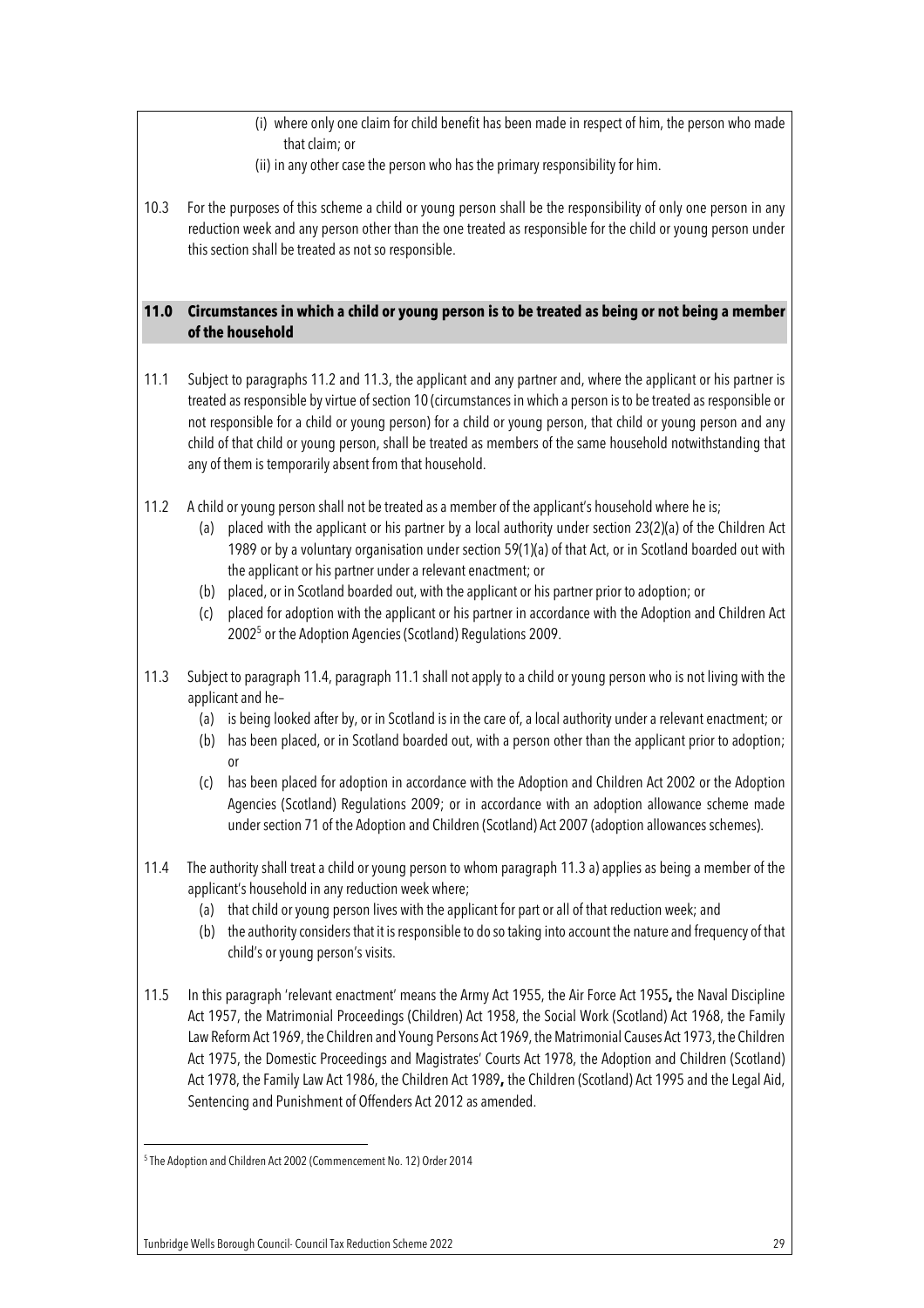(i) where only one claim for child benefit has been made in respect of him, the person who made that claim; or

(ii) in any other case the person who has the primary responsibility for him.

10.3 For the purposes of this scheme a child or young person shall be the responsibility of only one person in any reduction week and any person other than the one treated as responsible for the child or young person under this section shall be treated as not so responsible.

## 11.0 Circumstances in which a child or young person is to be treated as being or not being a member of the household

11.1 Subject to paragraphs 11.2 and 11.3, the applicant and any partner and, where the applicant or his partner is treated as responsible by virtue of section 10 (circumstances in which a person is to be treated as responsible or not responsible for a child or young person) for a child or young person, that child or young person and any child of that child or young person, shall be treated as members of the same household notwithstanding that any of them is temporarily absent from that household.

11.2 A child or young person shall not be treated as a member of the applicant's household where he is;

- (a) placed with the applicant or his partner by a local authority under section 23(2)(a) of the Children Act 1989 or by a voluntary organisation under section 59(1)(a) of that Act, or in Scotland boarded out with the applicant or his partner under a relevant enactment; or
- (b) placed, or in Scotland boarded out, with the applicant or his partner prior to adoption; or
- (c) placed for adoption with the applicant or his partner in accordance with the Adoption and Children Act 2002[5] or the Adoption Agencies (Scotland) Regulations 2009.

11.3 Subject to paragraph 11.4, paragraph 11.1 shall not apply to a child or young person who is not living with the applicant and he–

- (a) is being looked after by, or in Scotland is in the care of, a local authority under a relevant enactment; or
- (b) has been placed, or in Scotland boarded out, with a person other than the applicant prior to adoption; or
- (c) has been placed for adoption in accordance with the Adoption and Children Act 2002 or the Adoption Agencies (Scotland) Regulations 2009; or in accordance with an adoption allowance scheme made under section 71 of the Adoption and Children (Scotland) Act 2007 (adoption allowances schemes).

11.4 The authority shall treat a child or young person to whom paragraph 11.3 a) applies as being a member of the applicant's household in any reduction week where;

- (a) that child or young person lives with the applicant for part or all of that reduction week; and
- (b) the authority considers that it is responsible to do so taking into account the nature and frequency of that child's or young person's visits.

11.5 In this paragraph 'relevant enactment' means the Army Act 1955, the Air Force Act 1955**,** the Naval Discipline Act 1957, the Matrimonial Proceedings (Children) Act 1958, the Social Work (Scotland) Act 1968, the Family Law Reform Act 1969, the Children and Young Persons Act 1969, the Matrimonial Causes Act 1973, the Children Act 1975, the Domestic Proceedings and Magistrates' Courts Act 1978, the Adoption and Children (Scotland) Act 1978, the Family Law Act 1986, the Children Act 1989**,** the Children (Scotland) Act 1995 and the Legal Aid, Sentencing and Punishment of Offenders Act 2012 as amended.

---

[5] The Adoption and Children Act 2002 (Commencement No. 12) Order 2014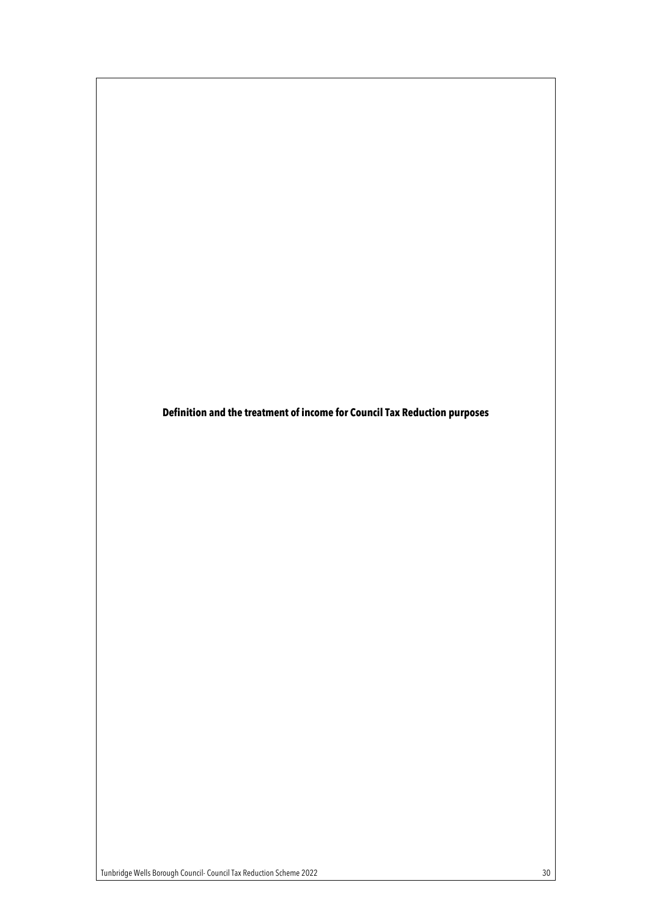**Definition and the treatment of income for Council Tax Reduction purposes**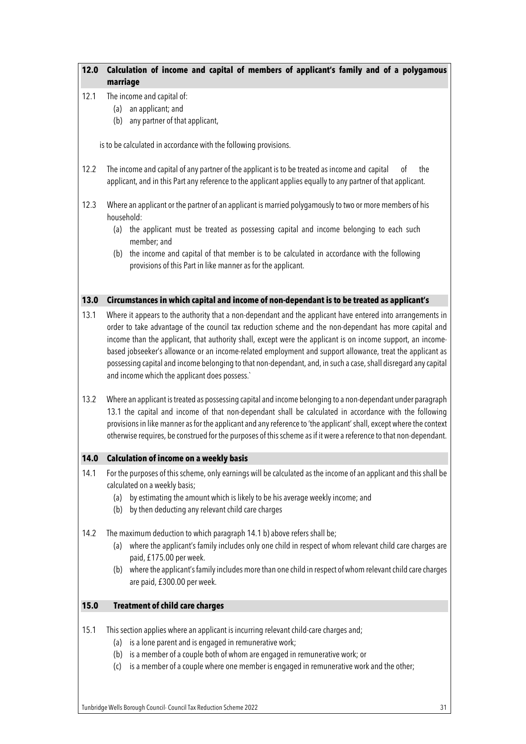## 12.0 Calculation of income and capital of members of applicant's family and of a polygamous marriage

12.1 The income and capital of:

(a) an applicant; and
(b) any partner of that applicant,

is to be calculated in accordance with the following provisions.

12.2 The income and capital of any partner of the applicant is to be treated as income and capital of the applicant, and in this Part any reference to the applicant applies equally to any partner of that applicant.

12.3 Where an applicant or the partner of an applicant is married polygamously to two or more members of his household:

(a) the applicant must be treated as possessing capital and income belonging to each such member; and
(b) the income and capital of that member is to be calculated in accordance with the following provisions of this Part in like manner as for the applicant.

## 13.0 Circumstances in which capital and income of non-dependant is to be treated as applicant's

13.1 Where it appears to the authority that a non-dependant and the applicant have entered into arrangements in order to take advantage of the council tax reduction scheme and the non-dependant has more capital and income than the applicant, that authority shall, except were the applicant is on income support, an income-based jobseeker's allowance or an income-related employment and support allowance, treat the applicant as possessing capital and income belonging to that non-dependant, and, in such a case, shall disregard any capital and income which the applicant does possess.`

13.2 Where an applicant is treated as possessing capital and income belonging to a non-dependant under paragraph 13.1 the capital and income of that non-dependant shall be calculated in accordance with the following provisions in like manner as for the applicant and any reference to 'the applicant' shall, except where the context otherwise requires, be construed for the purposes of this scheme as if it were a reference to that non-dependant.

## 14.0 Calculation of income on a weekly basis

14.1 For the purposes of this scheme, only earnings will be calculated as the income of an applicant and this shall be calculated on a weekly basis;

(a) by estimating the amount which is likely to be his average weekly income; and
(b) by then deducting any relevant child care charges

14.2 The maximum deduction to which paragraph 14.1 b) above refers shall be;

(a) where the applicant's family includes only one child in respect of whom relevant child care charges are paid, £175.00 per week.
(b) where the applicant's family includes more than one child in respect of whom relevant child care charges are paid, £300.00 per week.

## 15.0 Treatment of child care charges

15.1 This section applies where an applicant is incurring relevant child-care charges and;

(a) is a lone parent and is engaged in remunerative work;
(b) is a member of a couple both of whom are engaged in remunerative work; or
(c) is a member of a couple where one member is engaged in remunerative work and the other;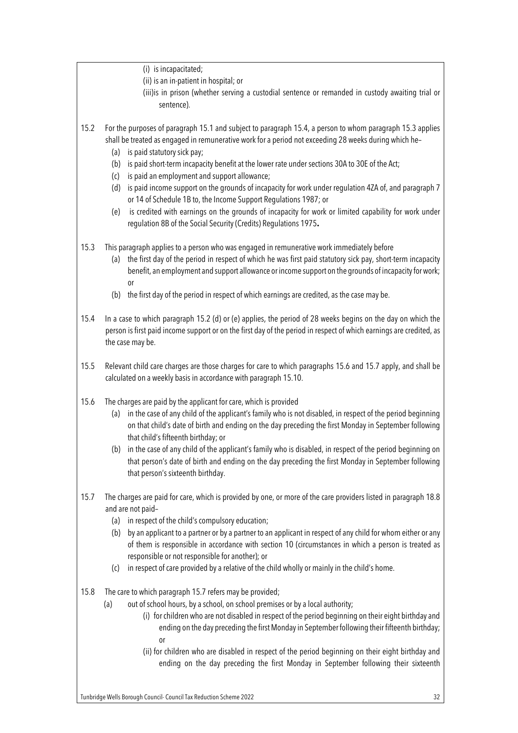(i) is incapacitated;

(ii) is an in-patient in hospital; or

(iii)is in prison (whether serving a custodial sentence or remanded in custody awaiting trial or sentence).

15.2 For the purposes of paragraph 15.1 and subject to paragraph 15.4, a person to whom paragraph 15.3 applies shall be treated as engaged in remunerative work for a period not exceeding 28 weeks during which he–

(a) is paid statutory sick pay;

(b) is paid short-term incapacity benefit at the lower rate under sections 30A to 30E of the Act;

(c) is paid an employment and support allowance;

(d) is paid income support on the grounds of incapacity for work under regulation 4ZA of, and paragraph 7 or 14 of Schedule 1B to, the Income Support Regulations 1987; or

(e) is credited with earnings on the grounds of incapacity for work or limited capability for work under regulation 8B of the Social Security (Credits) Regulations 1975**.**

15.3 This paragraph applies to a person who was engaged in remunerative work immediately before

(a) the first day of the period in respect of which he was first paid statutory sick pay, short-term incapacity benefit, an employment and support allowance or income support on the grounds of incapacity for work; or

(b) the first day of the period in respect of which earnings are credited, as the case may be.

15.4 In a case to which paragraph 15.2 (d) or (e) applies, the period of 28 weeks begins on the day on which the person is first paid income support or on the first day of the period in respect of which earnings are credited, as the case may be.

15.5 Relevant child care charges are those charges for care to which paragraphs 15.6 and 15.7 apply, and shall be calculated on a weekly basis in accordance with paragraph 15.10.

15.6 The charges are paid by the applicant for care, which is provided

(a) in the case of any child of the applicant's family who is not disabled, in respect of the period beginning on that child's date of birth and ending on the day preceding the first Monday in September following that child's fifteenth birthday; or

(b) in the case of any child of the applicant's family who is disabled, in respect of the period beginning on that person's date of birth and ending on the day preceding the first Monday in September following that person's sixteenth birthday.

15.7 The charges are paid for care, which is provided by one, or more of the care providers listed in paragraph 18.8 and are not paid–

(a) in respect of the child's compulsory education;

(b) by an applicant to a partner or by a partner to an applicant in respect of any child for whom either or any of them is responsible in accordance with section 10 (circumstances in which a person is treated as responsible or not responsible for another); or

(c) in respect of care provided by a relative of the child wholly or mainly in the child's home.

15.8 The care to which paragraph 15.7 refers may be provided;

(a) out of school hours, by a school, on school premises or by a local authority;

(i) for children who are not disabled in respect of the period beginning on their eight birthday and ending on the day preceding the first Monday in September following their fifteenth birthday; or

(ii) for children who are disabled in respect of the period beginning on their eight birthday and ending on the day preceding the first Monday in September following their sixteenth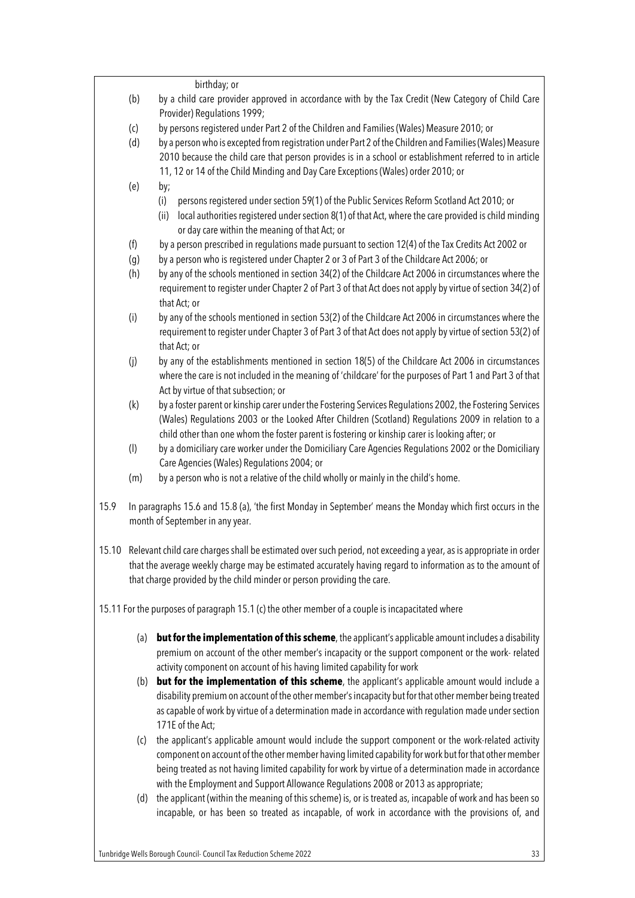birthday; or

(b) by a child care provider approved in accordance with by the Tax Credit (New Category of Child Care Provider) Regulations 1999;

(c) by persons registered under Part 2 of the Children and Families (Wales) Measure 2010; or

(d) by a person who is excepted from registration under Part 2 of the Children and Families (Wales) Measure 2010 because the child care that person provides is in a school or establishment referred to in article 11, 12 or 14 of the Child Minding and Day Care Exceptions (Wales) order 2010; or

(e) by;
   (i) persons registered under section 59(1) of the Public Services Reform Scotland Act 2010; or
   (ii) local authorities registered under section 8(1) of that Act, where the care provided is child minding or day care within the meaning of that Act; or

(f) by a person prescribed in regulations made pursuant to section 12(4) of the Tax Credits Act 2002 or

(g) by a person who is registered under Chapter 2 or 3 of Part 3 of the Childcare Act 2006; or

(h) by any of the schools mentioned in section 34(2) of the Childcare Act 2006 in circumstances where the requirement to register under Chapter 2 of Part 3 of that Act does not apply by virtue of section 34(2) of that Act; or

(i) by any of the schools mentioned in section 53(2) of the Childcare Act 2006 in circumstances where the requirement to register under Chapter 3 of Part 3 of that Act does not apply by virtue of section 53(2) of that Act; or

(j) by any of the establishments mentioned in section 18(5) of the Childcare Act 2006 in circumstances where the care is not included in the meaning of 'childcare' for the purposes of Part 1 and Part 3 of that Act by virtue of that subsection; or

(k) by a foster parent or kinship carer under the Fostering Services Regulations 2002, the Fostering Services (Wales) Regulations 2003 or the Looked After Children (Scotland) Regulations 2009 in relation to a child other than one whom the foster parent is fostering or kinship carer is looking after; or

(l) by a domiciliary care worker under the Domiciliary Care Agencies Regulations 2002 or the Domiciliary Care Agencies (Wales) Regulations 2004; or

(m) by a person who is not a relative of the child wholly or mainly in the child's home.

15.9 In paragraphs 15.6 and 15.8 (a), 'the first Monday in September' means the Monday which first occurs in the month of September in any year.

15.10 Relevant child care charges shall be estimated over such period, not exceeding a year, as is appropriate in order that the average weekly charge may be estimated accurately having regard to information as to the amount of that charge provided by the child minder or person providing the care.

15.11 For the purposes of paragraph 15.1 (c) the other member of a couple is incapacitated where

(a) **but for the implementation of this scheme**, the applicant's applicable amount includes a disability premium on account of the other member's incapacity or the support component or the work- related activity component on account of his having limited capability for work

(b) **but for the implementation of this scheme**, the applicant's applicable amount would include a disability premium on account of the other member's incapacity but for that other member being treated as capable of work by virtue of a determination made in accordance with regulation made under section 171E of the Act;

(c) the applicant's applicable amount would include the support component or the work-related activity component on account of the other member having limited capability for work but for that other member being treated as not having limited capability for work by virtue of a determination made in accordance with the Employment and Support Allowance Regulations 2008 or 2013 as appropriate;

(d) the applicant (within the meaning of this scheme) is, or is treated as, incapable of work and has been so incapable, or has been so treated as incapable, of work in accordance with the provisions of, and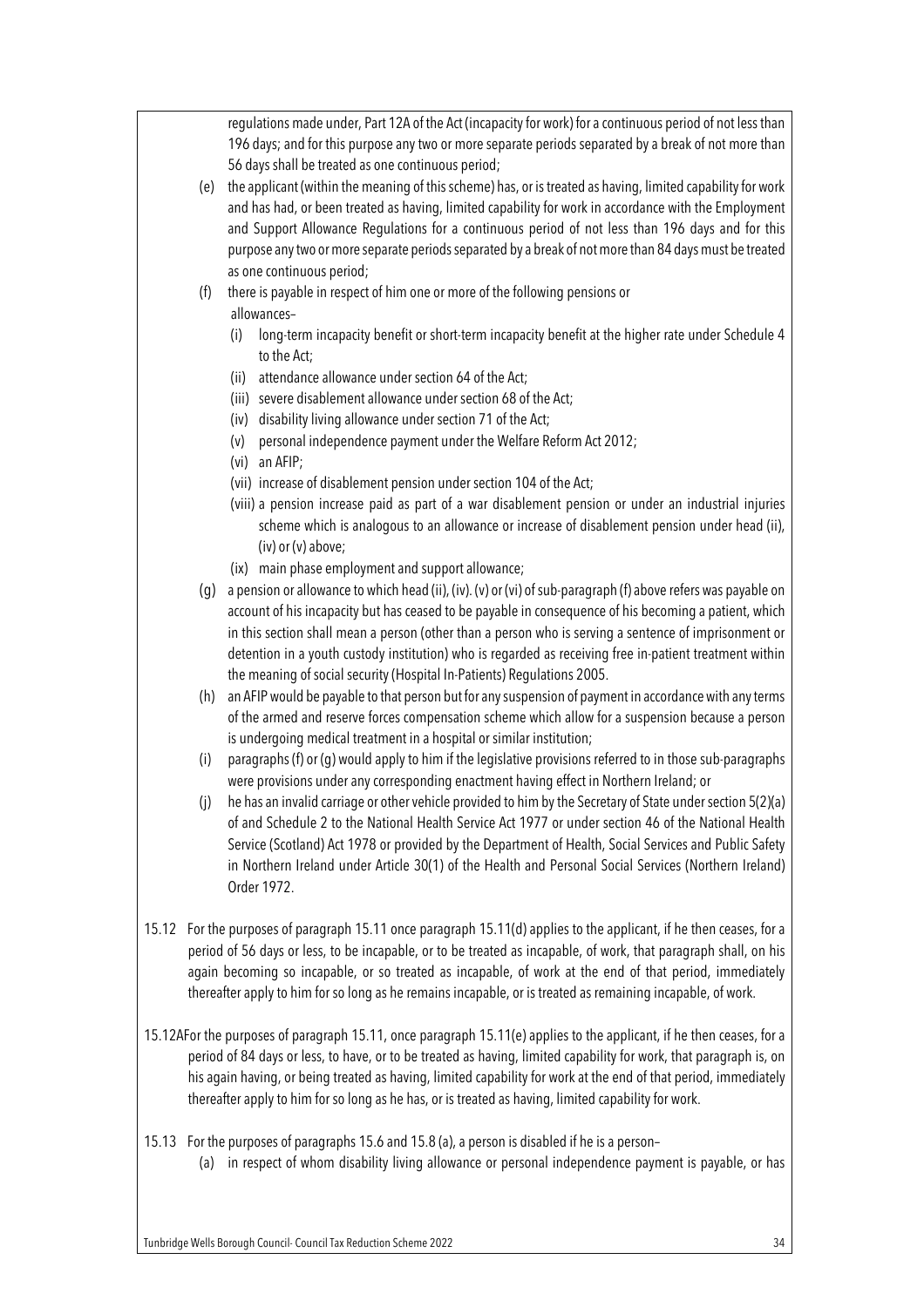regulations made under, Part 12A of the Act (incapacity for work) for a continuous period of not less than 196 days; and for this purpose any two or more separate periods separated by a break of not more than 56 days shall be treated as one continuous period;

(e) the applicant (within the meaning of this scheme) has, or is treated as having, limited capability for work and has had, or been treated as having, limited capability for work in accordance with the Employment and Support Allowance Regulations for a continuous period of not less than 196 days and for this purpose any two or more separate periods separated by a break of not more than 84 days must be treated as one continuous period;

(f) there is payable in respect of him one or more of the following pensions or allowances–

  (i) long-term incapacity benefit or short-term incapacity benefit at the higher rate under Schedule 4 to the Act;
  (ii) attendance allowance under section 64 of the Act;
  (iii) severe disablement allowance under section 68 of the Act;
  (iv) disability living allowance under section 71 of the Act;
  (v) personal independence payment under the Welfare Reform Act 2012;
  (vi) an AFIP;
  (vii) increase of disablement pension under section 104 of the Act;
  (viii) a pension increase paid as part of a war disablement pension or under an industrial injuries scheme which is analogous to an allowance or increase of disablement pension under head (ii), (iv) or (v) above;
  (ix) main phase employment and support allowance;

(g) a pension or allowance to which head (ii), (iv). (v) or (vi) of sub-paragraph (f) above refers was payable on account of his incapacity but has ceased to be payable in consequence of his becoming a patient, which in this section shall mean a person (other than a person who is serving a sentence of imprisonment or detention in a youth custody institution) who is regarded as receiving free in-patient treatment within the meaning of social security (Hospital In-Patients) Regulations 2005.

(h) an AFIP would be payable to that person but for any suspension of payment in accordance with any terms of the armed and reserve forces compensation scheme which allow for a suspension because a person is undergoing medical treatment in a hospital or similar institution;

(i) paragraphs (f) or (g) would apply to him if the legislative provisions referred to in those sub-paragraphs were provisions under any corresponding enactment having effect in Northern Ireland; or

(j) he has an invalid carriage or other vehicle provided to him by the Secretary of State under section 5(2)(a) of and Schedule 2 to the National Health Service Act 1977 or under section 46 of the National Health Service (Scotland) Act 1978 or provided by the Department of Health, Social Services and Public Safety in Northern Ireland under Article 30(1) of the Health and Personal Social Services (Northern Ireland) Order 1972.

15.12 For the purposes of paragraph 15.11 once paragraph 15.11(d) applies to the applicant, if he then ceases, for a period of 56 days or less, to be incapable, or to be treated as incapable, of work, that paragraph shall, on his again becoming so incapable, or so treated as incapable, of work at the end of that period, immediately thereafter apply to him for so long as he remains incapable, or is treated as remaining incapable, of work.

15.12A For the purposes of paragraph 15.11, once paragraph 15.11(e) applies to the applicant, if he then ceases, for a period of 84 days or less, to have, or to be treated as having, limited capability for work, that paragraph is, on his again having, or being treated as having, limited capability for work at the end of that period, immediately thereafter apply to him for so long as he has, or is treated as having, limited capability for work.

15.13 For the purposes of paragraphs 15.6 and 15.8 (a), a person is disabled if he is a person–

(a) in respect of whom disability living allowance or personal independence payment is payable, or has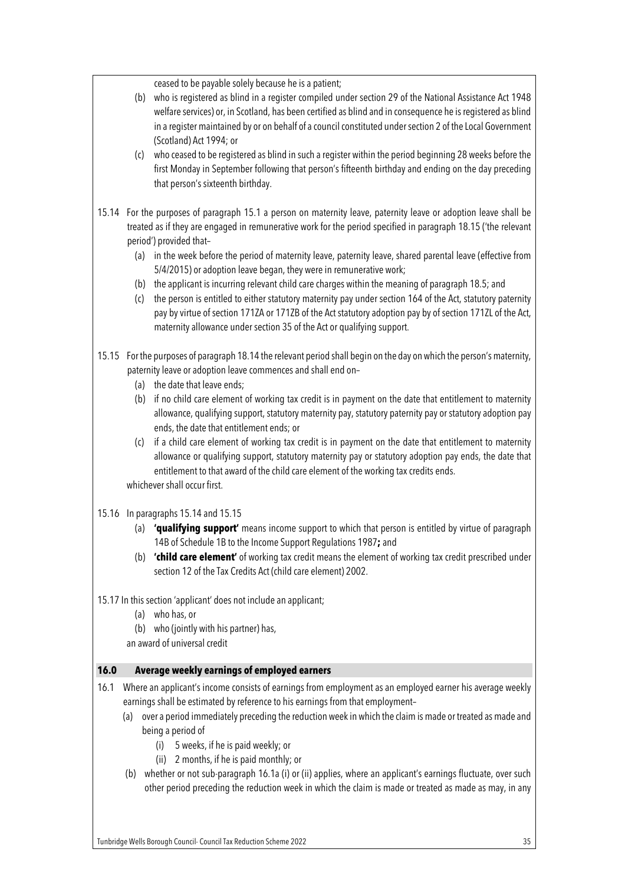ceased to be payable solely because he is a patient;

(b) who is registered as blind in a register compiled under section 29 of the National Assistance Act 1948 welfare services) or, in Scotland, has been certified as blind and in consequence he is registered as blind in a register maintained by or on behalf of a council constituted under section 2 of the Local Government (Scotland) Act 1994; or

(c) who ceased to be registered as blind in such a register within the period beginning 28 weeks before the first Monday in September following that person's fifteenth birthday and ending on the day preceding that person's sixteenth birthday.

15.14 For the purposes of paragraph 15.1 a person on maternity leave, paternity leave or adoption leave shall be treated as if they are engaged in remunerative work for the period specified in paragraph 18.15 ('the relevant period') provided that–

(a) in the week before the period of maternity leave, paternity leave, shared parental leave (effective from 5/4/2015) or adoption leave began, they were in remunerative work;

(b) the applicant is incurring relevant child care charges within the meaning of paragraph 18.5; and

(c) the person is entitled to either statutory maternity pay under section 164 of the Act, statutory paternity pay by virtue of section 171ZA or 171ZB of the Act statutory adoption pay by of section 171ZL of the Act, maternity allowance under section 35 of the Act or qualifying support.

15.15 For the purposes of paragraph 18.14 the relevant period shall begin on the day on which the person's maternity, paternity leave or adoption leave commences and shall end on–

(a) the date that leave ends;

(b) if no child care element of working tax credit is in payment on the date that entitlement to maternity allowance, qualifying support, statutory maternity pay, statutory paternity pay or statutory adoption pay ends, the date that entitlement ends; or

(c) if a child care element of working tax credit is in payment on the date that entitlement to maternity allowance or qualifying support, statutory maternity pay or statutory adoption pay ends, the date that entitlement to that award of the child care element of the working tax credits ends.

whichever shall occur first.

15.16 In paragraphs 15.14 and 15.15

(a) **'qualifying support'** means income support to which that person is entitled by virtue of paragraph 14B of Schedule 1B to the Income Support Regulations 1987**;** and

(b) **'child care element'** of working tax credit means the element of working tax credit prescribed under section 12 of the Tax Credits Act (child care element) 2002.

15.17 In this section 'applicant' does not include an applicant;

(a) who has, or

(b) who (jointly with his partner) has,

an award of universal credit

## 16.0 Average weekly earnings of employed earners

16.1 Where an applicant's income consists of earnings from employment as an employed earner his average weekly earnings shall be estimated by reference to his earnings from that employment–

(a) over a period immediately preceding the reduction week in which the claim is made or treated as made and being a period of

(i) 5 weeks, if he is paid weekly; or

(ii) 2 months, if he is paid monthly; or

(b) whether or not sub-paragraph 16.1a (i) or (ii) applies, where an applicant's earnings fluctuate, over such other period preceding the reduction week in which the claim is made or treated as made as may, in any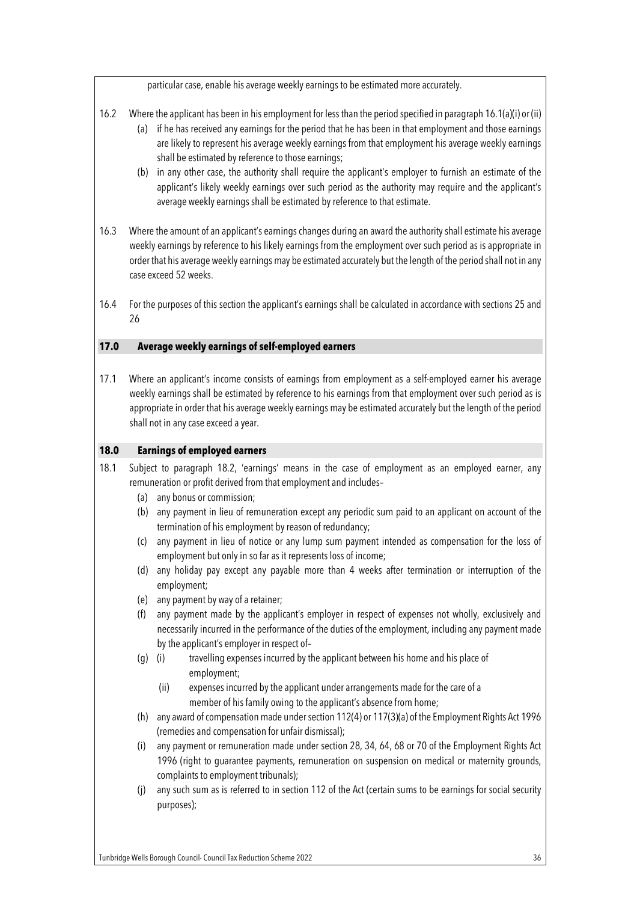particular case, enable his average weekly earnings to be estimated more accurately.

16.2 Where the applicant has been in his employment for less than the period specified in paragraph 16.1(a)(i) or (ii)

(a) if he has received any earnings for the period that he has been in that employment and those earnings are likely to represent his average weekly earnings from that employment his average weekly earnings shall be estimated by reference to those earnings;

(b) in any other case, the authority shall require the applicant's employer to furnish an estimate of the applicant's likely weekly earnings over such period as the authority may require and the applicant's average weekly earnings shall be estimated by reference to that estimate.

16.3 Where the amount of an applicant's earnings changes during an award the authority shall estimate his average weekly earnings by reference to his likely earnings from the employment over such period as is appropriate in order that his average weekly earnings may be estimated accurately but the length of the period shall not in any case exceed 52 weeks.

16.4 For the purposes of this section the applicant's earnings shall be calculated in accordance with sections 25 and 26

## 17.0 Average weekly earnings of self-employed earners

17.1 Where an applicant's income consists of earnings from employment as a self-employed earner his average weekly earnings shall be estimated by reference to his earnings from that employment over such period as is appropriate in order that his average weekly earnings may be estimated accurately but the length of the period shall not in any case exceed a year.

## 18.0 Earnings of employed earners

18.1 Subject to paragraph 18.2, 'earnings' means in the case of employment as an employed earner, any remuneration or profit derived from that employment and includes–

(a) any bonus or commission;

(b) any payment in lieu of remuneration except any periodic sum paid to an applicant on account of the termination of his employment by reason of redundancy;

(c) any payment in lieu of notice or any lump sum payment intended as compensation for the loss of employment but only in so far as it represents loss of income;

(d) any holiday pay except any payable more than 4 weeks after termination or interruption of the employment;

(e) any payment by way of a retainer;

(f) any payment made by the applicant's employer in respect of expenses not wholly, exclusively and necessarily incurred in the performance of the duties of the employment, including any payment made by the applicant's employer in respect of–

(g) (i) travelling expenses incurred by the applicant between his home and his place of employment;

(ii) expenses incurred by the applicant under arrangements made for the care of a member of his family owing to the applicant's absence from home;

(h) any award of compensation made under section 112(4) or 117(3)(a) of the Employment Rights Act 1996 (remedies and compensation for unfair dismissal);

(i) any payment or remuneration made under section 28, 34, 64, 68 or 70 of the Employment Rights Act 1996 (right to guarantee payments, remuneration on suspension on medical or maternity grounds, complaints to employment tribunals);

(j) any such sum as is referred to in section 112 of the Act (certain sums to be earnings for social security purposes);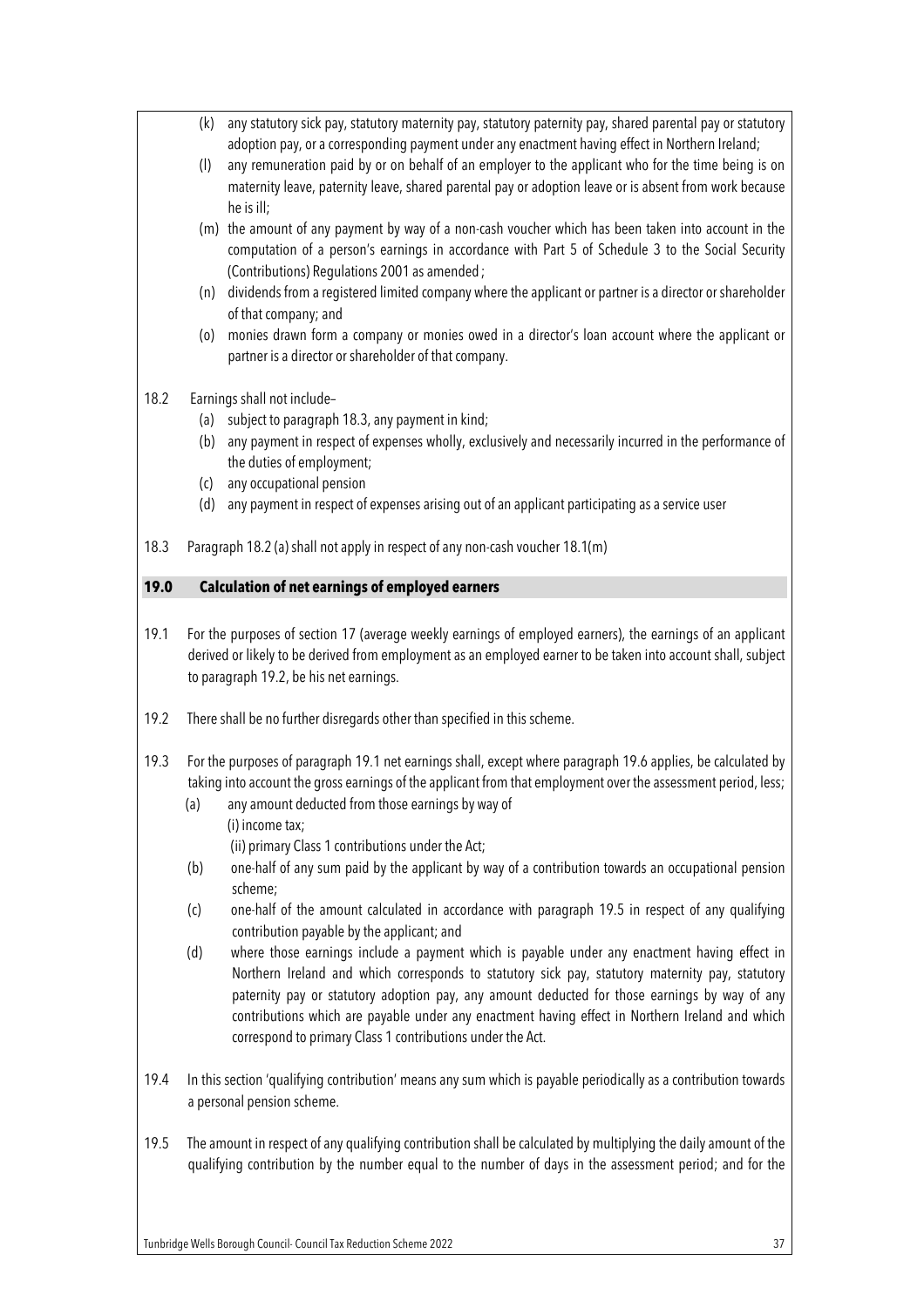(k) any statutory sick pay, statutory maternity pay, statutory paternity pay, shared parental pay or statutory adoption pay, or a corresponding payment under any enactment having effect in Northern Ireland;

(l) any remuneration paid by or on behalf of an employer to the applicant who for the time being is on maternity leave, paternity leave, shared parental pay or adoption leave or is absent from work because he is ill;

(m) the amount of any payment by way of a non-cash voucher which has been taken into account in the computation of a person's earnings in accordance with Part 5 of Schedule 3 to the Social Security (Contributions) Regulations 2001 as amended ;

(n) dividends from a registered limited company where the applicant or partner is a director or shareholder of that company; and

(o) monies drawn form a company or monies owed in a director's loan account where the applicant or partner is a director or shareholder of that company.

18.2 Earnings shall not include–

(a) subject to paragraph 18.3, any payment in kind;

(b) any payment in respect of expenses wholly, exclusively and necessarily incurred in the performance of the duties of employment;

(c) any occupational pension

(d) any payment in respect of expenses arising out of an applicant participating as a service user

18.3 Paragraph 18.2 (a) shall not apply in respect of any non-cash voucher 18.1(m)

## 19.0 Calculation of net earnings of employed earners

19.1 For the purposes of section 17 (average weekly earnings of employed earners), the earnings of an applicant derived or likely to be derived from employment as an employed earner to be taken into account shall, subject to paragraph 19.2, be his net earnings.

19.2 There shall be no further disregards other than specified in this scheme.

19.3 For the purposes of paragraph 19.1 net earnings shall, except where paragraph 19.6 applies, be calculated by taking into account the gross earnings of the applicant from that employment over the assessment period, less;

(a) any amount deducted from those earnings by way of
(i) income tax;
(ii) primary Class 1 contributions under the Act;

(b) one-half of any sum paid by the applicant by way of a contribution towards an occupational pension scheme;

(c) one-half of the amount calculated in accordance with paragraph 19.5 in respect of any qualifying contribution payable by the applicant; and

(d) where those earnings include a payment which is payable under any enactment having effect in Northern Ireland and which corresponds to statutory sick pay, statutory maternity pay, statutory paternity pay or statutory adoption pay, any amount deducted for those earnings by way of any contributions which are payable under any enactment having effect in Northern Ireland and which correspond to primary Class 1 contributions under the Act.

19.4 In this section 'qualifying contribution' means any sum which is payable periodically as a contribution towards a personal pension scheme.

19.5 The amount in respect of any qualifying contribution shall be calculated by multiplying the daily amount of the qualifying contribution by the number equal to the number of days in the assessment period; and for the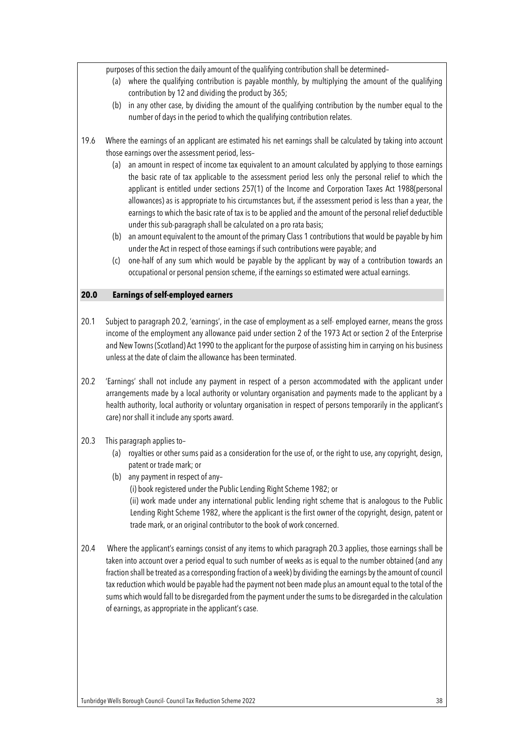purposes of this section the daily amount of the qualifying contribution shall be determined–

(a) where the qualifying contribution is payable monthly, by multiplying the amount of the qualifying contribution by 12 and dividing the product by 365;

(b) in any other case, by dividing the amount of the qualifying contribution by the number equal to the number of days in the period to which the qualifying contribution relates.

19.6 Where the earnings of an applicant are estimated his net earnings shall be calculated by taking into account those earnings over the assessment period, less–

(a) an amount in respect of income tax equivalent to an amount calculated by applying to those earnings the basic rate of tax applicable to the assessment period less only the personal relief to which the applicant is entitled under sections 257(1) of the Income and Corporation Taxes Act 1988(personal allowances) as is appropriate to his circumstances but, if the assessment period is less than a year, the earnings to which the basic rate of tax is to be applied and the amount of the personal relief deductible under this sub-paragraph shall be calculated on a pro rata basis;

(b) an amount equivalent to the amount of the primary Class 1 contributions that would be payable by him under the Act in respect of those earnings if such contributions were payable; and

(c) one-half of any sum which would be payable by the applicant by way of a contribution towards an occupational or personal pension scheme, if the earnings so estimated were actual earnings.

## 20.0 Earnings of self-employed earners

20.1 Subject to paragraph 20.2, 'earnings', in the case of employment as a self- employed earner, means the gross income of the employment any allowance paid under section 2 of the 1973 Act or section 2 of the Enterprise and New Towns (Scotland) Act 1990 to the applicant for the purpose of assisting him in carrying on his business unless at the date of claim the allowance has been terminated.

20.2 'Earnings' shall not include any payment in respect of a person accommodated with the applicant under arrangements made by a local authority or voluntary organisation and payments made to the applicant by a health authority, local authority or voluntary organisation in respect of persons temporarily in the applicant's care) nor shall it include any sports award.

20.3 This paragraph applies to–

(a) royalties or other sums paid as a consideration for the use of, or the right to use, any copyright, design, patent or trade mark; or

(b) any payment in respect of any–

(i) book registered under the Public Lending Right Scheme 1982; or

(ii) work made under any international public lending right scheme that is analogous to the Public Lending Right Scheme 1982, where the applicant is the first owner of the copyright, design, patent or trade mark, or an original contributor to the book of work concerned.

20.4 Where the applicant's earnings consist of any items to which paragraph 20.3 applies, those earnings shall be taken into account over a period equal to such number of weeks as is equal to the number obtained (and any fraction shall be treated as a corresponding fraction of a week) by dividing the earnings by the amount of council tax reduction which would be payable had the payment not been made plus an amount equal to the total of the sums which would fall to be disregarded from the payment under the sums to be disregarded in the calculation of earnings, as appropriate in the applicant's case.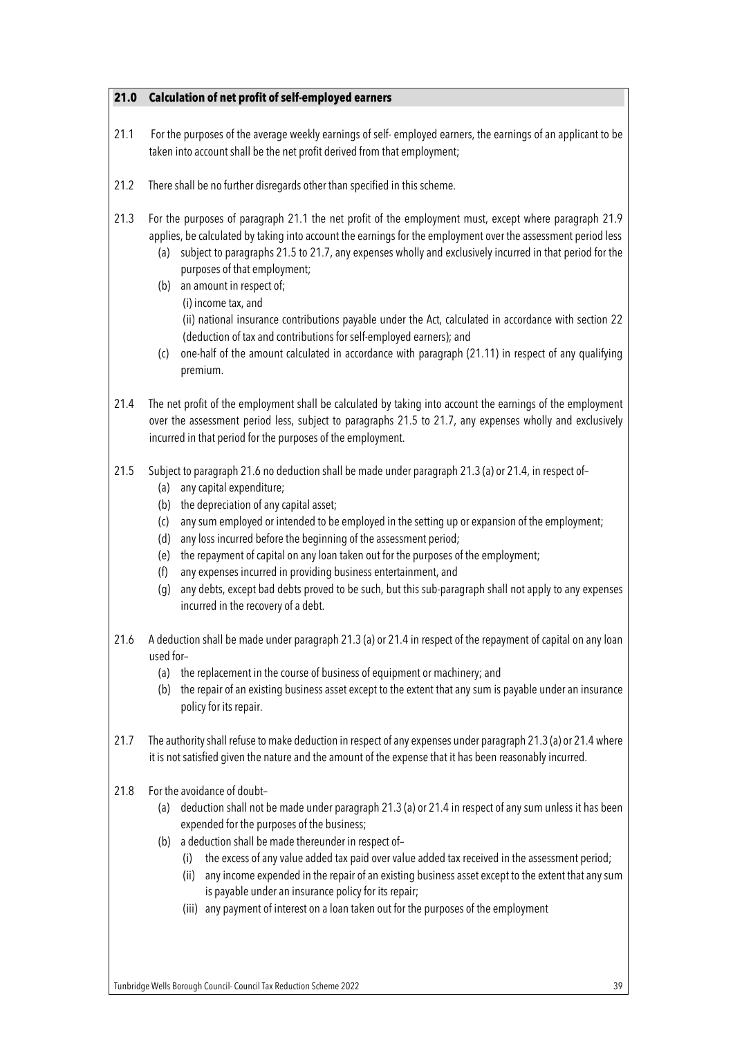## 21.0 Calculation of net profit of self-employed earners

21.1 For the purposes of the average weekly earnings of self- employed earners, the earnings of an applicant to be taken into account shall be the net profit derived from that employment;

21.2 There shall be no further disregards other than specified in this scheme.

21.3 For the purposes of paragraph 21.1 the net profit of the employment must, except where paragraph 21.9 applies, be calculated by taking into account the earnings for the employment over the assessment period less

- (a) subject to paragraphs 21.5 to 21.7, any expenses wholly and exclusively incurred in that period for the purposes of that employment;
- (b) an amount in respect of;
  - (i) income tax, and
  - (ii) national insurance contributions payable under the Act, calculated in accordance with section 22 (deduction of tax and contributions for self-employed earners); and
- (c) one-half of the amount calculated in accordance with paragraph (21.11) in respect of any qualifying premium.

21.4 The net profit of the employment shall be calculated by taking into account the earnings of the employment over the assessment period less, subject to paragraphs 21.5 to 21.7, any expenses wholly and exclusively incurred in that period for the purposes of the employment.

21.5 Subject to paragraph 21.6 no deduction shall be made under paragraph 21.3 (a) or 21.4, in respect of–

- (a) any capital expenditure;
- (b) the depreciation of any capital asset;
- (c) any sum employed or intended to be employed in the setting up or expansion of the employment;
- (d) any loss incurred before the beginning of the assessment period;
- (e) the repayment of capital on any loan taken out for the purposes of the employment;
- (f) any expenses incurred in providing business entertainment, and
- (g) any debts, except bad debts proved to be such, but this sub-paragraph shall not apply to any expenses incurred in the recovery of a debt.

21.6 A deduction shall be made under paragraph 21.3 (a) or 21.4 in respect of the repayment of capital on any loan used for–

- (a) the replacement in the course of business of equipment or machinery; and
- (b) the repair of an existing business asset except to the extent that any sum is payable under an insurance policy for its repair.

21.7 The authority shall refuse to make deduction in respect of any expenses under paragraph 21.3 (a) or 21.4 where it is not satisfied given the nature and the amount of the expense that it has been reasonably incurred.

21.8 For the avoidance of doubt–

- (a) deduction shall not be made under paragraph 21.3 (a) or 21.4 in respect of any sum unless it has been expended for the purposes of the business;
- (b) a deduction shall be made thereunder in respect of–
  - (i) the excess of any value added tax paid over value added tax received in the assessment period;
  - (ii) any income expended in the repair of an existing business asset except to the extent that any sum is payable under an insurance policy for its repair;
  - (iii) any payment of interest on a loan taken out for the purposes of the employment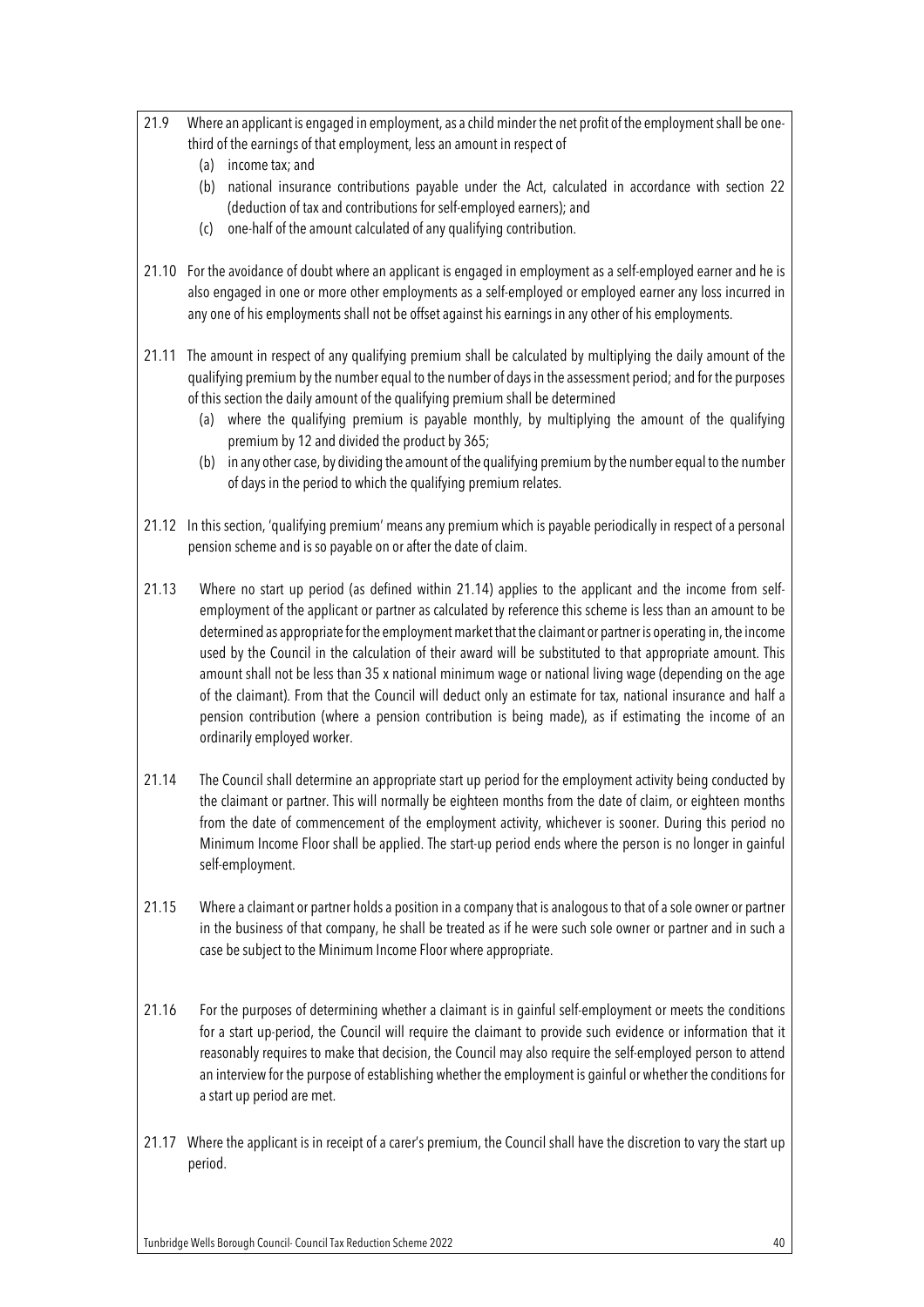21.9 Where an applicant is engaged in employment, as a child minder the net profit of the employment shall be one-third of the earnings of that employment, less an amount in respect of

   (a) income tax; and
   (b) national insurance contributions payable under the Act, calculated in accordance with section 22 (deduction of tax and contributions for self-employed earners); and
   (c) one-half of the amount calculated of any qualifying contribution.

21.10 For the avoidance of doubt where an applicant is engaged in employment as a self-employed earner and he is also engaged in one or more other employments as a self-employed or employed earner any loss incurred in any one of his employments shall not be offset against his earnings in any other of his employments.

21.11 The amount in respect of any qualifying premium shall be calculated by multiplying the daily amount of the qualifying premium by the number equal to the number of days in the assessment period; and for the purposes of this section the daily amount of the qualifying premium shall be determined

   (a) where the qualifying premium is payable monthly, by multiplying the amount of the qualifying premium by 12 and divided the product by 365;
   (b) in any other case, by dividing the amount of the qualifying premium by the number equal to the number of days in the period to which the qualifying premium relates.

21.12 In this section, 'qualifying premium' means any premium which is payable periodically in respect of a personal pension scheme and is so payable on or after the date of claim.

21.13 Where no start up period (as defined within 21.14) applies to the applicant and the income from self-employment of the applicant or partner as calculated by reference this scheme is less than an amount to be determined as appropriate for the employment market that the claimant or partner is operating in, the income used by the Council in the calculation of their award will be substituted to that appropriate amount. This amount shall not be less than 35 x national minimum wage or national living wage (depending on the age of the claimant). From that the Council will deduct only an estimate for tax, national insurance and half a pension contribution (where a pension contribution is being made), as if estimating the income of an ordinarily employed worker.

21.14 The Council shall determine an appropriate start up period for the employment activity being conducted by the claimant or partner. This will normally be eighteen months from the date of claim, or eighteen months from the date of commencement of the employment activity, whichever is sooner. During this period no Minimum Income Floor shall be applied. The start-up period ends where the person is no longer in gainful self-employment.

21.15 Where a claimant or partner holds a position in a company that is analogous to that of a sole owner or partner in the business of that company, he shall be treated as if he were such sole owner or partner and in such a case be subject to the Minimum Income Floor where appropriate.

21.16 For the purposes of determining whether a claimant is in gainful self-employment or meets the conditions for a start up-period, the Council will require the claimant to provide such evidence or information that it reasonably requires to make that decision, the Council may also require the self-employed person to attend an interview for the purpose of establishing whether the employment is gainful or whether the conditions for a start up period are met.

21.17 Where the applicant is in receipt of a carer's premium, the Council shall have the discretion to vary the start up period.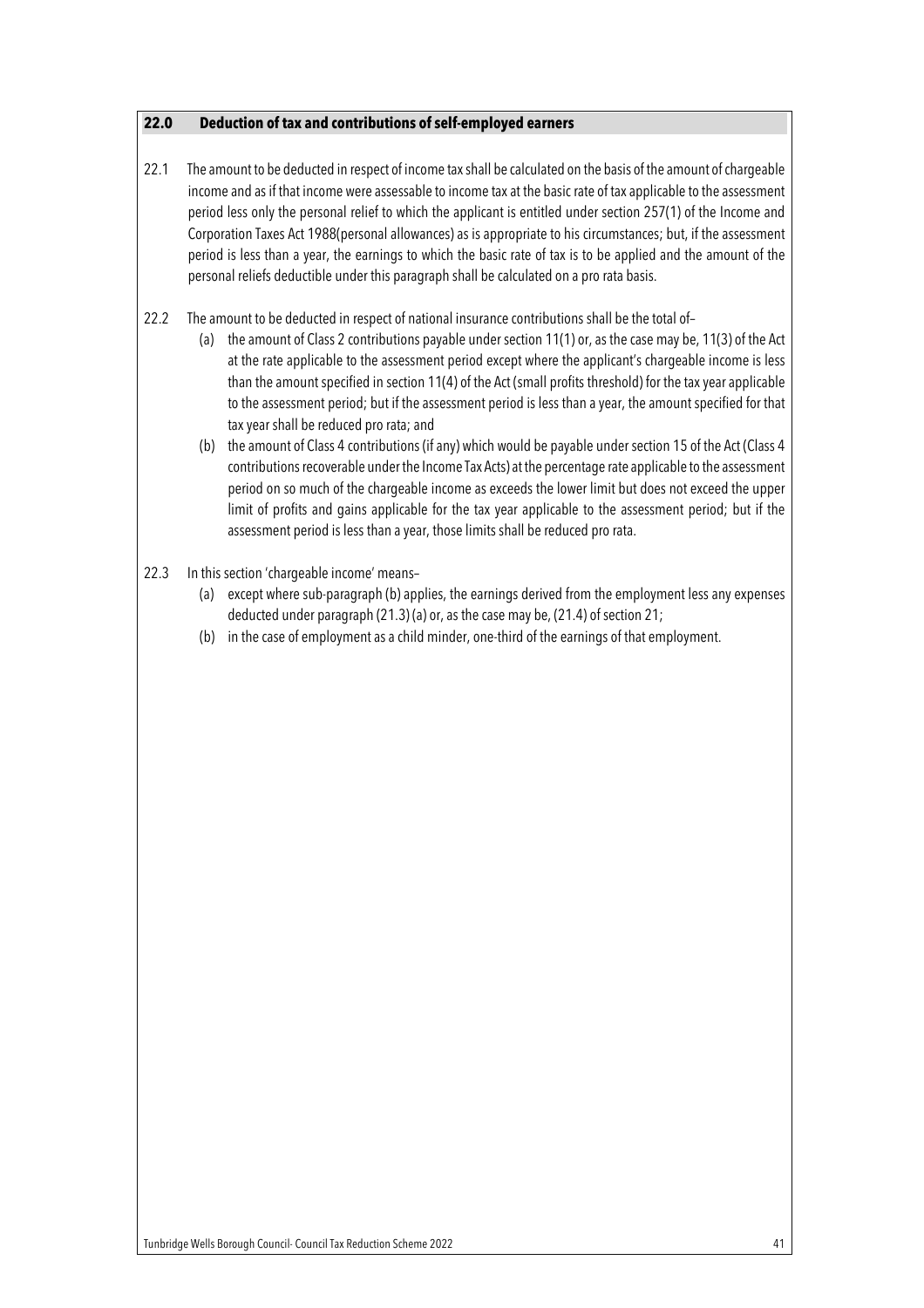## 22.0 Deduction of tax and contributions of self-employed earners

22.1 The amount to be deducted in respect of income tax shall be calculated on the basis of the amount of chargeable income and as if that income were assessable to income tax at the basic rate of tax applicable to the assessment period less only the personal relief to which the applicant is entitled under section 257(1) of the Income and Corporation Taxes Act 1988(personal allowances) as is appropriate to his circumstances; but, if the assessment period is less than a year, the earnings to which the basic rate of tax is to be applied and the amount of the personal reliefs deductible under this paragraph shall be calculated on a pro rata basis.

22.2 The amount to be deducted in respect of national insurance contributions shall be the total of–

(a) the amount of Class 2 contributions payable under section 11(1) or, as the case may be, 11(3) of the Act at the rate applicable to the assessment period except where the applicant's chargeable income is less than the amount specified in section 11(4) of the Act (small profits threshold) for the tax year applicable to the assessment period; but if the assessment period is less than a year, the amount specified for that tax year shall be reduced pro rata; and

(b) the amount of Class 4 contributions (if any) which would be payable under section 15 of the Act (Class 4 contributions recoverable under the Income Tax Acts) at the percentage rate applicable to the assessment period on so much of the chargeable income as exceeds the lower limit but does not exceed the upper limit of profits and gains applicable for the tax year applicable to the assessment period; but if the assessment period is less than a year, those limits shall be reduced pro rata.

22.3 In this section 'chargeable income' means–

(a) except where sub-paragraph (b) applies, the earnings derived from the employment less any expenses deducted under paragraph (21.3) (a) or, as the case may be, (21.4) of section 21;

(b) in the case of employment as a child minder, one-third of the earnings of that employment.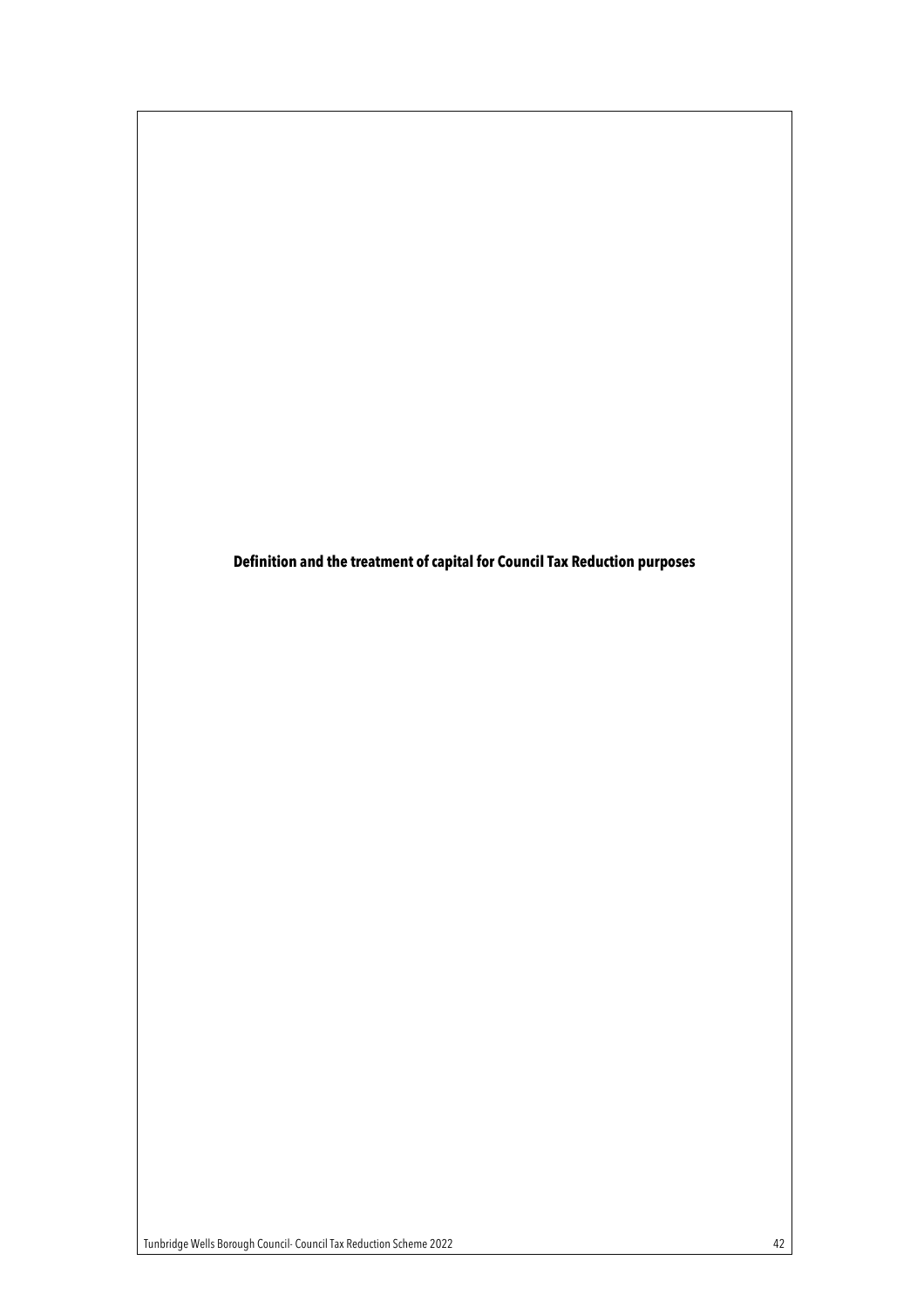**Definition and the treatment of capital for Council Tax Reduction purposes**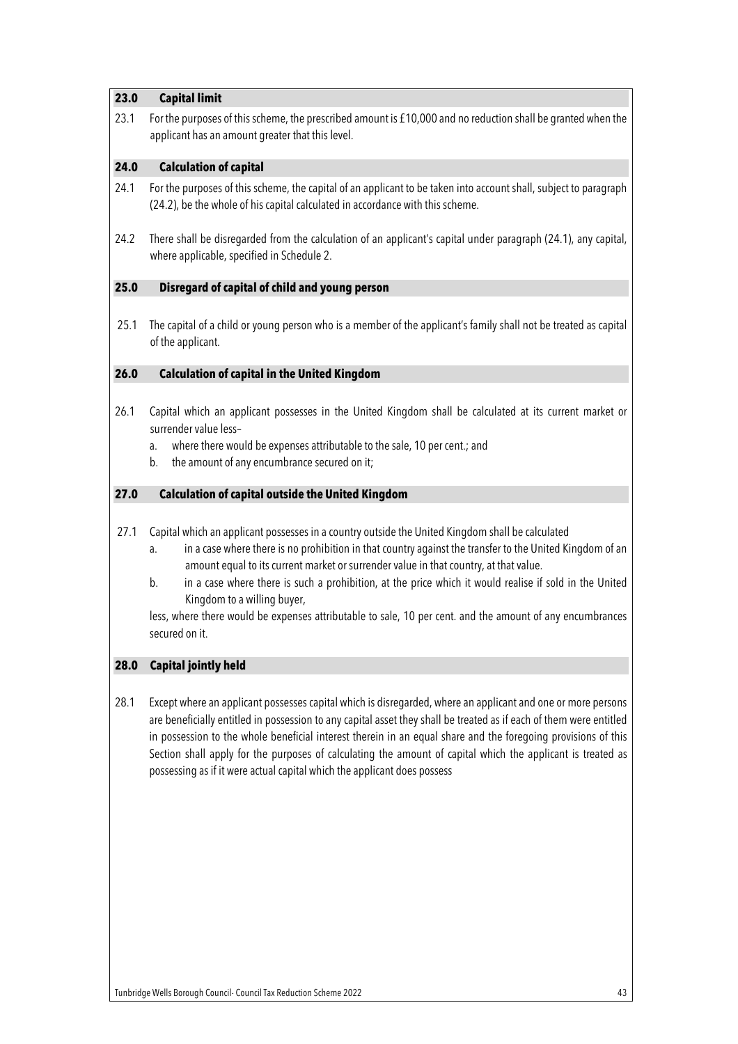## 23.0 Capital limit

23.1 For the purposes of this scheme, the prescribed amount is £10,000 and no reduction shall be granted when the applicant has an amount greater that this level.

## 24.0 Calculation of capital

24.1 For the purposes of this scheme, the capital of an applicant to be taken into account shall, subject to paragraph (24.2), be the whole of his capital calculated in accordance with this scheme.

24.2 There shall be disregarded from the calculation of an applicant's capital under paragraph (24.1), any capital, where applicable, specified in Schedule 2.

## 25.0 Disregard of capital of child and young person

25.1 The capital of a child or young person who is a member of the applicant's family shall not be treated as capital of the applicant.

## 26.0 Calculation of capital in the United Kingdom

26.1 Capital which an applicant possesses in the United Kingdom shall be calculated at its current market or surrender value less–

a. where there would be expenses attributable to the sale, 10 per cent.; and
b. the amount of any encumbrance secured on it;

## 27.0 Calculation of capital outside the United Kingdom

27.1 Capital which an applicant possesses in a country outside the United Kingdom shall be calculated

a. in a case where there is no prohibition in that country against the transfer to the United Kingdom of an amount equal to its current market or surrender value in that country, at that value.
b. in a case where there is such a prohibition, at the price which it would realise if sold in the United Kingdom to a willing buyer,

less, where there would be expenses attributable to sale, 10 per cent. and the amount of any encumbrances secured on it.

## 28.0 Capital jointly held

28.1 Except where an applicant possesses capital which is disregarded, where an applicant and one or more persons are beneficially entitled in possession to any capital asset they shall be treated as if each of them were entitled in possession to the whole beneficial interest therein in an equal share and the foregoing provisions of this Section shall apply for the purposes of calculating the amount of capital which the applicant is treated as possessing as if it were actual capital which the applicant does possess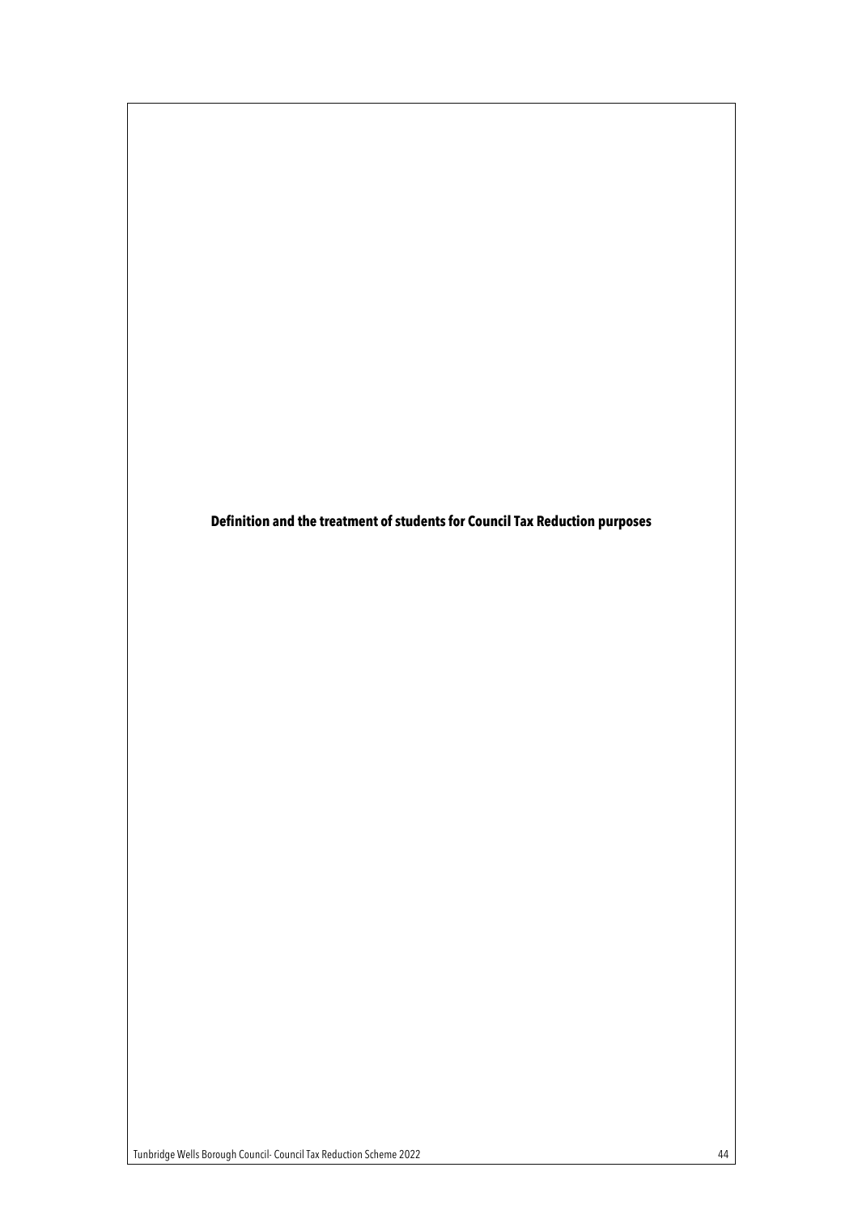**Definition and the treatment of students for Council Tax Reduction purposes**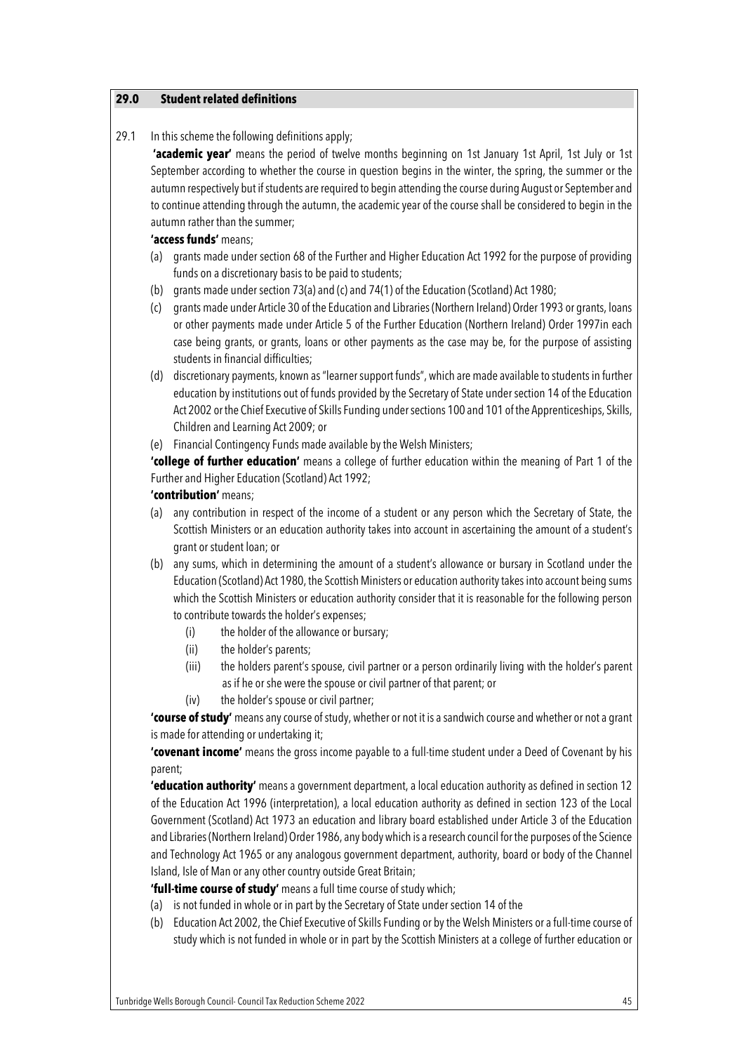## 29.0 Student related definitions

29.1 In this scheme the following definitions apply;

**'academic year'** means the period of twelve months beginning on 1st January 1st April, 1st July or 1st September according to whether the course in question begins in the winter, the spring, the summer or the autumn respectively but if students are required to begin attending the course during August or September and to continue attending through the autumn, the academic year of the course shall be considered to begin in the autumn rather than the summer;

**'access funds'** means;

(a) grants made under section 68 of the Further and Higher Education Act 1992 for the purpose of providing funds on a discretionary basis to be paid to students;

(b) grants made under section 73(a) and (c) and 74(1) of the Education (Scotland) Act 1980;

(c) grants made under Article 30 of the Education and Libraries (Northern Ireland) Order 1993 or grants, loans or other payments made under Article 5 of the Further Education (Northern Ireland) Order 1997in each case being grants, or grants, loans or other payments as the case may be, for the purpose of assisting students in financial difficulties;

(d) discretionary payments, known as "learner support funds", which are made available to students in further education by institutions out of funds provided by the Secretary of State under section 14 of the Education Act 2002 or the Chief Executive of Skills Funding under sections 100 and 101 of the Apprenticeships, Skills, Children and Learning Act 2009; or

(e) Financial Contingency Funds made available by the Welsh Ministers;

**'college of further education'** means a college of further education within the meaning of Part 1 of the Further and Higher Education (Scotland) Act 1992;

**'contribution'** means;

(a) any contribution in respect of the income of a student or any person which the Secretary of State, the Scottish Ministers or an education authority takes into account in ascertaining the amount of a student's grant or student loan; or

(b) any sums, which in determining the amount of a student's allowance or bursary in Scotland under the Education (Scotland) Act 1980, the Scottish Ministers or education authority takes into account being sums which the Scottish Ministers or education authority consider that it is reasonable for the following person to contribute towards the holder's expenses;

  (i) the holder of the allowance or bursary;

  (ii) the holder's parents;

  (iii) the holders parent's spouse, civil partner or a person ordinarily living with the holder's parent as if he or she were the spouse or civil partner of that parent; or

  (iv) the holder's spouse or civil partner;

**'course of study'** means any course of study, whether or not it is a sandwich course and whether or not a grant is made for attending or undertaking it;

**'covenant income'** means the gross income payable to a full-time student under a Deed of Covenant by his parent;

**'education authority'** means a government department, a local education authority as defined in section 12 of the Education Act 1996 (interpretation), a local education authority as defined in section 123 of the Local Government (Scotland) Act 1973 an education and library board established under Article 3 of the Education and Libraries (Northern Ireland) Order 1986, any body which is a research council for the purposes of the Science and Technology Act 1965 or any analogous government department, authority, board or body of the Channel Island, Isle of Man or any other country outside Great Britain;

**'full-time course of study'** means a full time course of study which;

(a) is not funded in whole or in part by the Secretary of State under section 14 of the

(b) Education Act 2002, the Chief Executive of Skills Funding or by the Welsh Ministers or a full-time course of study which is not funded in whole or in part by the Scottish Ministers at a college of further education or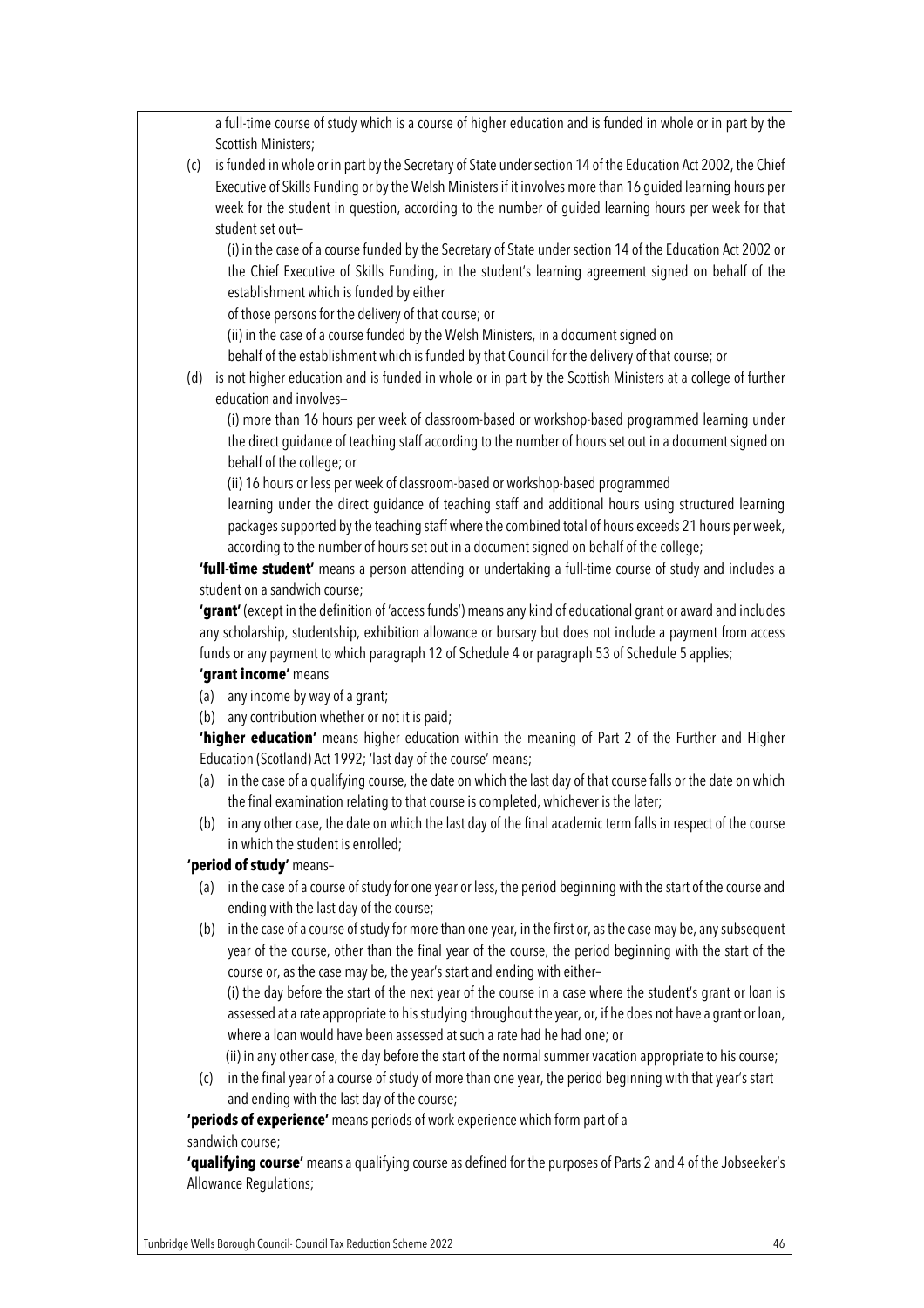a full-time course of study which is a course of higher education and is funded in whole or in part by the Scottish Ministers;

(c) is funded in whole or in part by the Secretary of State under section 14 of the Education Act 2002, the Chief Executive of Skills Funding or by the Welsh Ministers if it involves more than 16 guided learning hours per week for the student in question, according to the number of guided learning hours per week for that student set out–

(i) in the case of a course funded by the Secretary of State under section 14 of the Education Act 2002 or the Chief Executive of Skills Funding, in the student's learning agreement signed on behalf of the establishment which is funded by either

of those persons for the delivery of that course; or

(ii) in the case of a course funded by the Welsh Ministers, in a document signed on

behalf of the establishment which is funded by that Council for the delivery of that course; or

(d) is not higher education and is funded in whole or in part by the Scottish Ministers at a college of further education and involves–

(i) more than 16 hours per week of classroom-based or workshop-based programmed learning under the direct guidance of teaching staff according to the number of hours set out in a document signed on behalf of the college; or

(ii) 16 hours or less per week of classroom-based or workshop-based programmed

learning under the direct guidance of teaching staff and additional hours using structured learning packages supported by the teaching staff where the combined total of hours exceeds 21 hours per week, according to the number of hours set out in a document signed on behalf of the college;

**'full-time student'** means a person attending or undertaking a full-time course of study and includes a student on a sandwich course;

**'grant'** (except in the definition of 'access funds') means any kind of educational grant or award and includes any scholarship, studentship, exhibition allowance or bursary but does not include a payment from access funds or any payment to which paragraph 12 of Schedule 4 or paragraph 53 of Schedule 5 applies;

**'grant income'** means

(a) any income by way of a grant;

(b) any contribution whether or not it is paid;

**'higher education'** means higher education within the meaning of Part 2 of the Further and Higher Education (Scotland) Act 1992; 'last day of the course' means;

(a) in the case of a qualifying course, the date on which the last day of that course falls or the date on which the final examination relating to that course is completed, whichever is the later;

(b) in any other case, the date on which the last day of the final academic term falls in respect of the course in which the student is enrolled;

**'period of study'** means–

(a) in the case of a course of study for one year or less, the period beginning with the start of the course and ending with the last day of the course;

(b) in the case of a course of study for more than one year, in the first or, as the case may be, any subsequent year of the course, other than the final year of the course, the period beginning with the start of the course or, as the case may be, the year's start and ending with either–

(i) the day before the start of the next year of the course in a case where the student's grant or loan is assessed at a rate appropriate to his studying throughout the year, or, if he does not have a grant or loan, where a loan would have been assessed at such a rate had he had one; or

(ii) in any other case, the day before the start of the normal summer vacation appropriate to his course;

(c) in the final year of a course of study of more than one year, the period beginning with that year's start and ending with the last day of the course;

**'periods of experience'** means periods of work experience which form part of a sandwich course;

**'qualifying course'** means a qualifying course as defined for the purposes of Parts 2 and 4 of the Jobseeker's Allowance Regulations;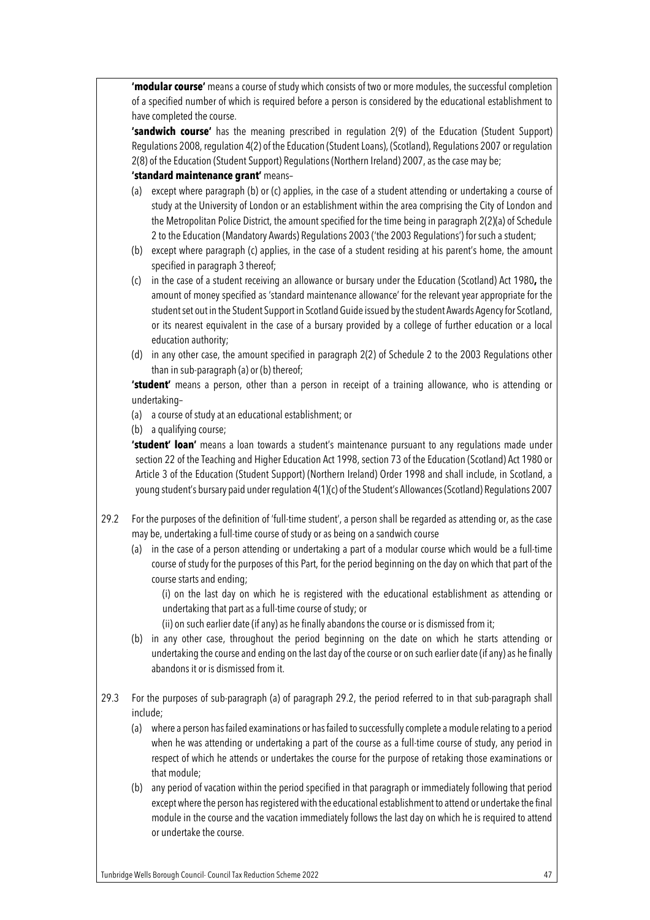**'modular course'** means a course of study which consists of two or more modules, the successful completion of a specified number of which is required before a person is considered by the educational establishment to have completed the course.

**'sandwich course'** has the meaning prescribed in regulation 2(9) of the Education (Student Support) Regulations 2008, regulation 4(2) of the Education (Student Loans), (Scotland), Regulations 2007 or regulation 2(8) of the Education (Student Support) Regulations (Northern Ireland) 2007, as the case may be;

**'standard maintenance grant'** means–

(a) except where paragraph (b) or (c) applies, in the case of a student attending or undertaking a course of study at the University of London or an establishment within the area comprising the City of London and the Metropolitan Police District, the amount specified for the time being in paragraph 2(2)(a) of Schedule 2 to the Education (Mandatory Awards) Regulations 2003 ('the 2003 Regulations') for such a student;

(b) except where paragraph (c) applies, in the case of a student residing at his parent's home, the amount specified in paragraph 3 thereof;

(c) in the case of a student receiving an allowance or bursary under the Education (Scotland) Act 1980**,** the amount of money specified as 'standard maintenance allowance' for the relevant year appropriate for the student set out in the Student Support in Scotland Guide issued by the student Awards Agency for Scotland, or its nearest equivalent in the case of a bursary provided by a college of further education or a local education authority;

(d) in any other case, the amount specified in paragraph 2(2) of Schedule 2 to the 2003 Regulations other than in sub-paragraph (a) or (b) thereof;

**'student'** means a person, other than a person in receipt of a training allowance, who is attending or undertaking–

(a) a course of study at an educational establishment; or

(b) a qualifying course;

**'student' loan'** means a loan towards a student's maintenance pursuant to any regulations made under section 22 of the Teaching and Higher Education Act 1998, section 73 of the Education (Scotland) Act 1980 or Article 3 of the Education (Student Support) (Northern Ireland) Order 1998 and shall include, in Scotland, a young student's bursary paid under regulation 4(1)(c) of the Student's Allowances (Scotland) Regulations 2007

29.2 For the purposes of the definition of 'full-time student', a person shall be regarded as attending or, as the case may be, undertaking a full-time course of study or as being on a sandwich course

(a) in the case of a person attending or undertaking a part of a modular course which would be a full-time course of study for the purposes of this Part, for the period beginning on the day on which that part of the course starts and ending;

(i) on the last day on which he is registered with the educational establishment as attending or undertaking that part as a full-time course of study; or

(ii) on such earlier date (if any) as he finally abandons the course or is dismissed from it;

(b) in any other case, throughout the period beginning on the date on which he starts attending or undertaking the course and ending on the last day of the course or on such earlier date (if any) as he finally abandons it or is dismissed from it.

29.3 For the purposes of sub-paragraph (a) of paragraph 29.2, the period referred to in that sub-paragraph shall include;

(a) where a person has failed examinations or has failed to successfully complete a module relating to a period when he was attending or undertaking a part of the course as a full-time course of study, any period in respect of which he attends or undertakes the course for the purpose of retaking those examinations or that module;

(b) any period of vacation within the period specified in that paragraph or immediately following that period except where the person has registered with the educational establishment to attend or undertake the final module in the course and the vacation immediately follows the last day on which he is required to attend or undertake the course.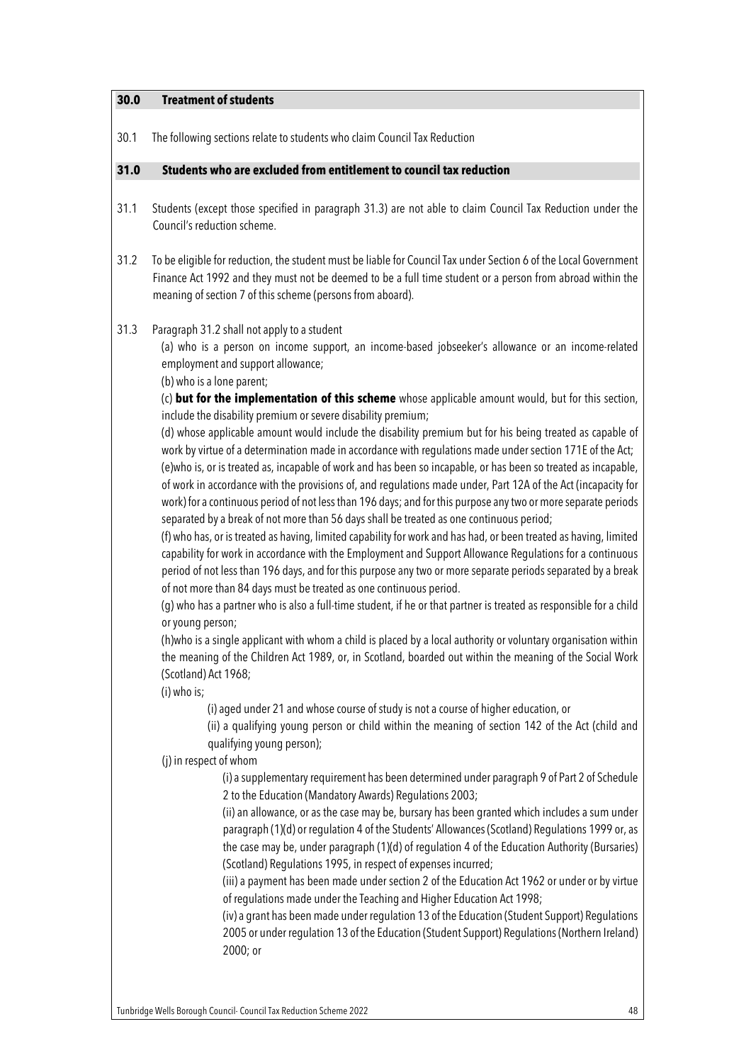## 30.0 Treatment of students

30.1 The following sections relate to students who claim Council Tax Reduction

## 31.0 Students who are excluded from entitlement to council tax reduction

31.1 Students (except those specified in paragraph 31.3) are not able to claim Council Tax Reduction under the Council's reduction scheme.

31.2 To be eligible for reduction, the student must be liable for Council Tax under Section 6 of the Local Government Finance Act 1992 and they must not be deemed to be a full time student or a person from abroad within the meaning of section 7 of this scheme (persons from aboard).

31.3 Paragraph 31.2 shall not apply to a student

(a) who is a person on income support, an income-based jobseeker's allowance or an income-related employment and support allowance;

(b) who is a lone parent;

(c) **but for the implementation of this scheme** whose applicable amount would, but for this section, include the disability premium or severe disability premium;

(d) whose applicable amount would include the disability premium but for his being treated as capable of work by virtue of a determination made in accordance with regulations made under section 171E of the Act;

(e)who is, or is treated as, incapable of work and has been so incapable, or has been so treated as incapable, of work in accordance with the provisions of, and regulations made under, Part 12A of the Act (incapacity for work) for a continuous period of not less than 196 days; and for this purpose any two or more separate periods separated by a break of not more than 56 days shall be treated as one continuous period;

(f) who has, or is treated as having, limited capability for work and has had, or been treated as having, limited capability for work in accordance with the Employment and Support Allowance Regulations for a continuous period of not less than 196 days, and for this purpose any two or more separate periods separated by a break of not more than 84 days must be treated as one continuous period.

(g) who has a partner who is also a full-time student, if he or that partner is treated as responsible for a child or young person;

(h)who is a single applicant with whom a child is placed by a local authority or voluntary organisation within the meaning of the Children Act 1989, or, in Scotland, boarded out within the meaning of the Social Work (Scotland) Act 1968;

(i) who is;

  (i) aged under 21 and whose course of study is not a course of higher education, or

  (ii) a qualifying young person or child within the meaning of section 142 of the Act (child and qualifying young person);

(j) in respect of whom

  (i) a supplementary requirement has been determined under paragraph 9 of Part 2 of Schedule 2 to the Education (Mandatory Awards) Regulations 2003;

  (ii) an allowance, or as the case may be, bursary has been granted which includes a sum under paragraph (1)(d) or regulation 4 of the Students' Allowances (Scotland) Regulations 1999 or, as the case may be, under paragraph (1)(d) of regulation 4 of the Education Authority (Bursaries) (Scotland) Regulations 1995, in respect of expenses incurred;

  (iii) a payment has been made under section 2 of the Education Act 1962 or under or by virtue of regulations made under the Teaching and Higher Education Act 1998;

  (iv) a grant has been made under regulation 13 of the Education (Student Support) Regulations 2005 or under regulation 13 of the Education (Student Support) Regulations (Northern Ireland) 2000; or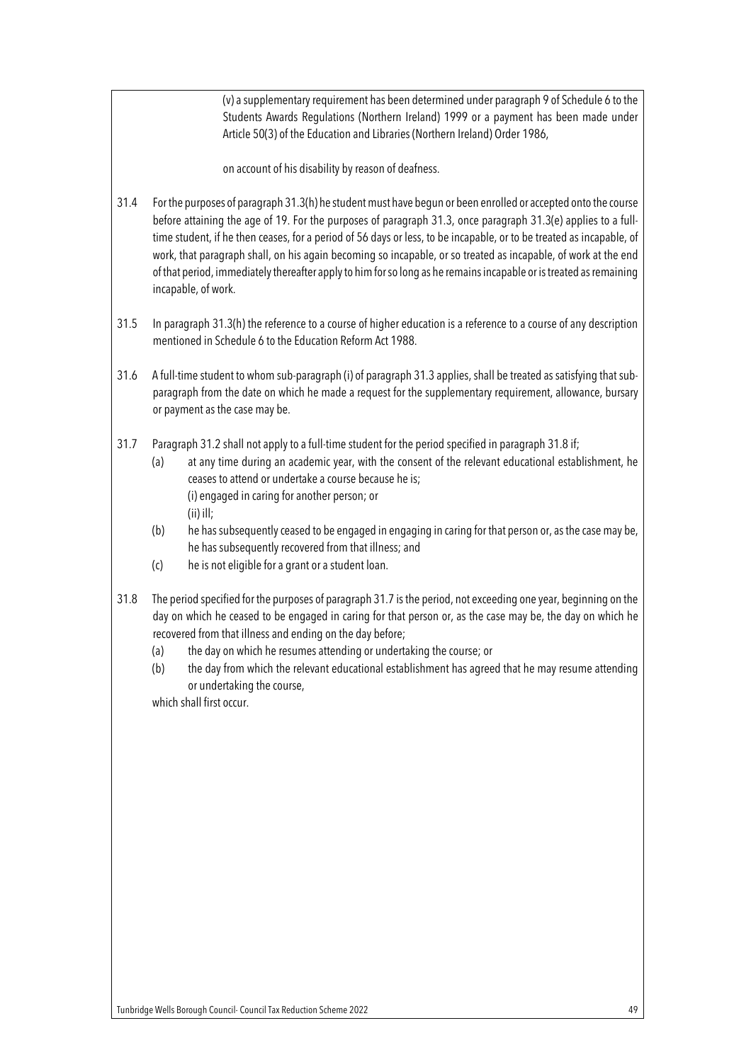(v) a supplementary requirement has been determined under paragraph 9 of Schedule 6 to the Students Awards Regulations (Northern Ireland) 1999 or a payment has been made under Article 50(3) of the Education and Libraries (Northern Ireland) Order 1986,

on account of his disability by reason of deafness.

31.4 For the purposes of paragraph 31.3(h) he student must have begun or been enrolled or accepted onto the course before attaining the age of 19. For the purposes of paragraph 31.3, once paragraph 31.3(e) applies to a full-time student, if he then ceases, for a period of 56 days or less, to be incapable, or to be treated as incapable, of work, that paragraph shall, on his again becoming so incapable, or so treated as incapable, of work at the end of that period, immediately thereafter apply to him for so long as he remains incapable or is treated as remaining incapable, of work.

31.5 In paragraph 31.3(h) the reference to a course of higher education is a reference to a course of any description mentioned in Schedule 6 to the Education Reform Act 1988.

31.6 A full-time student to whom sub-paragraph (i) of paragraph 31.3 applies, shall be treated as satisfying that sub-paragraph from the date on which he made a request for the supplementary requirement, allowance, bursary or payment as the case may be.

31.7 Paragraph 31.2 shall not apply to a full-time student for the period specified in paragraph 31.8 if;

(a) at any time during an academic year, with the consent of the relevant educational establishment, he ceases to attend or undertake a course because he is;
  (i) engaged in caring for another person; or
  (ii) ill;

(b) he has subsequently ceased to be engaged in engaging in caring for that person or, as the case may be, he has subsequently recovered from that illness; and

(c) he is not eligible for a grant or a student loan.

31.8 The period specified for the purposes of paragraph 31.7 is the period, not exceeding one year, beginning on the day on which he ceased to be engaged in caring for that person or, as the case may be, the day on which he recovered from that illness and ending on the day before;

(a) the day on which he resumes attending or undertaking the course; or

(b) the day from which the relevant educational establishment has agreed that he may resume attending or undertaking the course,

which shall first occur.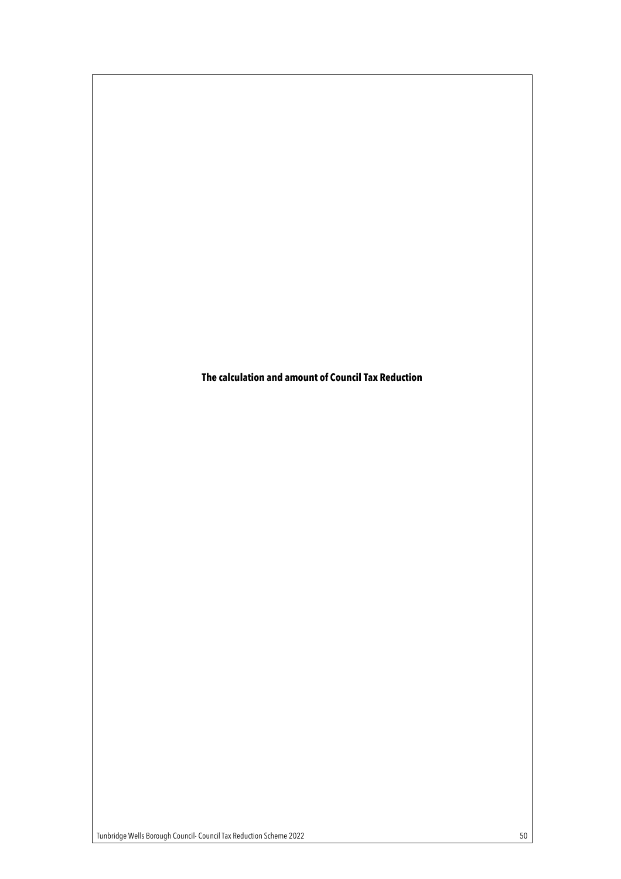# The calculation and amount of Council Tax Reduction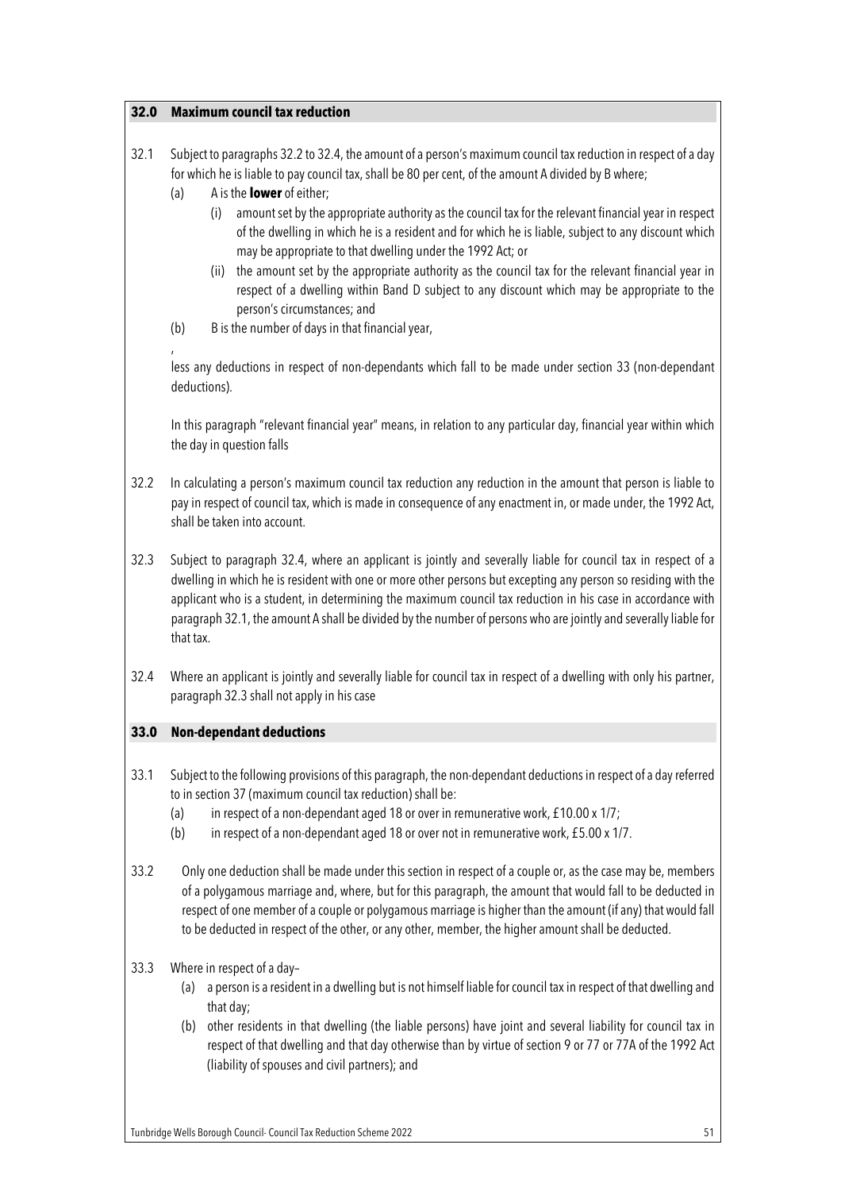## 32.0 Maximum council tax reduction

32.1 Subject to paragraphs 32.2 to 32.4, the amount of a person's maximum council tax reduction in respect of a day for which he is liable to pay council tax, shall be 80 per cent, of the amount A divided by B where;

(a) A is the **lower** of either;

(i) amount set by the appropriate authority as the council tax for the relevant financial year in respect of the dwelling in which he is a resident and for which he is liable, subject to any discount which may be appropriate to that dwelling under the 1992 Act; or

(ii) the amount set by the appropriate authority as the council tax for the relevant financial year in respect of a dwelling within Band D subject to any discount which may be appropriate to the person's circumstances; and

(b) B is the number of days in that financial year,

,

less any deductions in respect of non-dependants which fall to be made under section 33 (non-dependant deductions).

In this paragraph "relevant financial year" means, in relation to any particular day, financial year within which the day in question falls

32.2 In calculating a person's maximum council tax reduction any reduction in the amount that person is liable to pay in respect of council tax, which is made in consequence of any enactment in, or made under, the 1992 Act, shall be taken into account.

32.3 Subject to paragraph 32.4, where an applicant is jointly and severally liable for council tax in respect of a dwelling in which he is resident with one or more other persons but excepting any person so residing with the applicant who is a student, in determining the maximum council tax reduction in his case in accordance with paragraph 32.1, the amount A shall be divided by the number of persons who are jointly and severally liable for that tax.

32.4 Where an applicant is jointly and severally liable for council tax in respect of a dwelling with only his partner, paragraph 32.3 shall not apply in his case

## 33.0 Non-dependant deductions

33.1 Subject to the following provisions of this paragraph, the non-dependant deductions in respect of a day referred to in section 37 (maximum council tax reduction) shall be:

(a) in respect of a non-dependant aged 18 or over in remunerative work, £10.00 x 1/7;

(b) in respect of a non-dependant aged 18 or over not in remunerative work, £5.00 x 1/7.

33.2 Only one deduction shall be made under this section in respect of a couple or, as the case may be, members of a polygamous marriage and, where, but for this paragraph, the amount that would fall to be deducted in respect of one member of a couple or polygamous marriage is higher than the amount (if any) that would fall to be deducted in respect of the other, or any other, member, the higher amount shall be deducted.

33.3 Where in respect of a day–

(a) a person is a resident in a dwelling but is not himself liable for council tax in respect of that dwelling and that day;

(b) other residents in that dwelling (the liable persons) have joint and several liability for council tax in respect of that dwelling and that day otherwise than by virtue of section 9 or 77 or 77A of the 1992 Act (liability of spouses and civil partners); and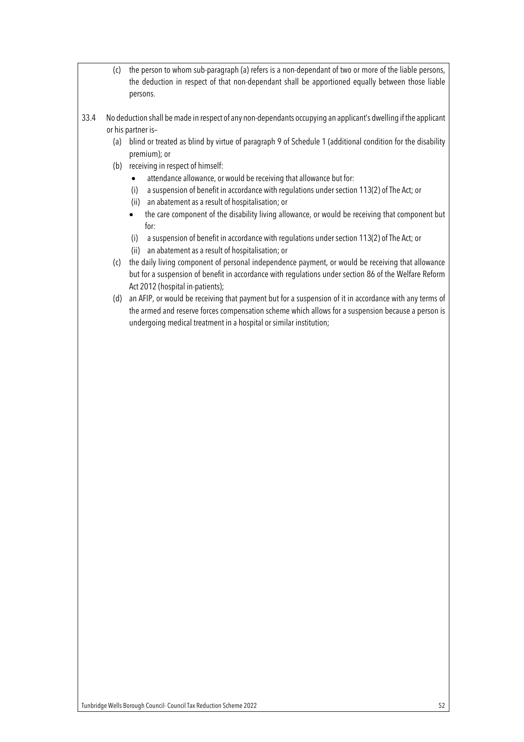(c) the person to whom sub-paragraph (a) refers is a non-dependant of two or more of the liable persons, the deduction in respect of that non-dependant shall be apportioned equally between those liable persons.

33.4 No deduction shall be made in respect of any non-dependants occupying an applicant's dwelling if the applicant or his partner is–

(a) blind or treated as blind by virtue of paragraph 9 of Schedule 1 (additional condition for the disability premium); or

(b) receiving in respect of himself:

- attendance allowance, or would be receiving that allowance but for:
  (i) a suspension of benefit in accordance with regulations under section 113(2) of The Act; or
  (ii) an abatement as a result of hospitalisation; or
- the care component of the disability living allowance, or would be receiving that component but for:
  (i) a suspension of benefit in accordance with regulations under section 113(2) of The Act; or
  (ii) an abatement as a result of hospitalisation; or

(c) the daily living component of personal independence payment, or would be receiving that allowance but for a suspension of benefit in accordance with regulations under section 86 of the Welfare Reform Act 2012 (hospital in-patients);

(d) an AFIP, or would be receiving that payment but for a suspension of it in accordance with any terms of the armed and reserve forces compensation scheme which allows for a suspension because a person is undergoing medical treatment in a hospital or similar institution;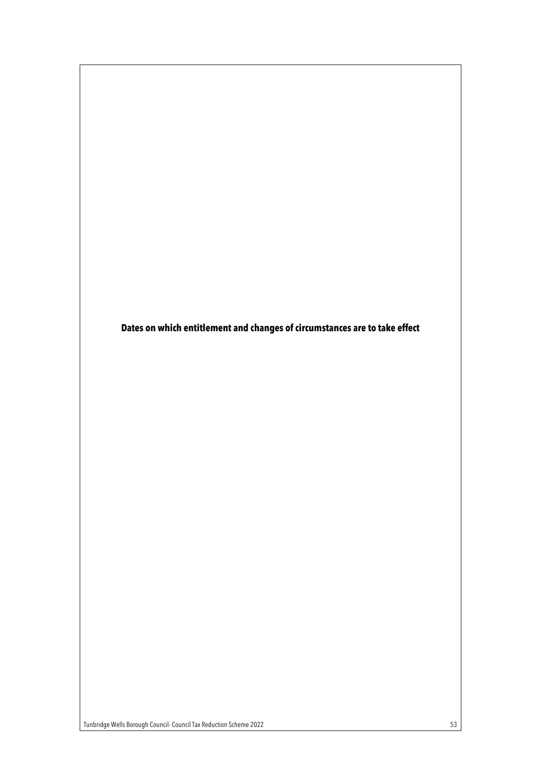# Dates on which entitlement and changes of circumstances are to take effect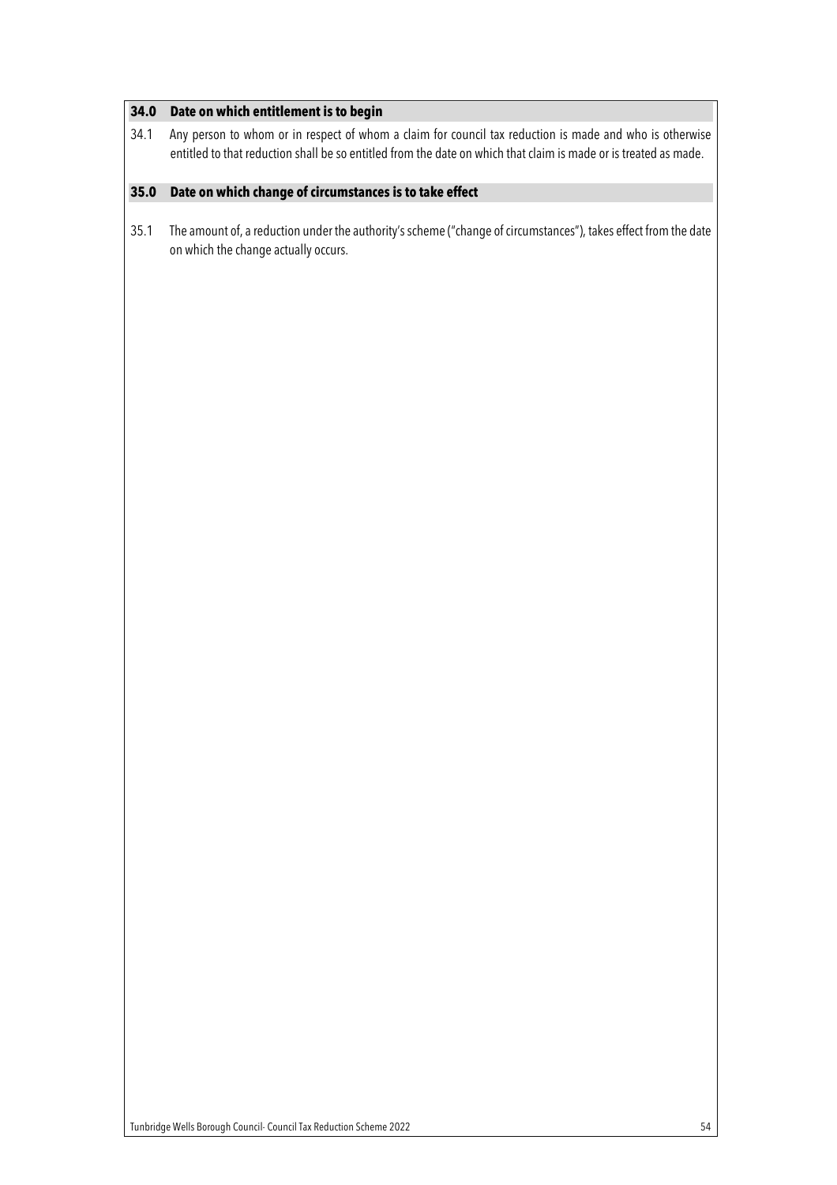## 34.0 Date on which entitlement is to begin

34.1 Any person to whom or in respect of whom a claim for council tax reduction is made and who is otherwise entitled to that reduction shall be so entitled from the date on which that claim is made or is treated as made.

## 35.0 Date on which change of circumstances is to take effect

35.1 The amount of, a reduction under the authority's scheme ("change of circumstances"), takes effect from the date on which the change actually occurs.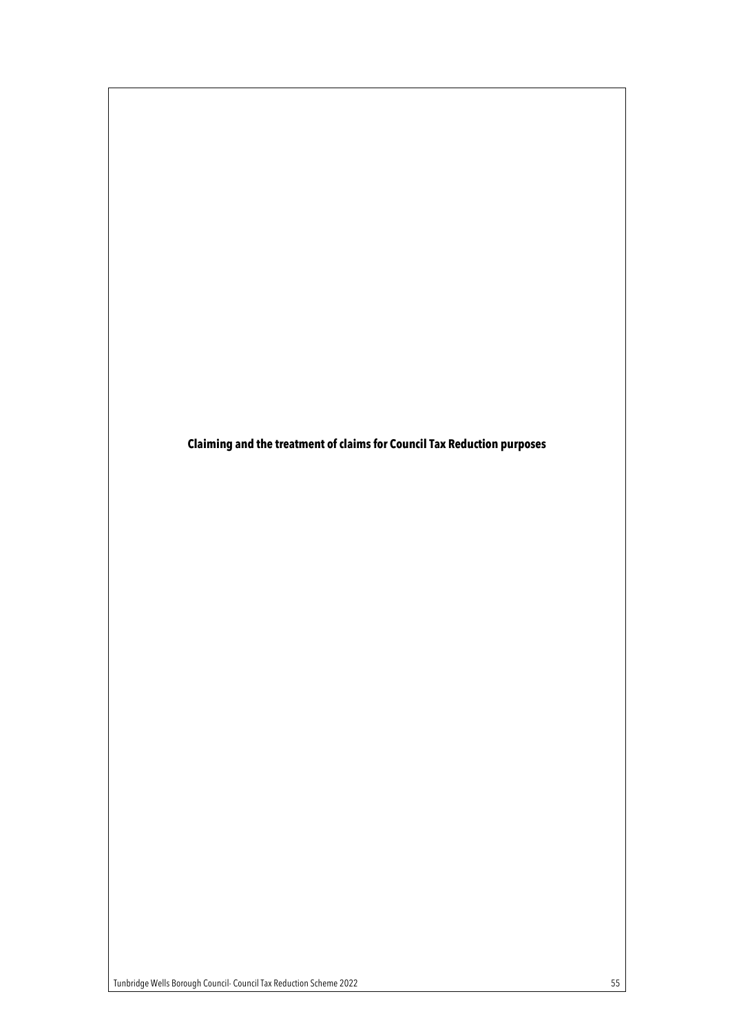**Claiming and the treatment of claims for Council Tax Reduction purposes**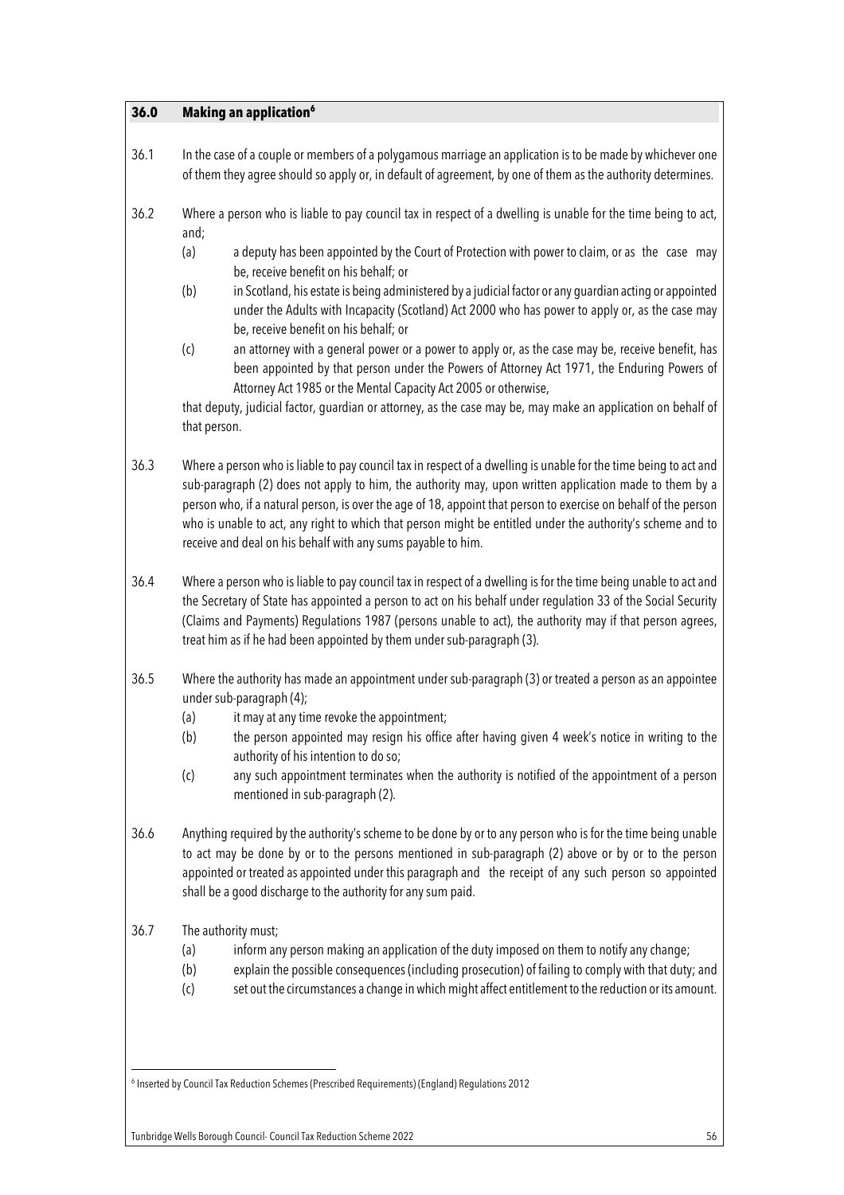## 36.0 Making an application[6]

36.1 In the case of a couple or members of a polygamous marriage an application is to be made by whichever one of them they agree should so apply or, in default of agreement, by one of them as the authority determines.

36.2 Where a person who is liable to pay council tax in respect of a dwelling is unable for the time being to act, and;

(a) a deputy has been appointed by the Court of Protection with power to claim, or as the case may be, receive benefit on his behalf; or

(b) in Scotland, his estate is being administered by a judicial factor or any guardian acting or appointed under the Adults with Incapacity (Scotland) Act 2000 who has power to apply or, as the case may be, receive benefit on his behalf; or

(c) an attorney with a general power or a power to apply or, as the case may be, receive benefit, has been appointed by that person under the Powers of Attorney Act 1971, the Enduring Powers of Attorney Act 1985 or the Mental Capacity Act 2005 or otherwise,

that deputy, judicial factor, guardian or attorney, as the case may be, may make an application on behalf of that person.

36.3 Where a person who is liable to pay council tax in respect of a dwelling is unable for the time being to act and sub-paragraph (2) does not apply to him, the authority may, upon written application made to them by a person who, if a natural person, is over the age of 18, appoint that person to exercise on behalf of the person who is unable to act, any right to which that person might be entitled under the authority's scheme and to receive and deal on his behalf with any sums payable to him.

36.4 Where a person who is liable to pay council tax in respect of a dwelling is for the time being unable to act and the Secretary of State has appointed a person to act on his behalf under regulation 33 of the Social Security (Claims and Payments) Regulations 1987 (persons unable to act), the authority may if that person agrees, treat him as if he had been appointed by them under sub-paragraph (3).

36.5 Where the authority has made an appointment under sub-paragraph (3) or treated a person as an appointee under sub-paragraph (4);

(a) it may at any time revoke the appointment;

(b) the person appointed may resign his office after having given 4 week's notice in writing to the authority of his intention to do so;

(c) any such appointment terminates when the authority is notified of the appointment of a person mentioned in sub-paragraph (2).

36.6 Anything required by the authority's scheme to be done by or to any person who is for the time being unable to act may be done by or to the persons mentioned in sub-paragraph (2) above or by or to the person appointed or treated as appointed under this paragraph and the receipt of any such person so appointed shall be a good discharge to the authority for any sum paid.

36.7 The authority must;

(a) inform any person making an application of the duty imposed on them to notify any change;

(b) explain the possible consequences (including prosecution) of failing to comply with that duty; and

(c) set out the circumstances a change in which might affect entitlement to the reduction or its amount.

[6] Inserted by Council Tax Reduction Schemes (Prescribed Requirements) (England) Regulations 2012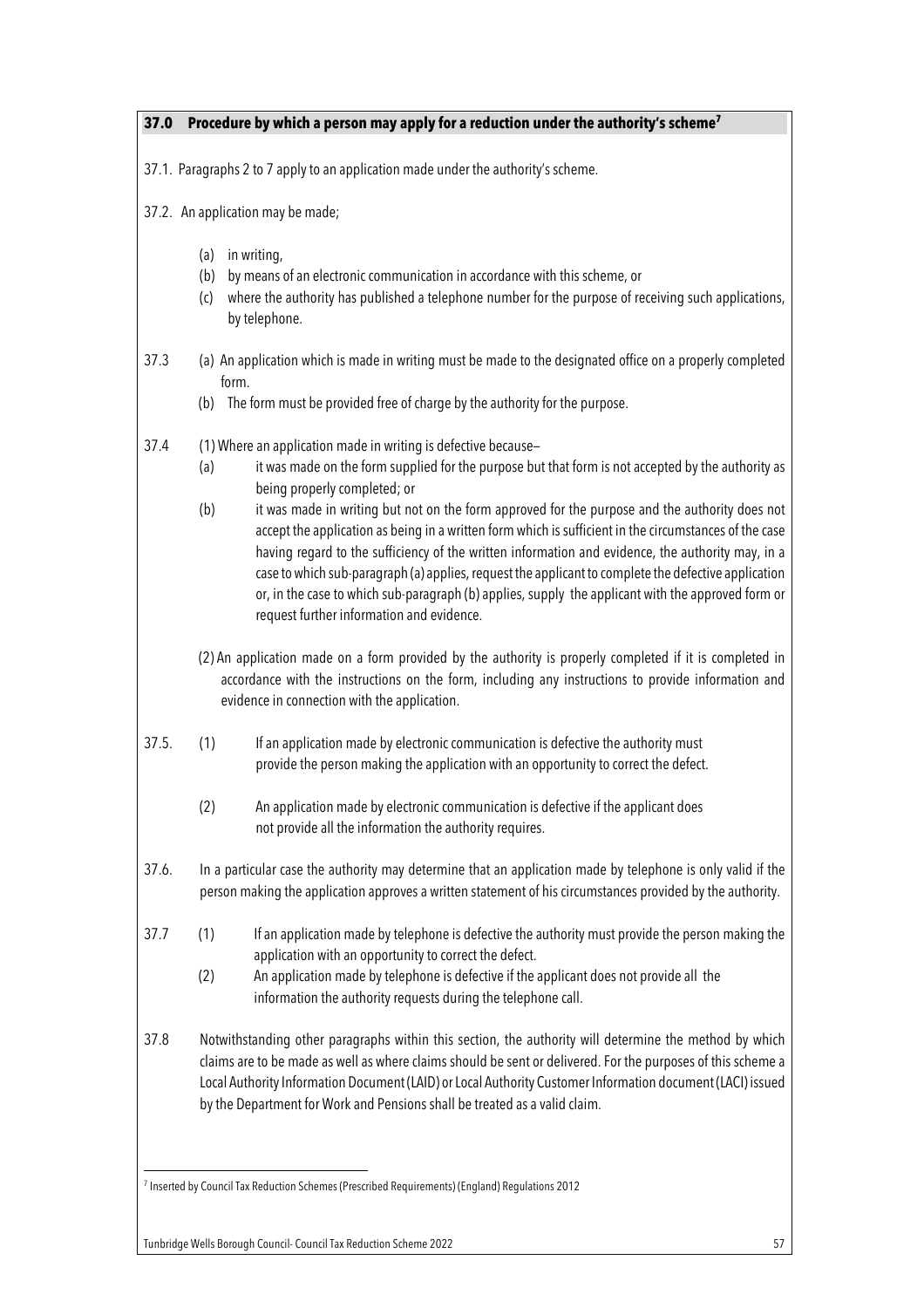## 37.0 Procedure by which a person may apply for a reduction under the authority's scheme[7]

37.1. Paragraphs 2 to 7 apply to an application made under the authority's scheme.

37.2. An application may be made;

- (a) in writing,
- (b) by means of an electronic communication in accordance with this scheme, or
- (c) where the authority has published a telephone number for the purpose of receiving such applications, by telephone.

37.3 (a) An application which is made in writing must be made to the designated office on a properly completed form.

(b) The form must be provided free of charge by the authority for the purpose.

37.4 (1) Where an application made in writing is defective because–

- (a) it was made on the form supplied for the purpose but that form is not accepted by the authority as being properly completed; or
- (b) it was made in writing but not on the form approved for the purpose and the authority does not accept the application as being in a written form which is sufficient in the circumstances of the case having regard to the sufficiency of the written information and evidence, the authority may, in a case to which sub-paragraph (a) applies, request the applicant to complete the defective application or, in the case to which sub-paragraph (b) applies, supply the applicant with the approved form or request further information and evidence.

(2) An application made on a form provided by the authority is properly completed if it is completed in accordance with the instructions on the form, including any instructions to provide information and evidence in connection with the application.

37.5. (1) If an application made by electronic communication is defective the authority must provide the person making the application with an opportunity to correct the defect.

(2) An application made by electronic communication is defective if the applicant does not provide all the information the authority requires.

37.6. In a particular case the authority may determine that an application made by telephone is only valid if the person making the application approves a written statement of his circumstances provided by the authority.

37.7 (1) If an application made by telephone is defective the authority must provide the person making the application with an opportunity to correct the defect.

(2) An application made by telephone is defective if the applicant does not provide all the information the authority requests during the telephone call.

37.8 Notwithstanding other paragraphs within this section, the authority will determine the method by which claims are to be made as well as where claims should be sent or delivered. For the purposes of this scheme a Local Authority Information Document (LAID) or Local Authority Customer Information document (LACI) issued by the Department for Work and Pensions shall be treated as a valid claim.

---

[7] Inserted by Council Tax Reduction Schemes (Prescribed Requirements) (England) Regulations 2012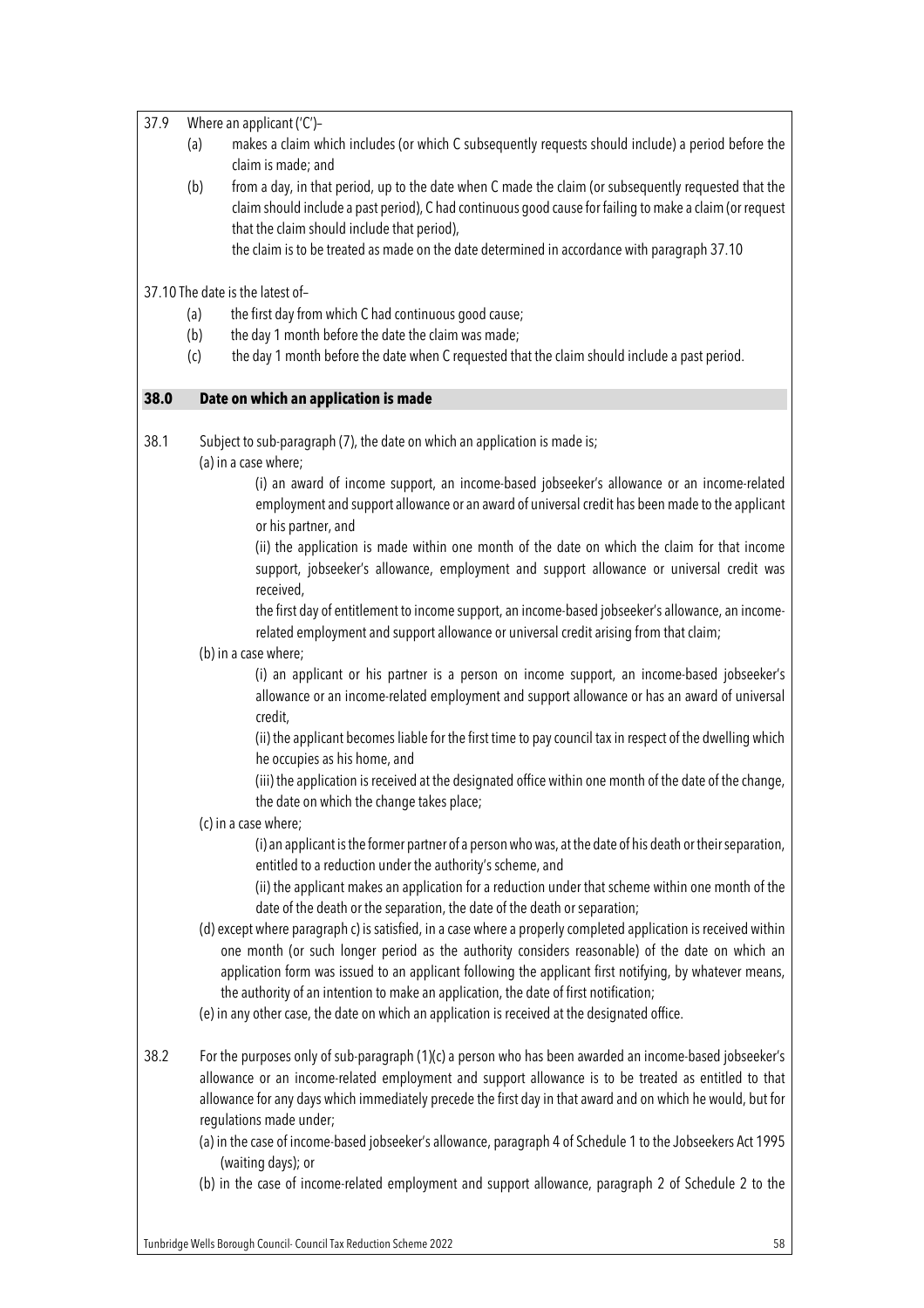37.9 Where an applicant ('C')–

(a) makes a claim which includes (or which C subsequently requests should include) a period before the claim is made; and

(b) from a day, in that period, up to the date when C made the claim (or subsequently requested that the claim should include a past period), C had continuous good cause for failing to make a claim (or request that the claim should include that period),

the claim is to be treated as made on the date determined in accordance with paragraph 37.10

37.10 The date is the latest of–

(a) the first day from which C had continuous good cause;

(b) the day 1 month before the date the claim was made;

(c) the day 1 month before the date when C requested that the claim should include a past period.

## 38.0 Date on which an application is made

38.1 Subject to sub-paragraph (7), the date on which an application is made is;

(a) in a case where;

(i) an award of income support, an income-based jobseeker's allowance or an income-related employment and support allowance or an award of universal credit has been made to the applicant or his partner, and

(ii) the application is made within one month of the date on which the claim for that income support, jobseeker's allowance, employment and support allowance or universal credit was received,

the first day of entitlement to income support, an income-based jobseeker's allowance, an income-related employment and support allowance or universal credit arising from that claim;

(b) in a case where;

(i) an applicant or his partner is a person on income support, an income-based jobseeker's allowance or an income-related employment and support allowance or has an award of universal credit,

(ii) the applicant becomes liable for the first time to pay council tax in respect of the dwelling which he occupies as his home, and

(iii) the application is received at the designated office within one month of the date of the change, the date on which the change takes place;

(c) in a case where;

(i) an applicant is the former partner of a person who was, at the date of his death or their separation, entitled to a reduction under the authority's scheme, and

(ii) the applicant makes an application for a reduction under that scheme within one month of the date of the death or the separation, the date of the death or separation;

(d) except where paragraph c) is satisfied, in a case where a properly completed application is received within one month (or such longer period as the authority considers reasonable) of the date on which an application form was issued to an applicant following the applicant first notifying, by whatever means, the authority of an intention to make an application, the date of first notification;

(e) in any other case, the date on which an application is received at the designated office.

38.2 For the purposes only of sub-paragraph (1)(c) a person who has been awarded an income-based jobseeker's allowance or an income-related employment and support allowance is to be treated as entitled to that allowance for any days which immediately precede the first day in that award and on which he would, but for regulations made under;

(a) in the case of income-based jobseeker's allowance, paragraph 4 of Schedule 1 to the Jobseekers Act 1995 (waiting days); or

(b) in the case of income-related employment and support allowance, paragraph 2 of Schedule 2 to the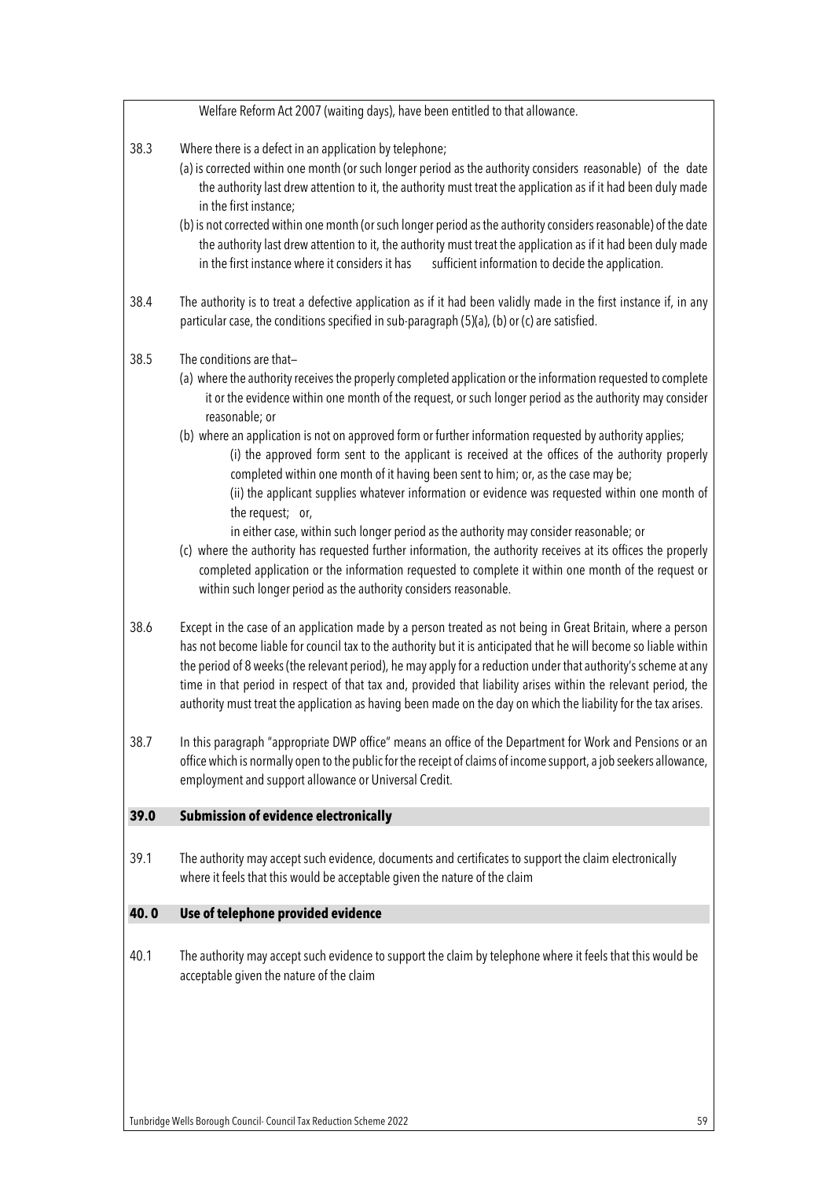Welfare Reform Act 2007 (waiting days), have been entitled to that allowance.

38.3 Where there is a defect in an application by telephone;

(a) is corrected within one month (or such longer period as the authority considers reasonable) of the date the authority last drew attention to it, the authority must treat the application as if it had been duly made in the first instance;

(b) is not corrected within one month (or such longer period as the authority considers reasonable) of the date the authority last drew attention to it, the authority must treat the application as if it had been duly made in the first instance where it considers it has sufficient information to decide the application.

38.4 The authority is to treat a defective application as if it had been validly made in the first instance if, in any particular case, the conditions specified in sub-paragraph (5)(a), (b) or (c) are satisfied.

38.5 The conditions are that–

(a) where the authority receives the properly completed application or the information requested to complete it or the evidence within one month of the request, or such longer period as the authority may consider reasonable; or

(b) where an application is not on approved form or further information requested by authority applies;

(i) the approved form sent to the applicant is received at the offices of the authority properly completed within one month of it having been sent to him; or, as the case may be;

(ii) the applicant supplies whatever information or evidence was requested within one month of the request; or,

in either case, within such longer period as the authority may consider reasonable; or

(c) where the authority has requested further information, the authority receives at its offices the properly completed application or the information requested to complete it within one month of the request or within such longer period as the authority considers reasonable.

38.6 Except in the case of an application made by a person treated as not being in Great Britain, where a person has not become liable for council tax to the authority but it is anticipated that he will become so liable within the period of 8 weeks (the relevant period), he may apply for a reduction under that authority's scheme at any time in that period in respect of that tax and, provided that liability arises within the relevant period, the authority must treat the application as having been made on the day on which the liability for the tax arises.

38.7 In this paragraph "appropriate DWP office" means an office of the Department for Work and Pensions or an office which is normally open to the public for the receipt of claims of income support, a job seekers allowance, employment and support allowance or Universal Credit.

## 39.0 Submission of evidence electronically

39.1 The authority may accept such evidence, documents and certificates to support the claim electronically where it feels that this would be acceptable given the nature of the claim

## 40. 0 Use of telephone provided evidence

40.1 The authority may accept such evidence to support the claim by telephone where it feels that this would be acceptable given the nature of the claim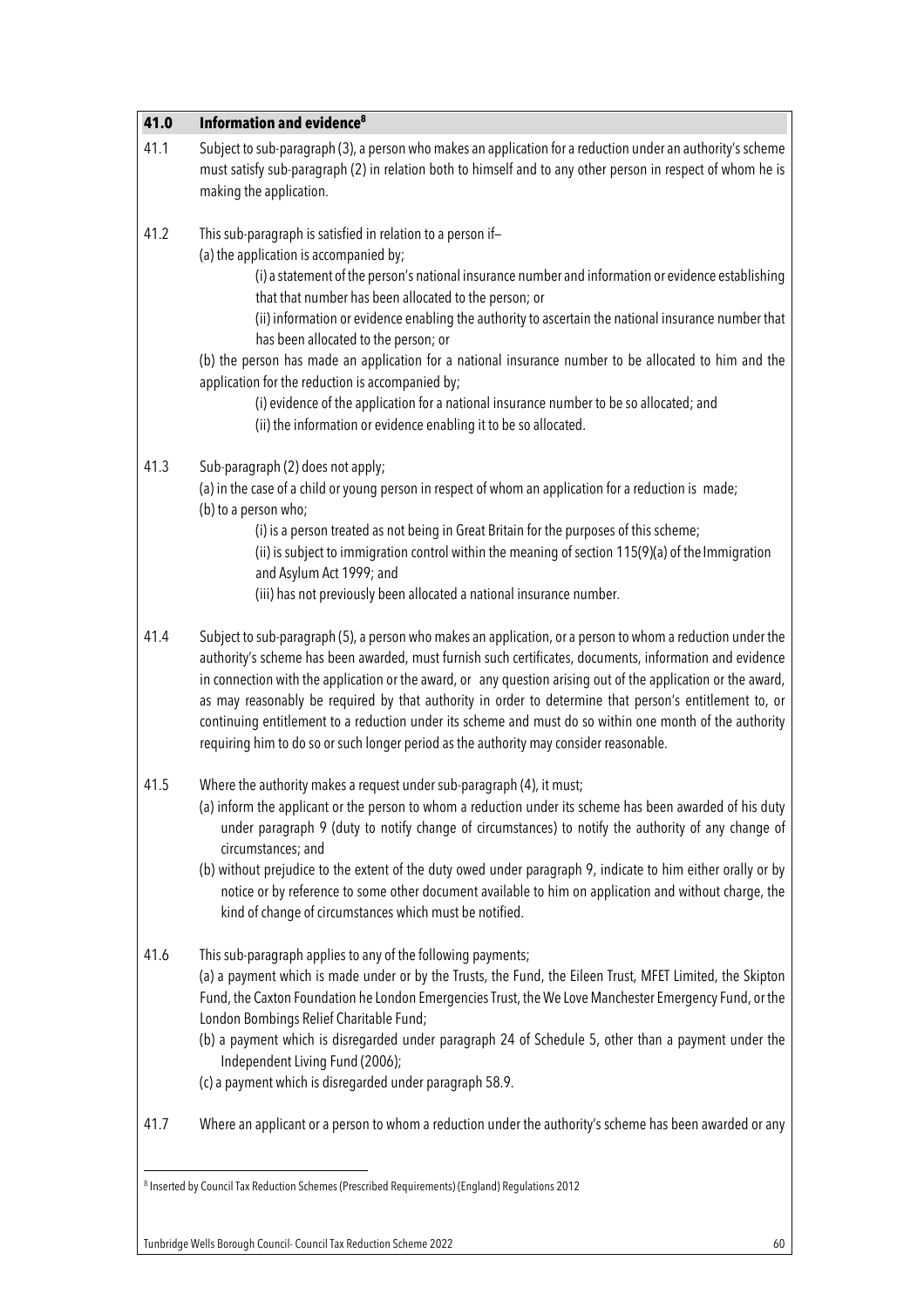| 41.0 | **Information and evidence**[8] |
|---|---|
| 41.1 | Subject to sub-paragraph (3), a person who makes an application for a reduction under an authority's scheme must satisfy sub-paragraph (2) in relation both to himself and to any other person in respect of whom he is making the application. |
| 41.2 | This sub-paragraph is satisfied in relation to a person if–<br>(a) the application is accompanied by;<br>(i) a statement of the person's national insurance number and information or evidence establishing that that number has been allocated to the person; or<br>(ii) information or evidence enabling the authority to ascertain the national insurance number that has been allocated to the person; or<br>(b) the person has made an application for a national insurance number to be allocated to him and the application for the reduction is accompanied by;<br>(i) evidence of the application for a national insurance number to be so allocated; and<br>(ii) the information or evidence enabling it to be so allocated. |
| 41.3 | Sub-paragraph (2) does not apply;<br>(a) in the case of a child or young person in respect of whom an application for a reduction is made;<br>(b) to a person who;<br>(i) is a person treated as not being in Great Britain for the purposes of this scheme;<br>(ii) is subject to immigration control within the meaning of section 115(9)(a) of the Immigration and Asylum Act 1999; and<br>(iii) has not previously been allocated a national insurance number. |
| 41.4 | Subject to sub-paragraph (5), a person who makes an application, or a person to whom a reduction under the authority's scheme has been awarded, must furnish such certificates, documents, information and evidence in connection with the application or the award, or any question arising out of the application or the award, as may reasonably be required by that authority in order to determine that person's entitlement to, or continuing entitlement to a reduction under its scheme and must do so within one month of the authority requiring him to do so or such longer period as the authority may consider reasonable. |
| 41.5 | Where the authority makes a request under sub-paragraph (4), it must;<br>(a) inform the applicant or the person to whom a reduction under its scheme has been awarded of his duty under paragraph 9 (duty to notify change of circumstances) to notify the authority of any change of circumstances; and<br>(b) without prejudice to the extent of the duty owed under paragraph 9, indicate to him either orally or by notice or by reference to some other document available to him on application and without charge, the kind of change of circumstances which must be notified. |
| 41.6 | This sub-paragraph applies to any of the following payments;<br>(a) a payment which is made under or by the Trusts, the Fund, the Eileen Trust, MFET Limited, the Skipton Fund, the Caxton Foundation he London Emergencies Trust, the We Love Manchester Emergency Fund, or the London Bombings Relief Charitable Fund;<br>(b) a payment which is disregarded under paragraph 24 of Schedule 5, other than a payment under the Independent Living Fund (2006);<br>(c) a payment which is disregarded under paragraph 58.9. |
| 41.7 | Where an applicant or a person to whom a reduction under the authority's scheme has been awarded or any |

[8] Inserted by Council Tax Reduction Schemes (Prescribed Requirements) (England) Regulations 2012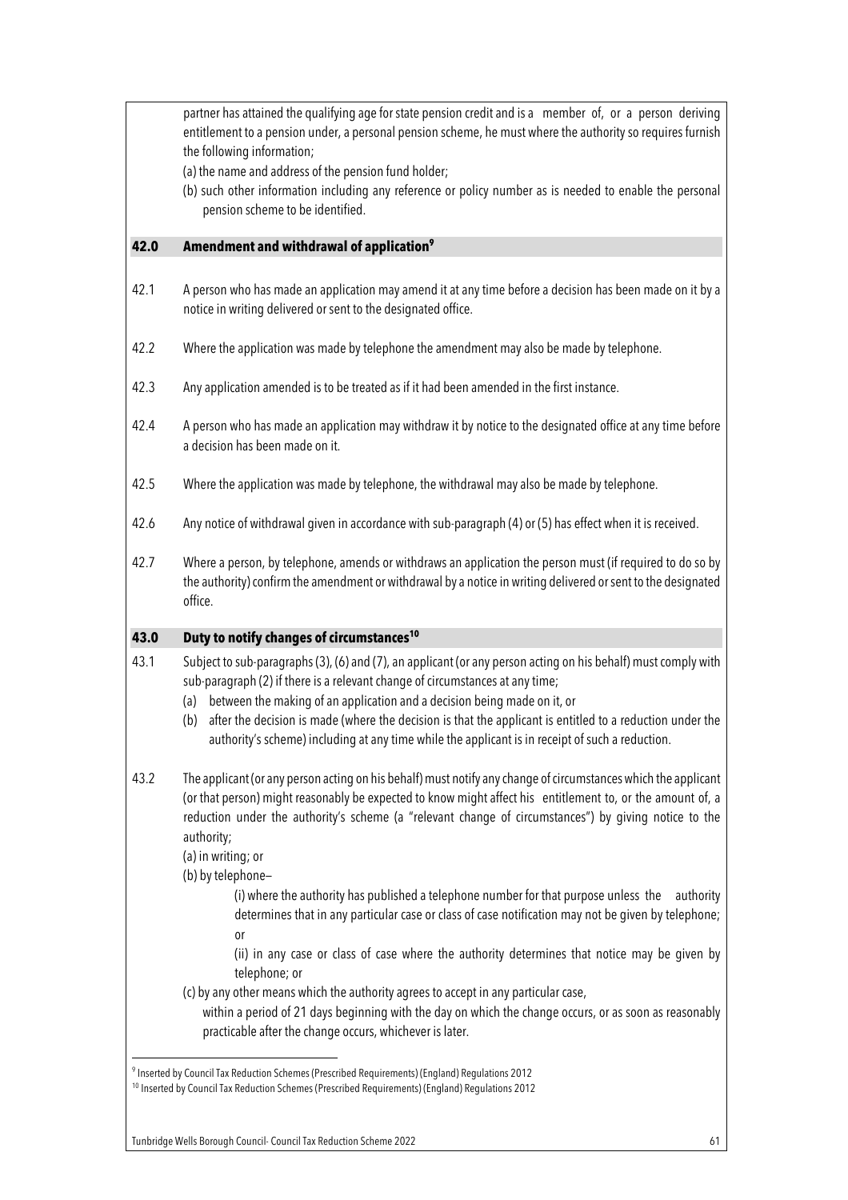partner has attained the qualifying age for state pension credit and is a member of, or a person deriving entitlement to a pension under, a personal pension scheme, he must where the authority so requires furnish the following information;

(a) the name and address of the pension fund holder;

(b) such other information including any reference or policy number as is needed to enable the personal pension scheme to be identified.

## 42.0 Amendment and withdrawal of application[9]

42.1 A person who has made an application may amend it at any time before a decision has been made on it by a notice in writing delivered or sent to the designated office.

42.2 Where the application was made by telephone the amendment may also be made by telephone.

42.3 Any application amended is to be treated as if it had been amended in the first instance.

42.4 A person who has made an application may withdraw it by notice to the designated office at any time before a decision has been made on it.

42.5 Where the application was made by telephone, the withdrawal may also be made by telephone.

42.6 Any notice of withdrawal given in accordance with sub-paragraph (4) or (5) has effect when it is received.

42.7 Where a person, by telephone, amends or withdraws an application the person must (if required to do so by the authority) confirm the amendment or withdrawal by a notice in writing delivered or sent to the designated office.

## 43.0 Duty to notify changes of circumstances[10]

43.1 Subject to sub-paragraphs (3), (6) and (7), an applicant (or any person acting on his behalf) must comply with sub-paragraph (2) if there is a relevant change of circumstances at any time;

(a) between the making of an application and a decision being made on it, or

(b) after the decision is made (where the decision is that the applicant is entitled to a reduction under the authority's scheme) including at any time while the applicant is in receipt of such a reduction.

43.2 The applicant (or any person acting on his behalf) must notify any change of circumstances which the applicant (or that person) might reasonably be expected to know might affect his entitlement to, or the amount of, a reduction under the authority's scheme (a "relevant change of circumstances") by giving notice to the authority;

(a) in writing; or

(b) by telephone–

(i) where the authority has published a telephone number for that purpose unless the authority determines that in any particular case or class of case notification may not be given by telephone; or

(ii) in any case or class of case where the authority determines that notice may be given by telephone; or

(c) by any other means which the authority agrees to accept in any particular case,

within a period of 21 days beginning with the day on which the change occurs, or as soon as reasonably practicable after the change occurs, whichever is later.

---

[9] Inserted by Council Tax Reduction Schemes (Prescribed Requirements) (England) Regulations 2012

[10] Inserted by Council Tax Reduction Schemes (Prescribed Requirements) (England) Regulations 2012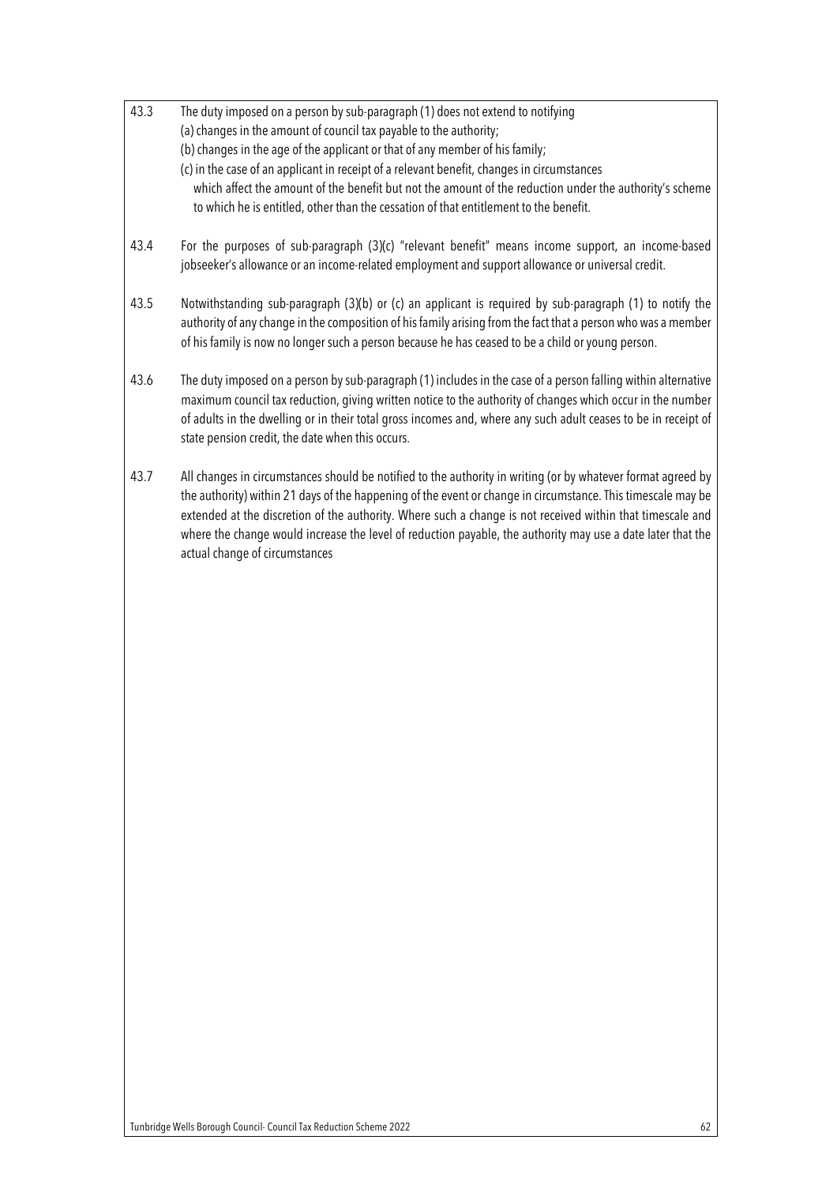43.3 The duty imposed on a person by sub-paragraph (1) does not extend to notifying

(a) changes in the amount of council tax payable to the authority;

(b) changes in the age of the applicant or that of any member of his family;

(c) in the case of an applicant in receipt of a relevant benefit, changes in circumstances which affect the amount of the benefit but not the amount of the reduction under the authority's scheme to which he is entitled, other than the cessation of that entitlement to the benefit.

43.4 For the purposes of sub-paragraph (3)(c) "relevant benefit" means income support, an income-based jobseeker's allowance or an income-related employment and support allowance or universal credit.

43.5 Notwithstanding sub-paragraph (3)(b) or (c) an applicant is required by sub-paragraph (1) to notify the authority of any change in the composition of his family arising from the fact that a person who was a member of his family is now no longer such a person because he has ceased to be a child or young person.

43.6 The duty imposed on a person by sub-paragraph (1) includes in the case of a person falling within alternative maximum council tax reduction, giving written notice to the authority of changes which occur in the number of adults in the dwelling or in their total gross incomes and, where any such adult ceases to be in receipt of state pension credit, the date when this occurs.

43.7 All changes in circumstances should be notified to the authority in writing (or by whatever format agreed by the authority) within 21 days of the happening of the event or change in circumstance. This timescale may be extended at the discretion of the authority. Where such a change is not received within that timescale and where the change would increase the level of reduction payable, the authority may use a date later that the actual change of circumstances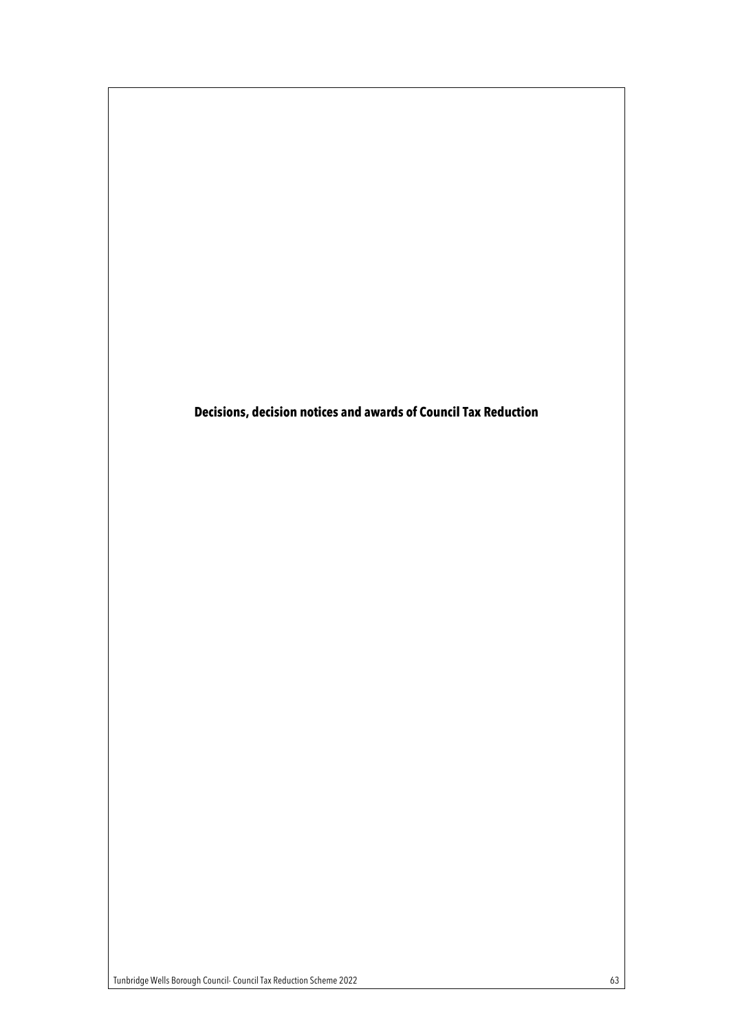# Decisions, decision notices and awards of Council Tax Reduction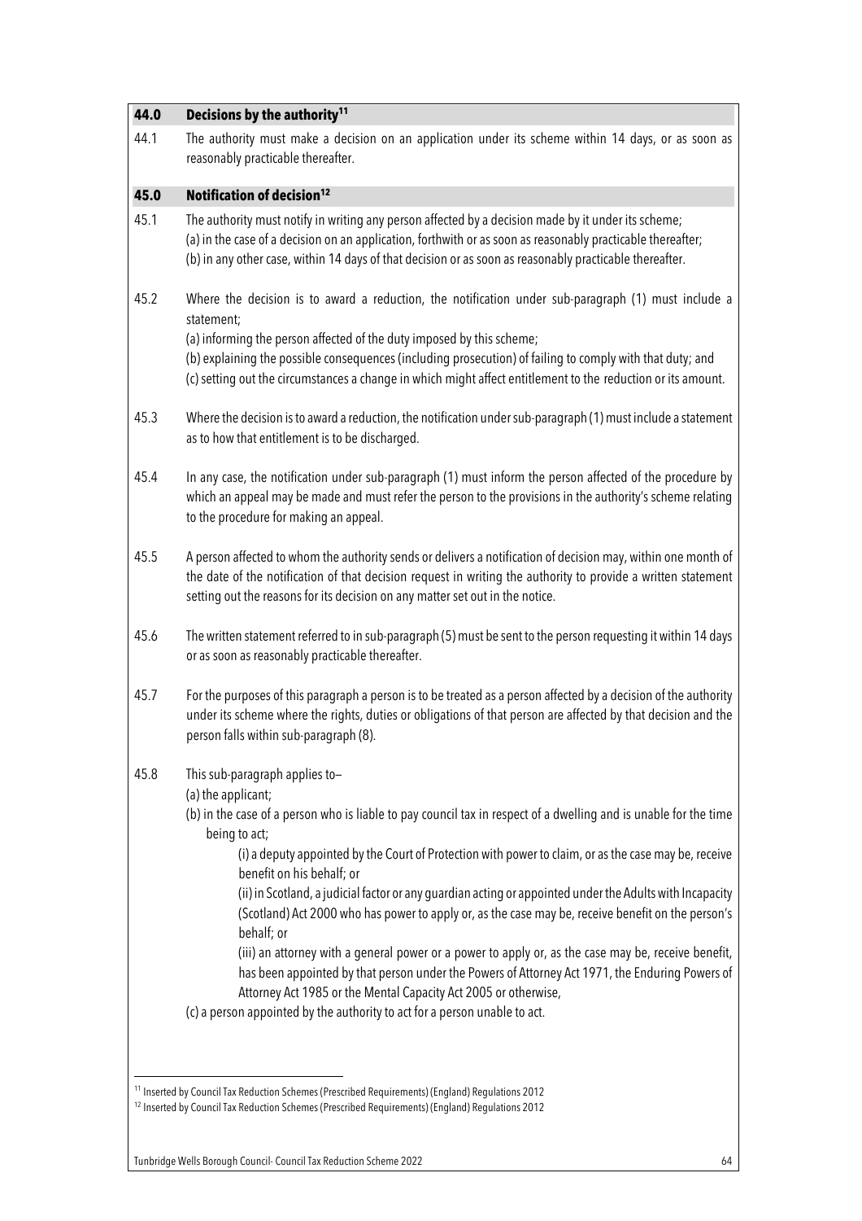## 44.0 Decisions by the authority[11]

44.1 The authority must make a decision on an application under its scheme within 14 days, or as soon as reasonably practicable thereafter.

## 45.0 Notification of decision[12]

45.1 The authority must notify in writing any person affected by a decision made by it under its scheme;
(a) in the case of a decision on an application, forthwith or as soon as reasonably practicable thereafter;
(b) in any other case, within 14 days of that decision or as soon as reasonably practicable thereafter.

45.2 Where the decision is to award a reduction, the notification under sub-paragraph (1) must include a statement;
(a) informing the person affected of the duty imposed by this scheme;
(b) explaining the possible consequences (including prosecution) of failing to comply with that duty; and
(c) setting out the circumstances a change in which might affect entitlement to the reduction or its amount.

45.3 Where the decision is to award a reduction, the notification under sub-paragraph (1) must include a statement as to how that entitlement is to be discharged.

45.4 In any case, the notification under sub-paragraph (1) must inform the person affected of the procedure by which an appeal may be made and must refer the person to the provisions in the authority's scheme relating to the procedure for making an appeal.

45.5 A person affected to whom the authority sends or delivers a notification of decision may, within one month of the date of the notification of that decision request in writing the authority to provide a written statement setting out the reasons for its decision on any matter set out in the notice.

45.6 The written statement referred to in sub-paragraph (5) must be sent to the person requesting it within 14 days or as soon as reasonably practicable thereafter.

45.7 For the purposes of this paragraph a person is to be treated as a person affected by a decision of the authority under its scheme where the rights, duties or obligations of that person are affected by that decision and the person falls within sub-paragraph (8).

45.8 This sub-paragraph applies to–
(a) the applicant;
(b) in the case of a person who is liable to pay council tax in respect of a dwelling and is unable for the time being to act;
(i) a deputy appointed by the Court of Protection with power to claim, or as the case may be, receive benefit on his behalf; or
(ii) in Scotland, a judicial factor or any guardian acting or appointed under the Adults with Incapacity (Scotland) Act 2000 who has power to apply or, as the case may be, receive benefit on the person's behalf; or
(iii) an attorney with a general power or a power to apply or, as the case may be, receive benefit, has been appointed by that person under the Powers of Attorney Act 1971, the Enduring Powers of Attorney Act 1985 or the Mental Capacity Act 2005 or otherwise,
(c) a person appointed by the authority to act for a person unable to act.

---

[11] Inserted by Council Tax Reduction Schemes (Prescribed Requirements) (England) Regulations 2012

[12] Inserted by Council Tax Reduction Schemes (Prescribed Requirements) (England) Regulations 2012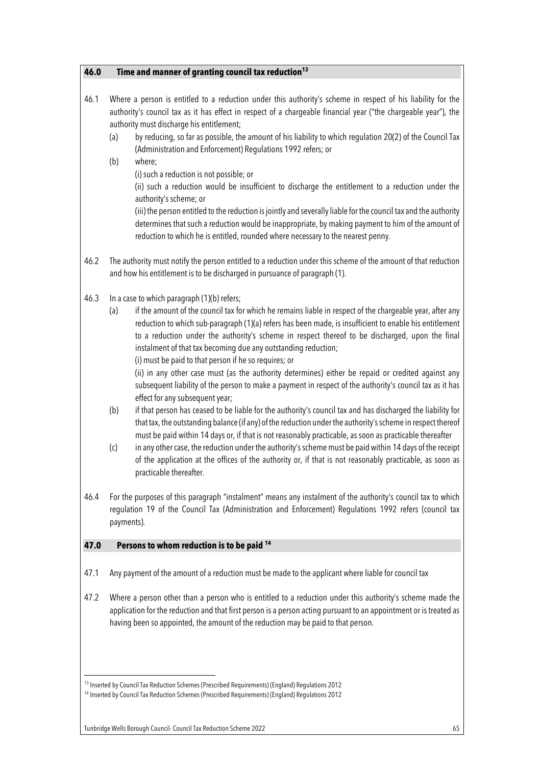## 46.0 Time and manner of granting council tax reduction[13]

46.1 Where a person is entitled to a reduction under this authority's scheme in respect of his liability for the authority's council tax as it has effect in respect of a chargeable financial year ("the chargeable year"), the authority must discharge his entitlement;

(a) by reducing, so far as possible, the amount of his liability to which regulation 20(2) of the Council Tax (Administration and Enforcement) Regulations 1992 refers; or

(b) where;

(i) such a reduction is not possible; or

(ii) such a reduction would be insufficient to discharge the entitlement to a reduction under the authority's scheme; or

(iii) the person entitled to the reduction is jointly and severally liable for the council tax and the authority determines that such a reduction would be inappropriate, by making payment to him of the amount of reduction to which he is entitled, rounded where necessary to the nearest penny.

46.2 The authority must notify the person entitled to a reduction under this scheme of the amount of that reduction and how his entitlement is to be discharged in pursuance of paragraph (1).

46.3 In a case to which paragraph (1)(b) refers;

(a) if the amount of the council tax for which he remains liable in respect of the chargeable year, after any reduction to which sub-paragraph (1)(a) refers has been made, is insufficient to enable his entitlement to a reduction under the authority's scheme in respect thereof to be discharged, upon the final instalment of that tax becoming due any outstanding reduction;

(i) must be paid to that person if he so requires; or

(ii) in any other case must (as the authority determines) either be repaid or credited against any subsequent liability of the person to make a payment in respect of the authority's council tax as it has effect for any subsequent year;

(b) if that person has ceased to be liable for the authority's council tax and has discharged the liability for that tax, the outstanding balance (if any) of the reduction under the authority's scheme in respect thereof must be paid within 14 days or, if that is not reasonably practicable, as soon as practicable thereafter

(c) in any other case, the reduction under the authority's scheme must be paid within 14 days of the receipt of the application at the offices of the authority or, if that is not reasonably practicable, as soon as practicable thereafter.

46.4 For the purposes of this paragraph "instalment" means any instalment of the authority's council tax to which regulation 19 of the Council Tax (Administration and Enforcement) Regulations 1992 refers (council tax payments).

## 47.0 Persons to whom reduction is to be paid [14]

47.1 Any payment of the amount of a reduction must be made to the applicant where liable for council tax

47.2 Where a person other than a person who is entitled to a reduction under this authority's scheme made the application for the reduction and that first person is a person acting pursuant to an appointment or is treated as having been so appointed, the amount of the reduction may be paid to that person.

---

[13] Inserted by Council Tax Reduction Schemes (Prescribed Requirements) (England) Regulations 2012

[14] Inserted by Council Tax Reduction Schemes (Prescribed Requirements) (England) Regulations 2012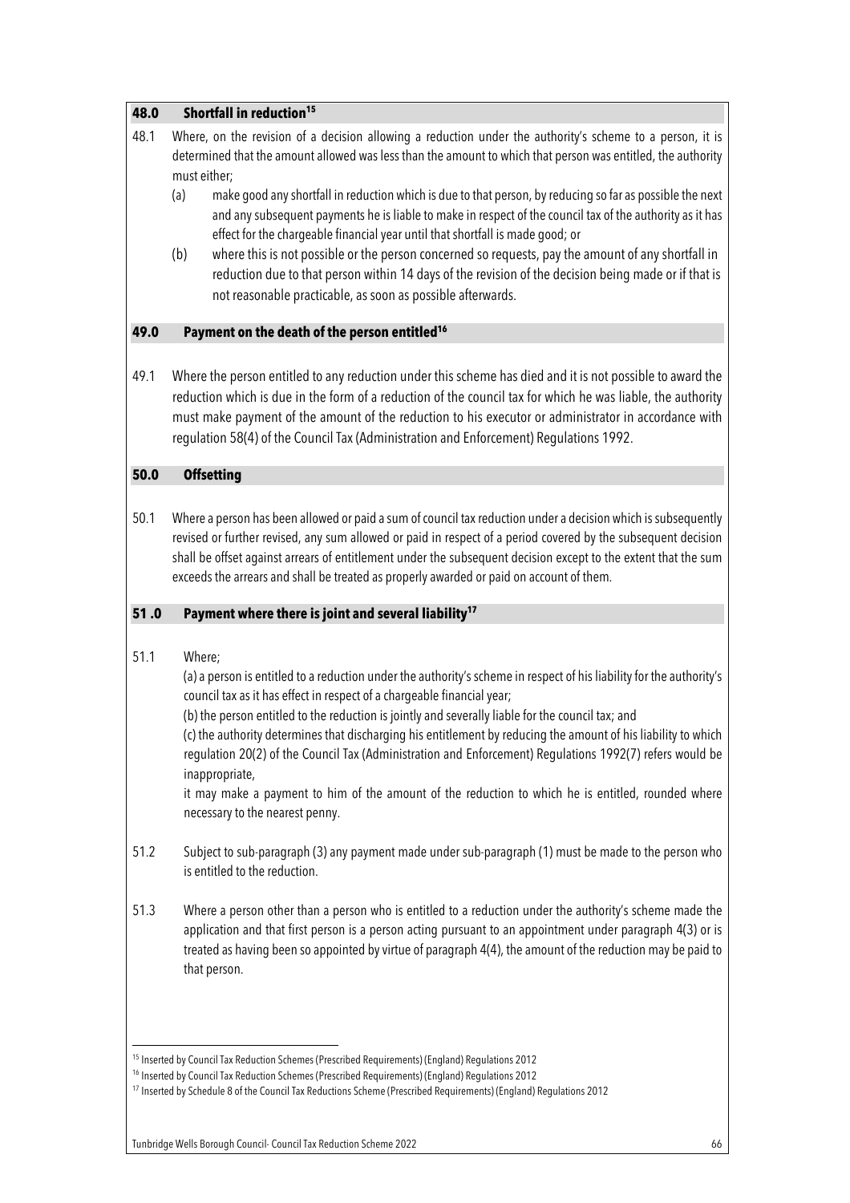## 48.0 Shortfall in reduction[15]

48.1 Where, on the revision of a decision allowing a reduction under the authority's scheme to a person, it is determined that the amount allowed was less than the amount to which that person was entitled, the authority must either;

(a) make good any shortfall in reduction which is due to that person, by reducing so far as possible the next and any subsequent payments he is liable to make in respect of the council tax of the authority as it has effect for the chargeable financial year until that shortfall is made good; or

(b) where this is not possible or the person concerned so requests, pay the amount of any shortfall in reduction due to that person within 14 days of the revision of the decision being made or if that is not reasonable practicable, as soon as possible afterwards.

## 49.0 Payment on the death of the person entitled[16]

49.1 Where the person entitled to any reduction under this scheme has died and it is not possible to award the reduction which is due in the form of a reduction of the council tax for which he was liable, the authority must make payment of the amount of the reduction to his executor or administrator in accordance with regulation 58(4) of the Council Tax (Administration and Enforcement) Regulations 1992.

## 50.0 Offsetting

50.1 Where a person has been allowed or paid a sum of council tax reduction under a decision which is subsequently revised or further revised, any sum allowed or paid in respect of a period covered by the subsequent decision shall be offset against arrears of entitlement under the subsequent decision except to the extent that the sum exceeds the arrears and shall be treated as properly awarded or paid on account of them.

## 51 .0 Payment where there is joint and several liability[17]

51.1 Where;

(a) a person is entitled to a reduction under the authority's scheme in respect of his liability for the authority's council tax as it has effect in respect of a chargeable financial year;

(b) the person entitled to the reduction is jointly and severally liable for the council tax; and

(c) the authority determines that discharging his entitlement by reducing the amount of his liability to which regulation 20(2) of the Council Tax (Administration and Enforcement) Regulations 1992(7) refers would be inappropriate,

it may make a payment to him of the amount of the reduction to which he is entitled, rounded where necessary to the nearest penny.

51.2 Subject to sub-paragraph (3) any payment made under sub-paragraph (1) must be made to the person who is entitled to the reduction.

51.3 Where a person other than a person who is entitled to a reduction under the authority's scheme made the application and that first person is a person acting pursuant to an appointment under paragraph 4(3) or is treated as having been so appointed by virtue of paragraph 4(4), the amount of the reduction may be paid to that person.

---

[15] Inserted by Council Tax Reduction Schemes (Prescribed Requirements) (England) Regulations 2012

[16] Inserted by Council Tax Reduction Schemes (Prescribed Requirements) (England) Regulations 2012

[17] Inserted by Schedule 8 of the Council Tax Reductions Scheme (Prescribed Requirements) (England) Regulations 2012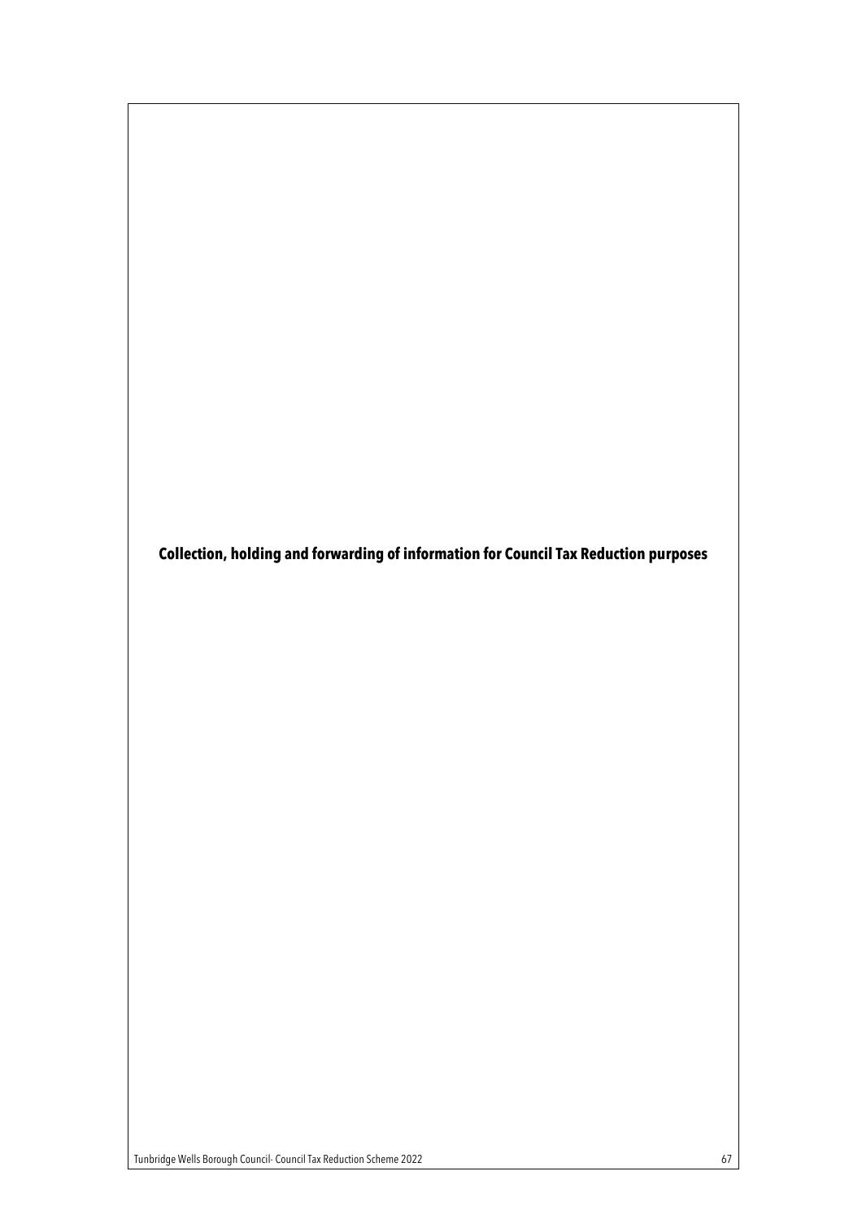**Collection, holding and forwarding of information for Council Tax Reduction purposes**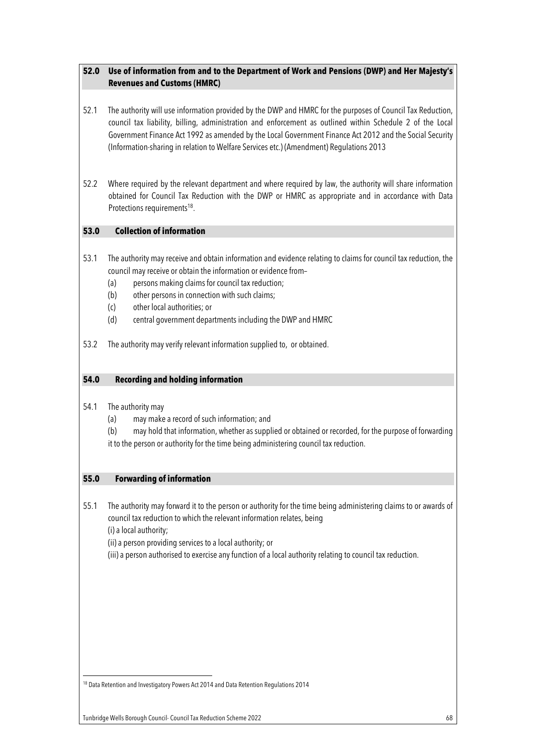## 52.0 Use of information from and to the Department of Work and Pensions (DWP) and Her Majesty's Revenues and Customs (HMRC)

52.1 The authority will use information provided by the DWP and HMRC for the purposes of Council Tax Reduction, council tax liability, billing, administration and enforcement as outlined within Schedule 2 of the Local Government Finance Act 1992 as amended by the Local Government Finance Act 2012 and the Social Security (Information-sharing in relation to Welfare Services etc.) (Amendment) Regulations 2013

52.2 Where required by the relevant department and where required by law, the authority will share information obtained for Council Tax Reduction with the DWP or HMRC as appropriate and in accordance with Data Protections requirements[18].

## 53.0 Collection of information

53.1 The authority may receive and obtain information and evidence relating to claims for council tax reduction, the council may receive or obtain the information or evidence from–

- (a) persons making claims for council tax reduction;
- (b) other persons in connection with such claims;
- (c) other local authorities; or
- (d) central government departments including the DWP and HMRC

53.2 The authority may verify relevant information supplied to, or obtained.

## 54.0 Recording and holding information

54.1 The authority may

- (a) may make a record of such information; and
- (b) may hold that information, whether as supplied or obtained or recorded, for the purpose of forwarding it to the person or authority for the time being administering council tax reduction.

## 55.0 Forwarding of information

55.1 The authority may forward it to the person or authority for the time being administering claims to or awards of council tax reduction to which the relevant information relates, being

(i) a local authority;

(ii) a person providing services to a local authority; or

(iii) a person authorised to exercise any function of a local authority relating to council tax reduction.

---

[18] Data Retention and Investigatory Powers Act 2014 and Data Retention Regulations 2014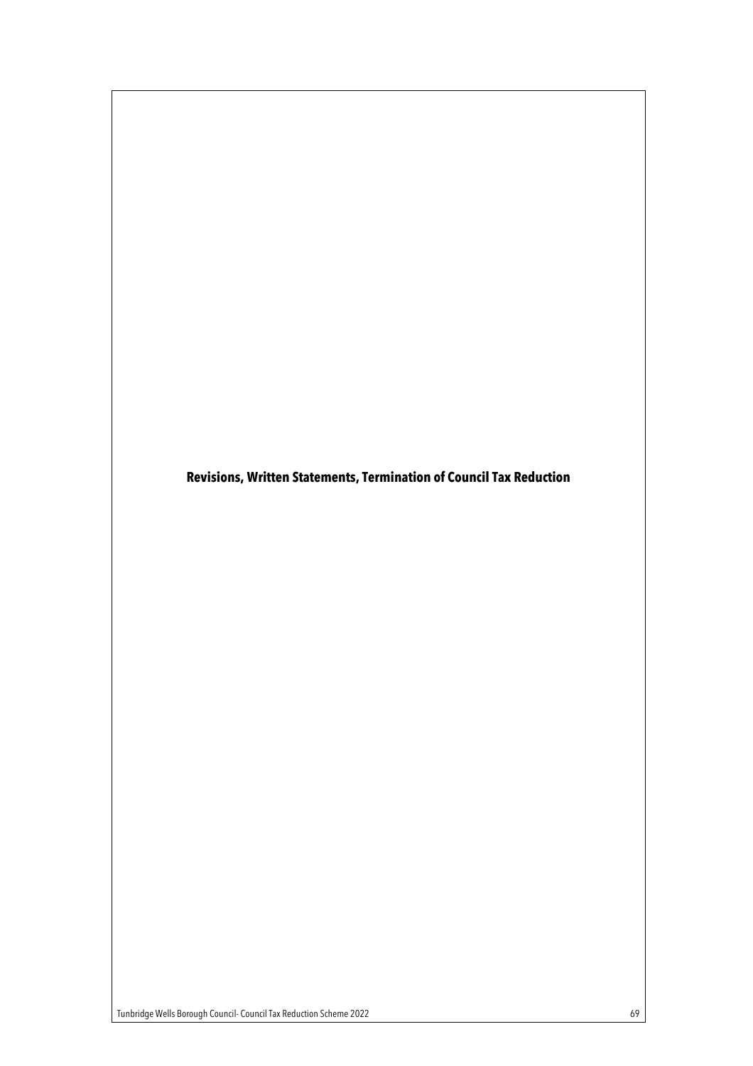# Revisions, Written Statements, Termination of Council Tax Reduction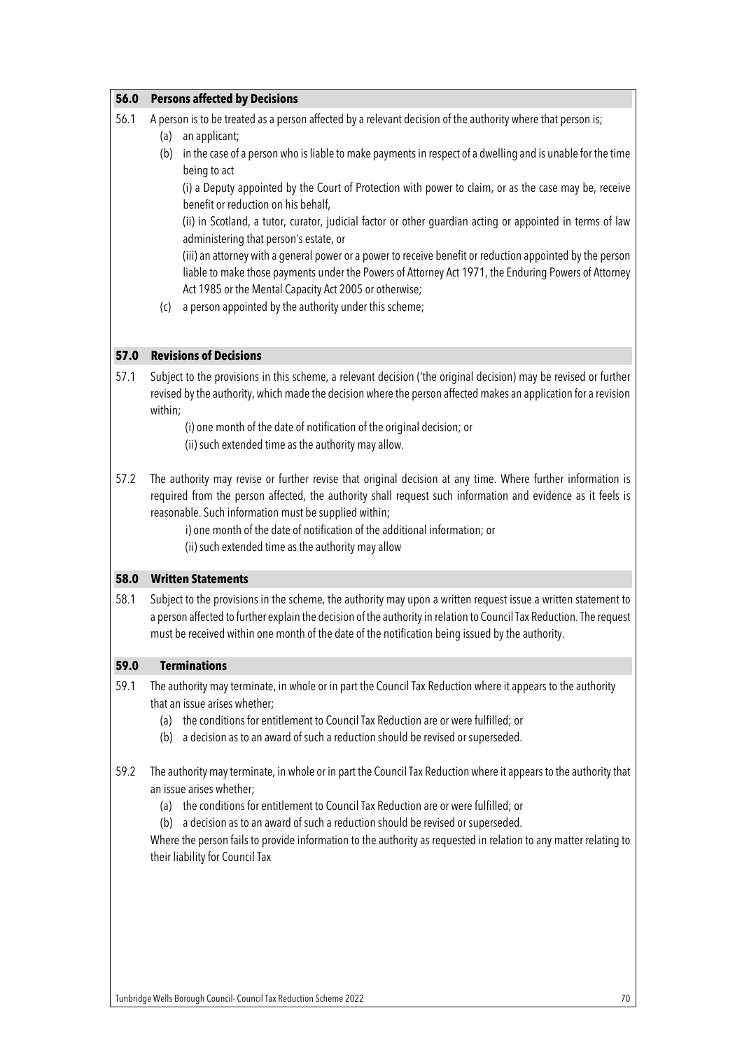## 56.0 Persons affected by Decisions

56.1 A person is to be treated as a person affected by a relevant decision of the authority where that person is;

(a) an applicant;

(b) in the case of a person who is liable to make payments in respect of a dwelling and is unable for the time being to act

(i) a Deputy appointed by the Court of Protection with power to claim, or as the case may be, receive benefit or reduction on his behalf,

(ii) in Scotland, a tutor, curator, judicial factor or other guardian acting or appointed in terms of law administering that person's estate, or

(iii) an attorney with a general power or a power to receive benefit or reduction appointed by the person liable to make those payments under the Powers of Attorney Act 1971, the Enduring Powers of Attorney Act 1985 or the Mental Capacity Act 2005 or otherwise;

(c) a person appointed by the authority under this scheme;

## 57.0 Revisions of Decisions

57.1 Subject to the provisions in this scheme, a relevant decision ('the original decision) may be revised or further revised by the authority, which made the decision where the person affected makes an application for a revision within;

(i) one month of the date of notification of the original decision; or

(ii) such extended time as the authority may allow.

57.2 The authority may revise or further revise that original decision at any time. Where further information is required from the person affected, the authority shall request such information and evidence as it feels is reasonable. Such information must be supplied within;

i) one month of the date of notification of the additional information; or

(ii) such extended time as the authority may allow

## 58.0 Written Statements

58.1 Subject to the provisions in the scheme, the authority may upon a written request issue a written statement to a person affected to further explain the decision of the authority in relation to Council Tax Reduction. The request must be received within one month of the date of the notification being issued by the authority.

## 59.0 Terminations

59.1 The authority may terminate, in whole or in part the Council Tax Reduction where it appears to the authority that an issue arises whether;

(a) the conditions for entitlement to Council Tax Reduction are or were fulfilled; or

(b) a decision as to an award of such a reduction should be revised or superseded.

59.2 The authority may terminate, in whole or in part the Council Tax Reduction where it appears to the authority that an issue arises whether;

(a) the conditions for entitlement to Council Tax Reduction are or were fulfilled; or

(b) a decision as to an award of such a reduction should be revised or superseded.

Where the person fails to provide information to the authority as requested in relation to any matter relating to their liability for Council Tax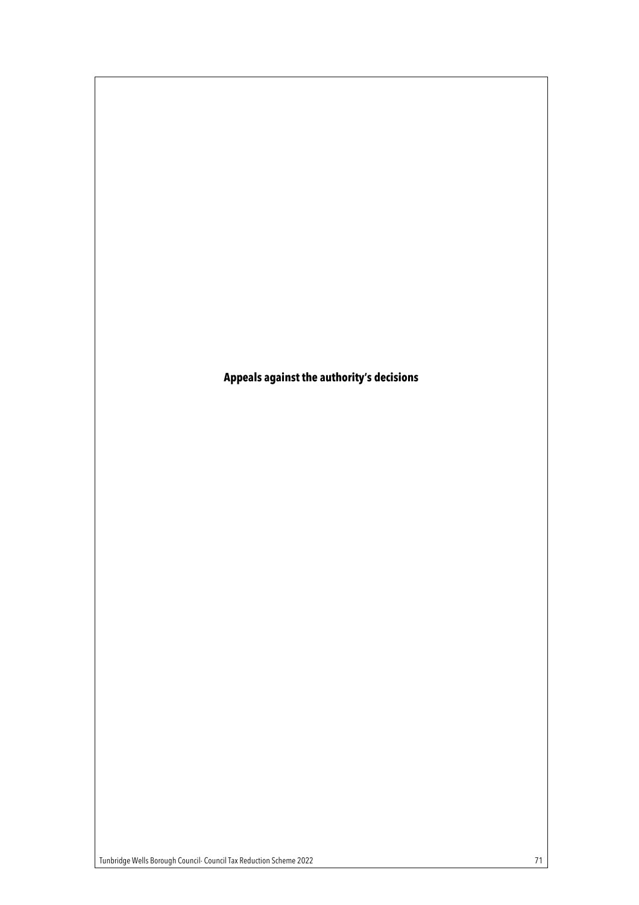# Appeals against the authority's decisions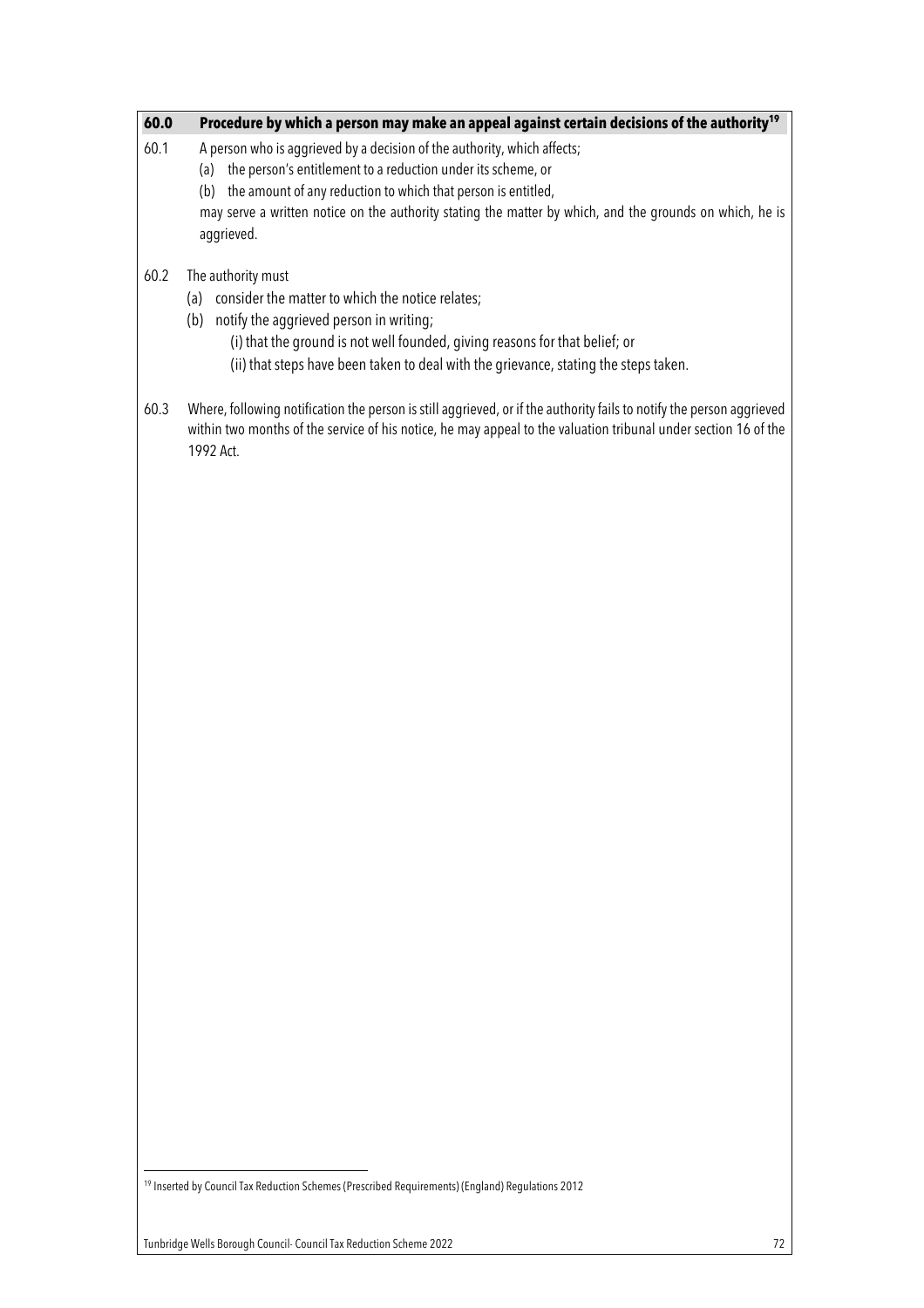## 60.0 Procedure by which a person may make an appeal against certain decisions of the authority[19]

60.1 A person who is aggrieved by a decision of the authority, which affects;

(a) the person's entitlement to a reduction under its scheme, or

(b) the amount of any reduction to which that person is entitled,

may serve a written notice on the authority stating the matter by which, and the grounds on which, he is aggrieved.

60.2 The authority must

(a) consider the matter to which the notice relates;

(b) notify the aggrieved person in writing;

(i) that the ground is not well founded, giving reasons for that belief; or

(ii) that steps have been taken to deal with the grievance, stating the steps taken.

60.3 Where, following notification the person is still aggrieved, or if the authority fails to notify the person aggrieved within two months of the service of his notice, he may appeal to the valuation tribunal under section 16 of the 1992 Act.

---

[19] Inserted by Council Tax Reduction Schemes (Prescribed Requirements) (England) Regulations 2012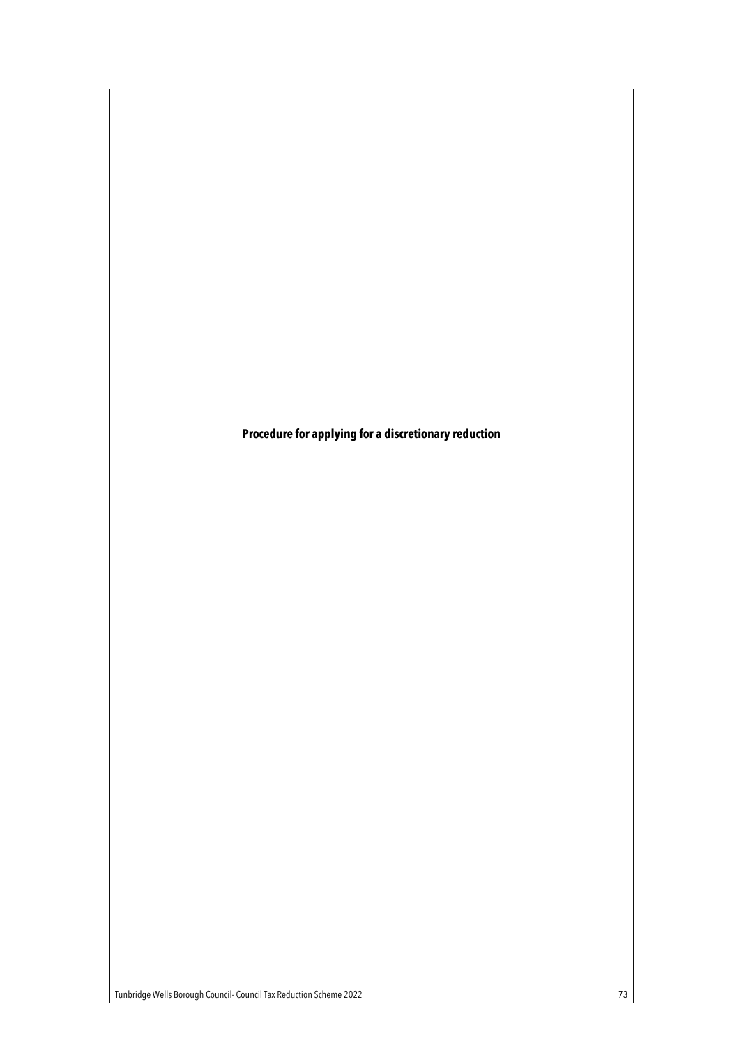**Procedure for applying for a discretionary reduction**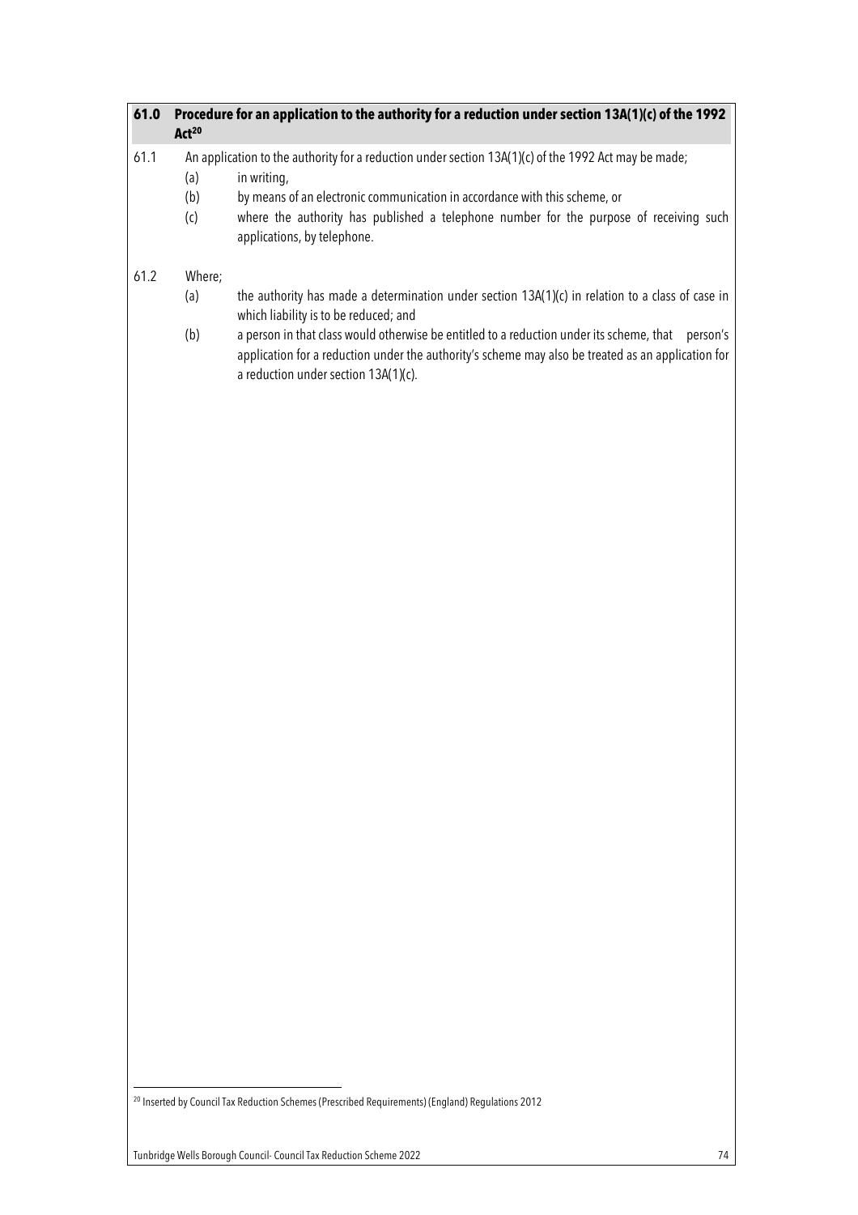## 61.0 Procedure for an application to the authority for a reduction under section 13A(1)(c) of the 1992 Act[20]

61.1 An application to the authority for a reduction under section 13A(1)(c) of the 1992 Act may be made;

- (a) in writing,
- (b) by means of an electronic communication in accordance with this scheme, or
- (c) where the authority has published a telephone number for the purpose of receiving such applications, by telephone.

61.2 Where;

- (a) the authority has made a determination under section 13A(1)(c) in relation to a class of case in which liability is to be reduced; and
- (b) a person in that class would otherwise be entitled to a reduction under its scheme, that person's application for a reduction under the authority's scheme may also be treated as an application for a reduction under section 13A(1)(c).

[20] Inserted by Council Tax Reduction Schemes (Prescribed Requirements) (England) Regulations 2012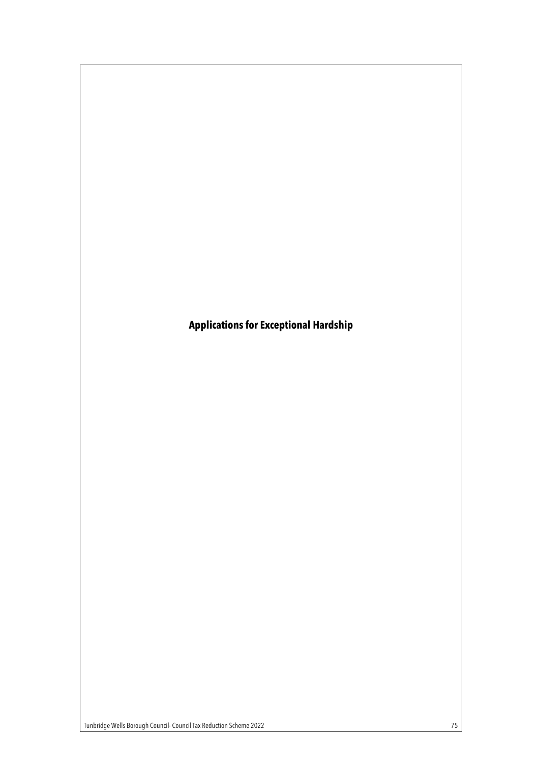# Applications for Exceptional Hardship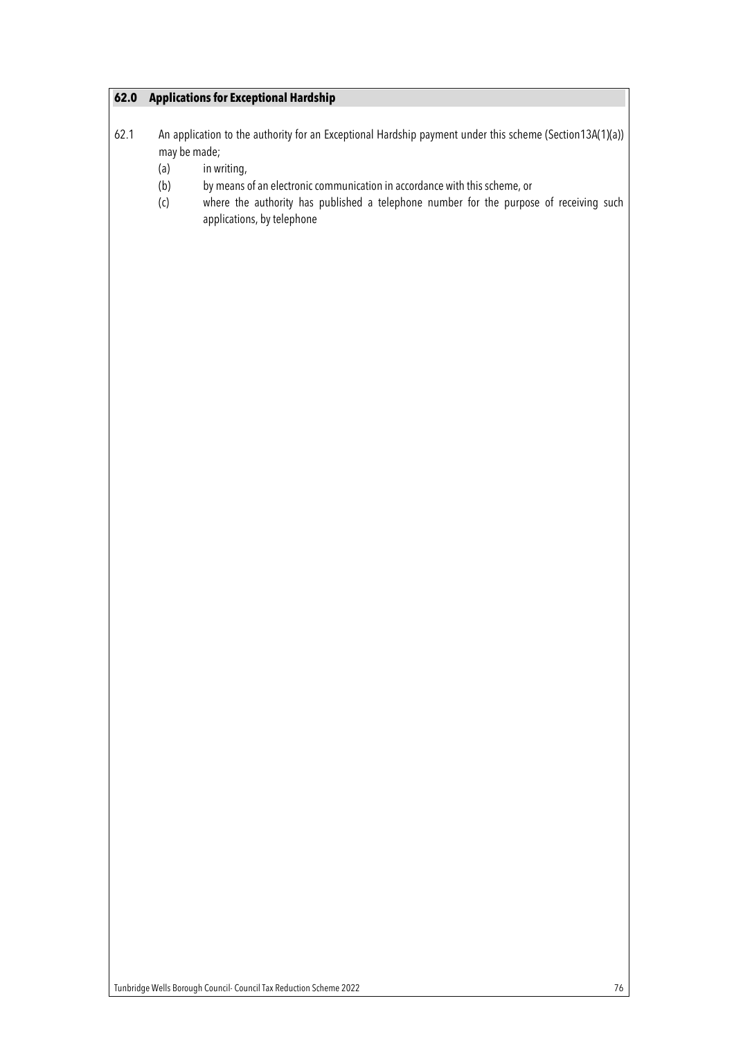## 62.0 Applications for Exceptional Hardship

62.1 An application to the authority for an Exceptional Hardship payment under this scheme (Section13A(1)(a)) may be made;

(a) in writing,

(b) by means of an electronic communication in accordance with this scheme, or

(c) where the authority has published a telephone number for the purpose of receiving such applications, by telephone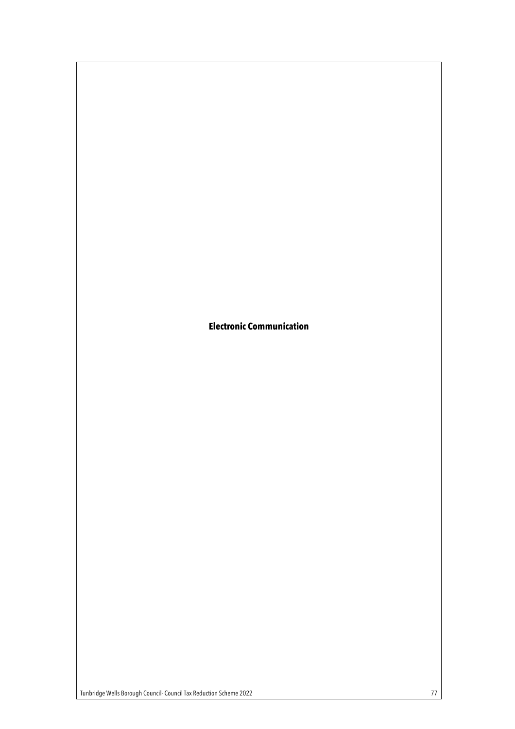# Electronic Communication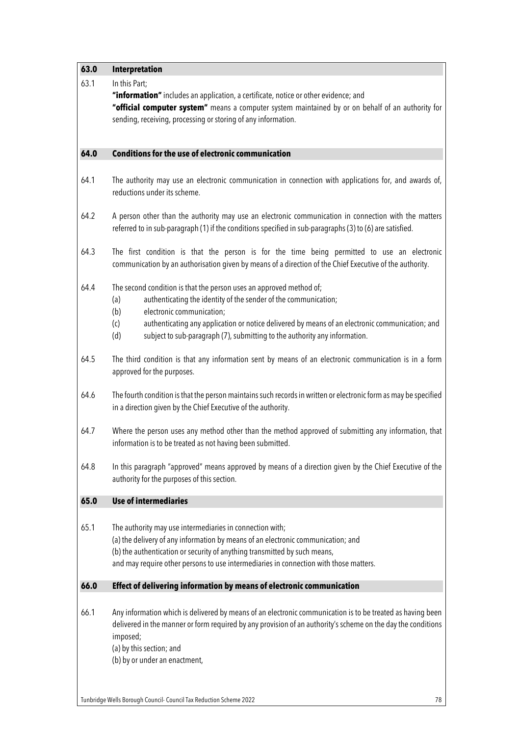## 63.0 Interpretation

63.1 In this Part;

**"information"** includes an application, a certificate, notice or other evidence; and

**"official computer system"** means a computer system maintained by or on behalf of an authority for sending, receiving, processing or storing of any information.

## 64.0 Conditions for the use of electronic communication

64.1 The authority may use an electronic communication in connection with applications for, and awards of, reductions under its scheme.

64.2 A person other than the authority may use an electronic communication in connection with the matters referred to in sub-paragraph (1) if the conditions specified in sub-paragraphs (3) to (6) are satisfied.

64.3 The first condition is that the person is for the time being permitted to use an electronic communication by an authorisation given by means of a direction of the Chief Executive of the authority.

64.4 The second condition is that the person uses an approved method of;

- (a) authenticating the identity of the sender of the communication;
- (b) electronic communication;
- (c) authenticating any application or notice delivered by means of an electronic communication; and
- (d) subject to sub-paragraph (7), submitting to the authority any information.

64.5 The third condition is that any information sent by means of an electronic communication is in a form approved for the purposes.

64.6 The fourth condition is that the person maintains such records in written or electronic form as may be specified in a direction given by the Chief Executive of the authority.

64.7 Where the person uses any method other than the method approved of submitting any information, that information is to be treated as not having been submitted.

64.8 In this paragraph "approved" means approved by means of a direction given by the Chief Executive of the authority for the purposes of this section.

## 65.0 Use of intermediaries

65.1 The authority may use intermediaries in connection with;

(a) the delivery of any information by means of an electronic communication; and

(b) the authentication or security of anything transmitted by such means,

and may require other persons to use intermediaries in connection with those matters.

## 66.0 Effect of delivering information by means of electronic communication

66.1 Any information which is delivered by means of an electronic communication is to be treated as having been delivered in the manner or form required by any provision of an authority's scheme on the day the conditions imposed;

(a) by this section; and

(b) by or under an enactment,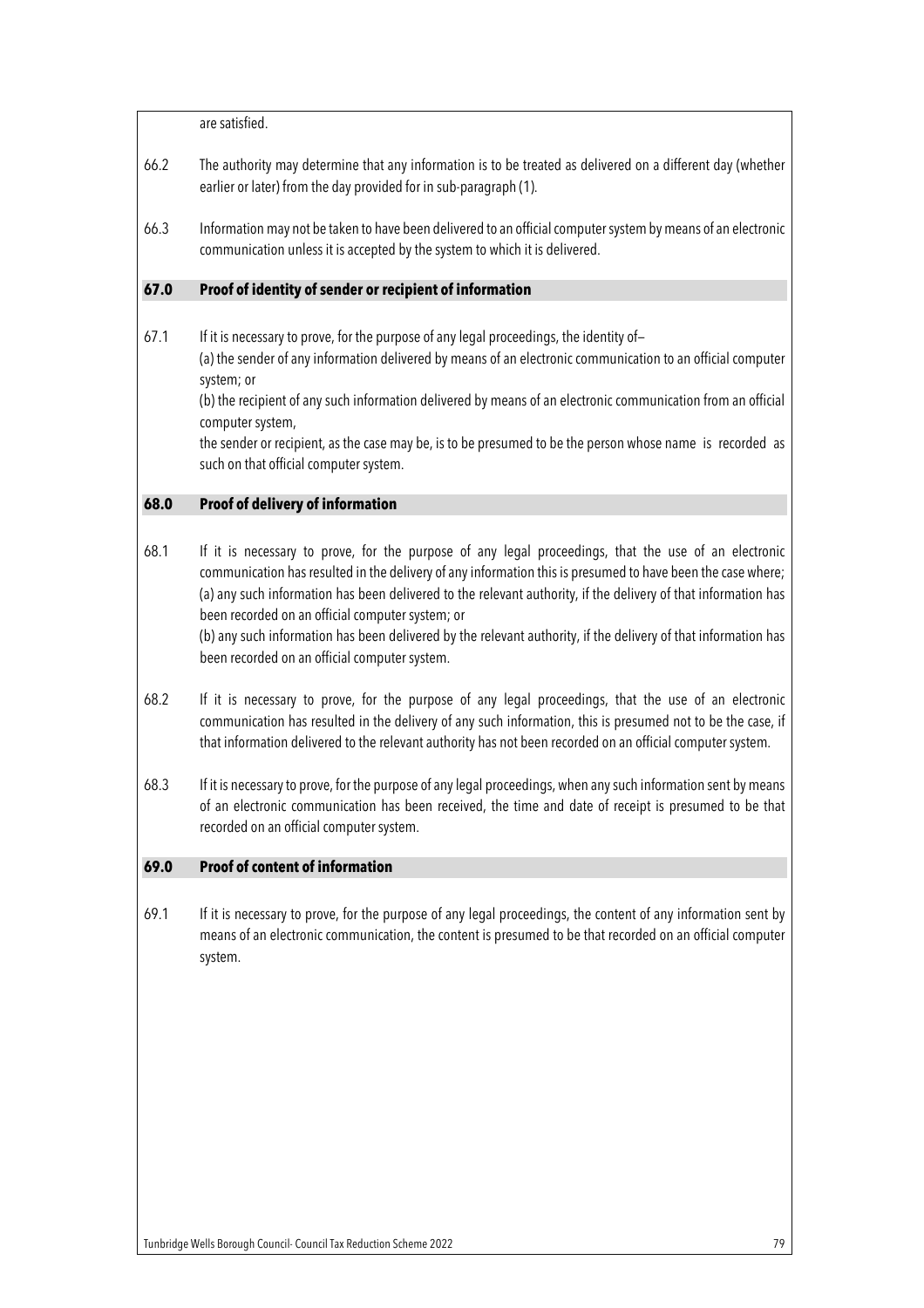are satisfied.

66.2 The authority may determine that any information is to be treated as delivered on a different day (whether earlier or later) from the day provided for in sub-paragraph (1).

66.3 Information may not be taken to have been delivered to an official computer system by means of an electronic communication unless it is accepted by the system to which it is delivered.

## 67.0 Proof of identity of sender or recipient of information

67.1 If it is necessary to prove, for the purpose of any legal proceedings, the identity of–
(a) the sender of any information delivered by means of an electronic communication to an official computer system; or
(b) the recipient of any such information delivered by means of an electronic communication from an official computer system,
the sender or recipient, as the case may be, is to be presumed to be the person whose name is recorded as such on that official computer system.

## 68.0 Proof of delivery of information

68.1 If it is necessary to prove, for the purpose of any legal proceedings, that the use of an electronic communication has resulted in the delivery of any information this is presumed to have been the case where;
(a) any such information has been delivered to the relevant authority, if the delivery of that information has been recorded on an official computer system; or
(b) any such information has been delivered by the relevant authority, if the delivery of that information has been recorded on an official computer system.

68.2 If it is necessary to prove, for the purpose of any legal proceedings, that the use of an electronic communication has resulted in the delivery of any such information, this is presumed not to be the case, if that information delivered to the relevant authority has not been recorded on an official computer system.

68.3 If it is necessary to prove, for the purpose of any legal proceedings, when any such information sent by means of an electronic communication has been received, the time and date of receipt is presumed to be that recorded on an official computer system.

## 69.0 Proof of content of information

69.1 If it is necessary to prove, for the purpose of any legal proceedings, the content of any information sent by means of an electronic communication, the content is presumed to be that recorded on an official computer system.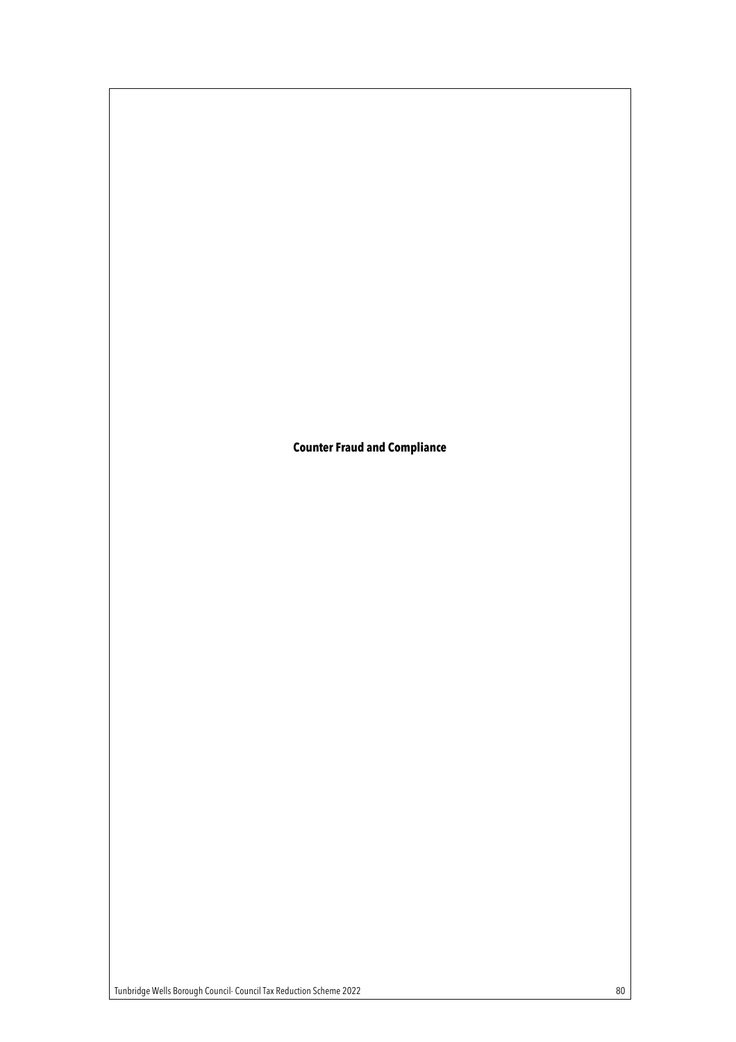# Counter Fraud and Compliance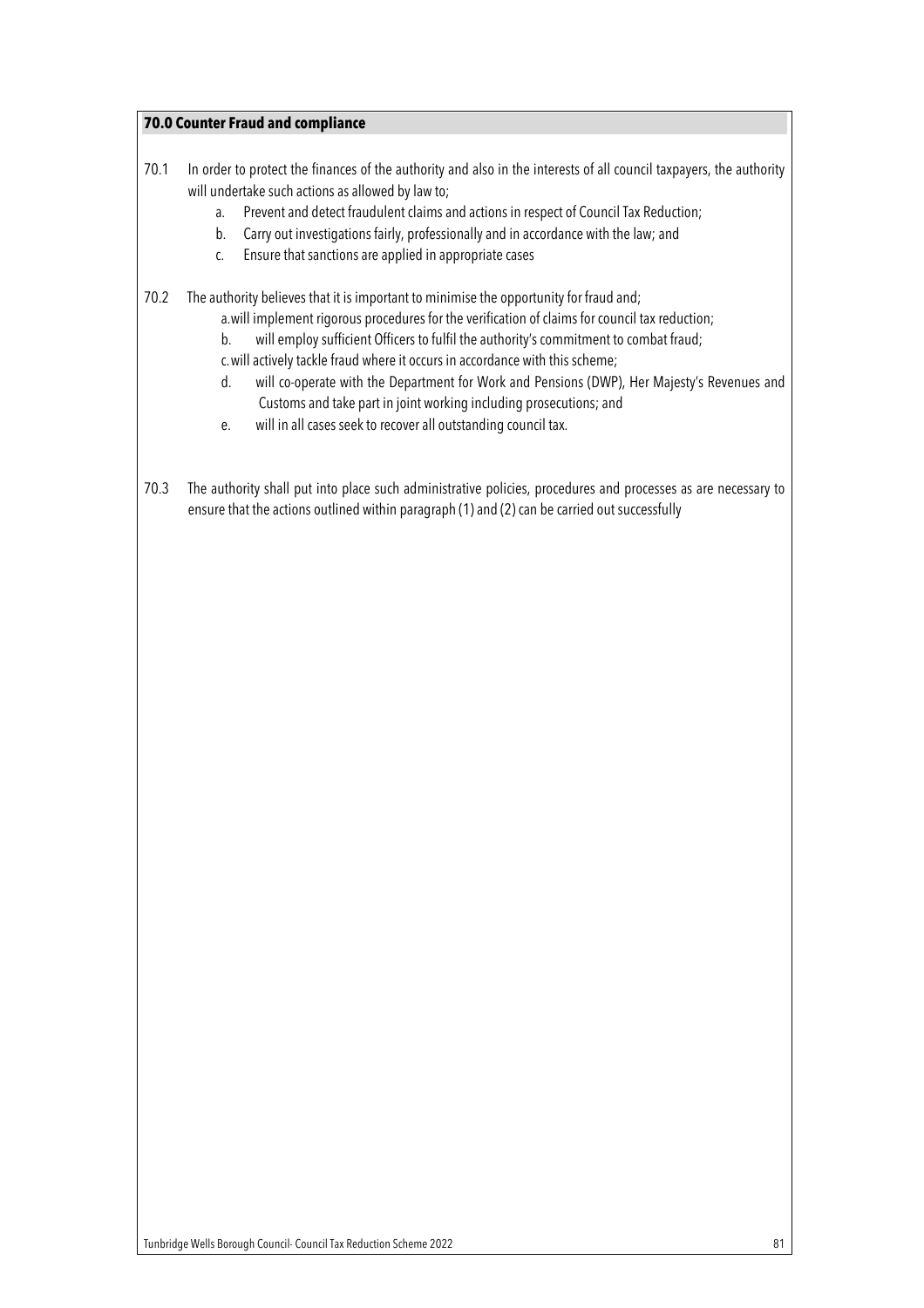## 70.0 Counter Fraud and compliance

70.1 In order to protect the finances of the authority and also in the interests of all council taxpayers, the authority will undertake such actions as allowed by law to;

a. Prevent and detect fraudulent claims and actions in respect of Council Tax Reduction;
b. Carry out investigations fairly, professionally and in accordance with the law; and
c. Ensure that sanctions are applied in appropriate cases

70.2 The authority believes that it is important to minimise the opportunity for fraud and;

a. will implement rigorous procedures for the verification of claims for council tax reduction;
b. will employ sufficient Officers to fulfil the authority's commitment to combat fraud;
c. will actively tackle fraud where it occurs in accordance with this scheme;
d. will co-operate with the Department for Work and Pensions (DWP), Her Majesty's Revenues and Customs and take part in joint working including prosecutions; and
e. will in all cases seek to recover all outstanding council tax.

70.3 The authority shall put into place such administrative policies, procedures and processes as are necessary to ensure that the actions outlined within paragraph (1) and (2) can be carried out successfully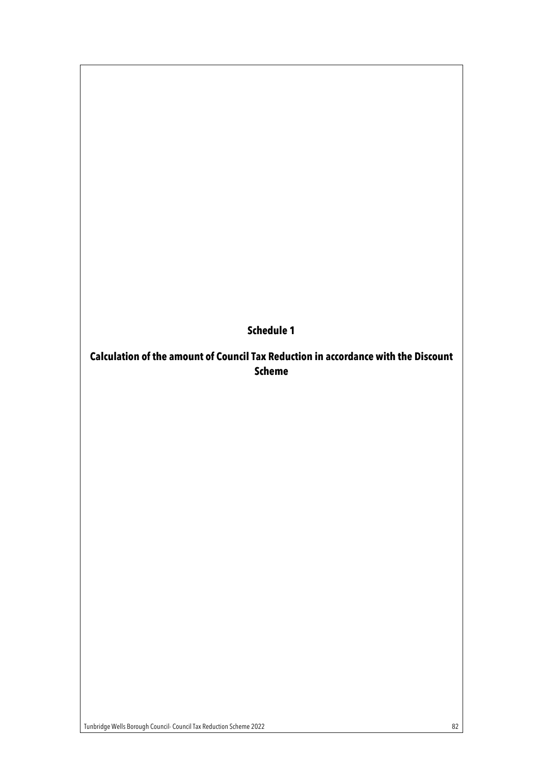# Schedule 1

## Calculation of the amount of Council Tax Reduction in accordance with the Discount Scheme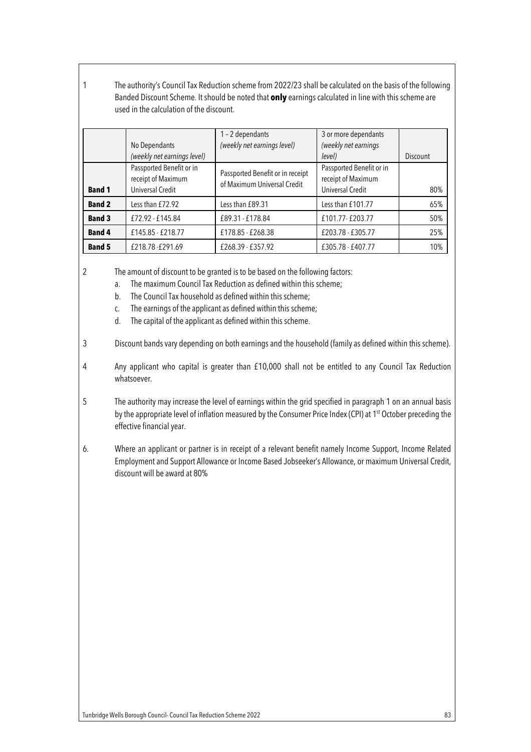1 The authority's Council Tax Reduction scheme from 2022/23 shall be calculated on the basis of the following Banded Discount Scheme. It should be noted that **only** earnings calculated in line with this scheme are used in the calculation of the discount.

| | No Dependants *(weekly net earnings level)* | 1 – 2 dependants *(weekly net earnings level)* | 3 or more dependants *(weekly net earnings level)* | Discount |
|---|---|---|---|---|
| **Band 1** | Passported Benefit or in receipt of Maximum Universal Credit | Passported Benefit or in receipt of Maximum Universal Credit | Passported Benefit or in receipt of Maximum Universal Credit | 80% |
| **Band 2** | Less than £72.92 | Less than £89.31 | Less than £101.77 | 65% |
| **Band 3** | £72.92 - £145.84 | £89.31 - £178.84 | £101.77- £203.77 | 50% |
| **Band 4** | £145.85 - £218.77 | £178.85 - £268.38 | £203.78 - £305.77 | 25% |
| **Band 5** | £218.78 -£291.69 | £268.39 - £357.92 | £305.78 - £407.77 | 10% |

2 The amount of discount to be granted is to be based on the following factors:

a. The maximum Council Tax Reduction as defined within this scheme;
b. The Council Tax household as defined within this scheme;
c. The earnings of the applicant as defined within this scheme;
d. The capital of the applicant as defined within this scheme.

3 Discount bands vary depending on both earnings and the household (family as defined within this scheme).

4 Any applicant who capital is greater than £10,000 shall not be entitled to any Council Tax Reduction whatsoever.

5 The authority may increase the level of earnings within the grid specified in paragraph 1 on an annual basis by the appropriate level of inflation measured by the Consumer Price Index (CPI) at 1st October preceding the effective financial year.

6. Where an applicant or partner is in receipt of a relevant benefit namely Income Support, Income Related Employment and Support Allowance or Income Based Jobseeker's Allowance, or maximum Universal Credit, discount will be award at 80%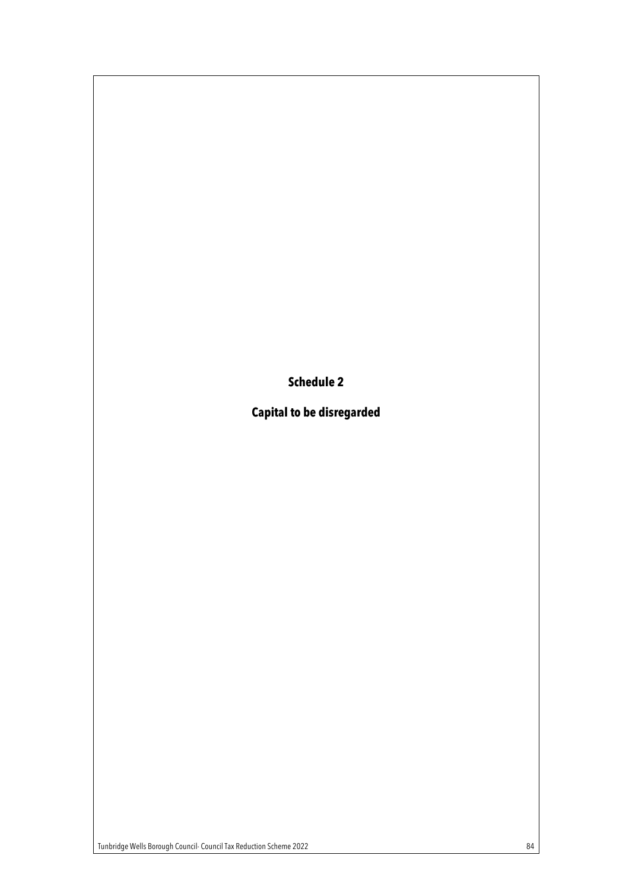# Schedule 2

## Capital to be disregarded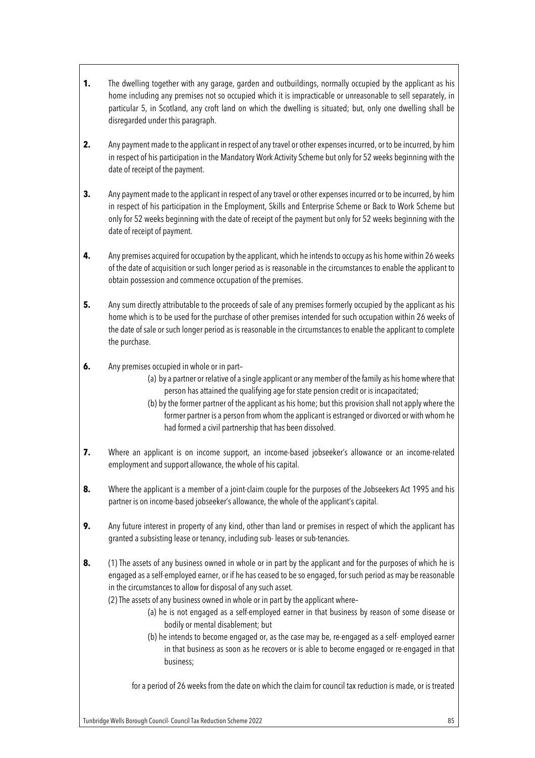**1.** The dwelling together with any garage, garden and outbuildings, normally occupied by the applicant as his home including any premises not so occupied which it is impracticable or unreasonable to sell separately, in particular 5, in Scotland, any croft land on which the dwelling is situated; but, only one dwelling shall be disregarded under this paragraph.

**2.** Any payment made to the applicant in respect of any travel or other expenses incurred, or to be incurred, by him in respect of his participation in the Mandatory Work Activity Scheme but only for 52 weeks beginning with the date of receipt of the payment.

**3.** Any payment made to the applicant in respect of any travel or other expenses incurred or to be incurred, by him in respect of his participation in the Employment, Skills and Enterprise Scheme or Back to Work Scheme but only for 52 weeks beginning with the date of receipt of the payment but only for 52 weeks beginning with the date of receipt of payment.

**4.** Any premises acquired for occupation by the applicant, which he intends to occupy as his home within 26 weeks of the date of acquisition or such longer period as is reasonable in the circumstances to enable the applicant to obtain possession and commence occupation of the premises.

**5.** Any sum directly attributable to the proceeds of sale of any premises formerly occupied by the applicant as his home which is to be used for the purchase of other premises intended for such occupation within 26 weeks of the date of sale or such longer period as is reasonable in the circumstances to enable the applicant to complete the purchase.

**6.** Any premises occupied in whole or in part–

(a) by a partner or relative of a single applicant or any member of the family as his home where that person has attained the qualifying age for state pension credit or is incapacitated;

(b) by the former partner of the applicant as his home; but this provision shall not apply where the former partner is a person from whom the applicant is estranged or divorced or with whom he had formed a civil partnership that has been dissolved.

**7.** Where an applicant is on income support, an income-based jobseeker's allowance or an income-related employment and support allowance, the whole of his capital.

**8.** Where the applicant is a member of a joint-claim couple for the purposes of the Jobseekers Act 1995 and his partner is on income-based jobseeker's allowance, the whole of the applicant's capital.

**9.** Any future interest in property of any kind, other than land or premises in respect of which the applicant has granted a subsisting lease or tenancy, including sub- leases or sub-tenancies.

**8.** (1) The assets of any business owned in whole or in part by the applicant and for the purposes of which he is engaged as a self-employed earner, or if he has ceased to be so engaged, for such period as may be reasonable in the circumstances to allow for disposal of any such asset.

(2) The assets of any business owned in whole or in part by the applicant where–

(a) he is not engaged as a self-employed earner in that business by reason of some disease or bodily or mental disablement; but

(b) he intends to become engaged or, as the case may be, re-engaged as a self- employed earner in that business as soon as he recovers or is able to become engaged or re-engaged in that business;

for a period of 26 weeks from the date on which the claim for council tax reduction is made, or is treated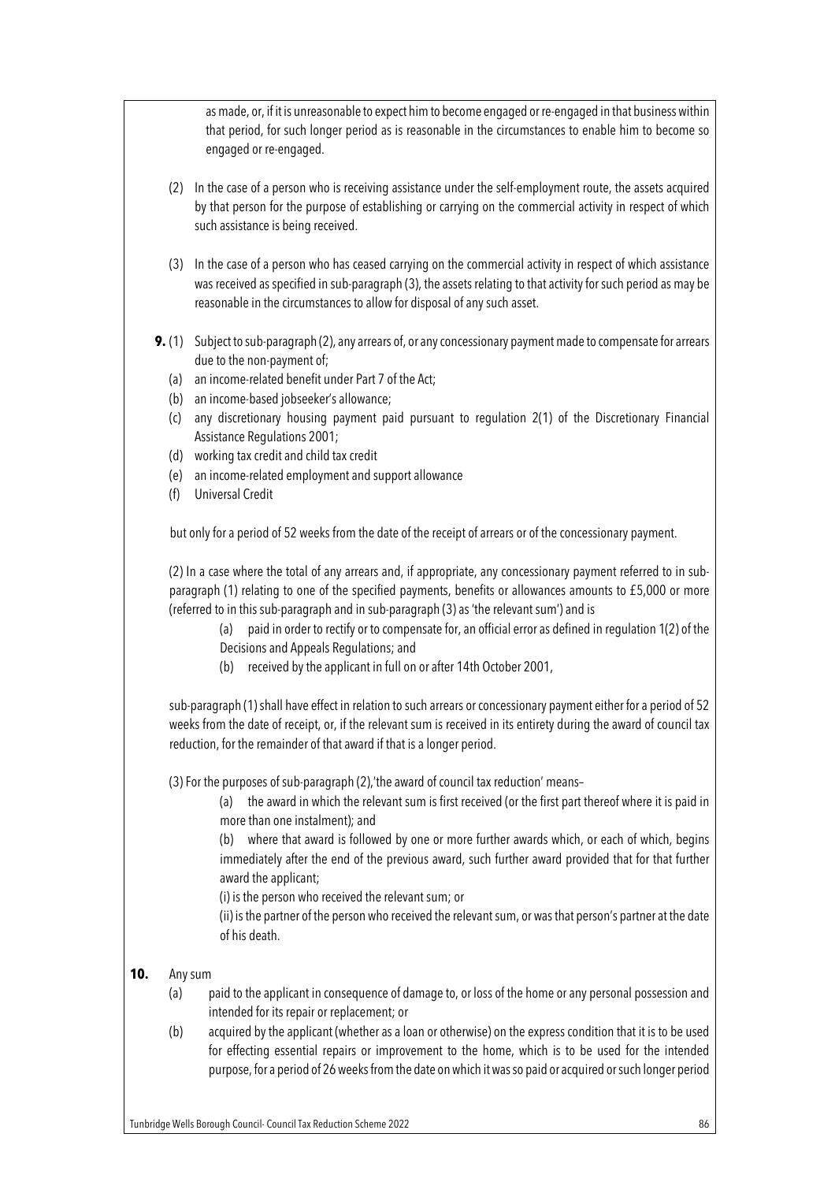as made, or, if it is unreasonable to expect him to become engaged or re-engaged in that business within that period, for such longer period as is reasonable in the circumstances to enable him to become so engaged or re-engaged.

(2) In the case of a person who is receiving assistance under the self-employment route, the assets acquired by that person for the purpose of establishing or carrying on the commercial activity in respect of which such assistance is being received.

(3) In the case of a person who has ceased carrying on the commercial activity in respect of which assistance was received as specified in sub-paragraph (3), the assets relating to that activity for such period as may be reasonable in the circumstances to allow for disposal of any such asset.

**9.** (1) Subject to sub-paragraph (2), any arrears of, or any concessionary payment made to compensate for arrears due to the non-payment of;

(a) an income-related benefit under Part 7 of the Act;
(b) an income-based jobseeker's allowance;
(c) any discretionary housing payment paid pursuant to regulation 2(1) of the Discretionary Financial Assistance Regulations 2001;
(d) working tax credit and child tax credit
(e) an income-related employment and support allowance
(f) Universal Credit

but only for a period of 52 weeks from the date of the receipt of arrears or of the concessionary payment.

(2) In a case where the total of any arrears and, if appropriate, any concessionary payment referred to in sub-paragraph (1) relating to one of the specified payments, benefits or allowances amounts to £5,000 or more (referred to in this sub-paragraph and in sub-paragraph (3) as 'the relevant sum') and is

(a) paid in order to rectify or to compensate for, an official error as defined in regulation 1(2) of the Decisions and Appeals Regulations; and
(b) received by the applicant in full on or after 14th October 2001,

sub-paragraph (1) shall have effect in relation to such arrears or concessionary payment either for a period of 52 weeks from the date of receipt, or, if the relevant sum is received in its entirety during the award of council tax reduction, for the remainder of that award if that is a longer period.

(3) For the purposes of sub-paragraph (2),'the award of council tax reduction' means–

(a) the award in which the relevant sum is first received (or the first part thereof where it is paid in more than one instalment); and

(b) where that award is followed by one or more further awards which, or each of which, begins immediately after the end of the previous award, such further award provided that for that further award the applicant;

(i) is the person who received the relevant sum; or

(ii) is the partner of the person who received the relevant sum, or was that person's partner at the date of his death.

**10.** Any sum

(a) paid to the applicant in consequence of damage to, or loss of the home or any personal possession and intended for its repair or replacement; or
(b) acquired by the applicant (whether as a loan or otherwise) on the express condition that it is to be used for effecting essential repairs or improvement to the home, which is to be used for the intended purpose, for a period of 26 weeks from the date on which it was so paid or acquired or such longer period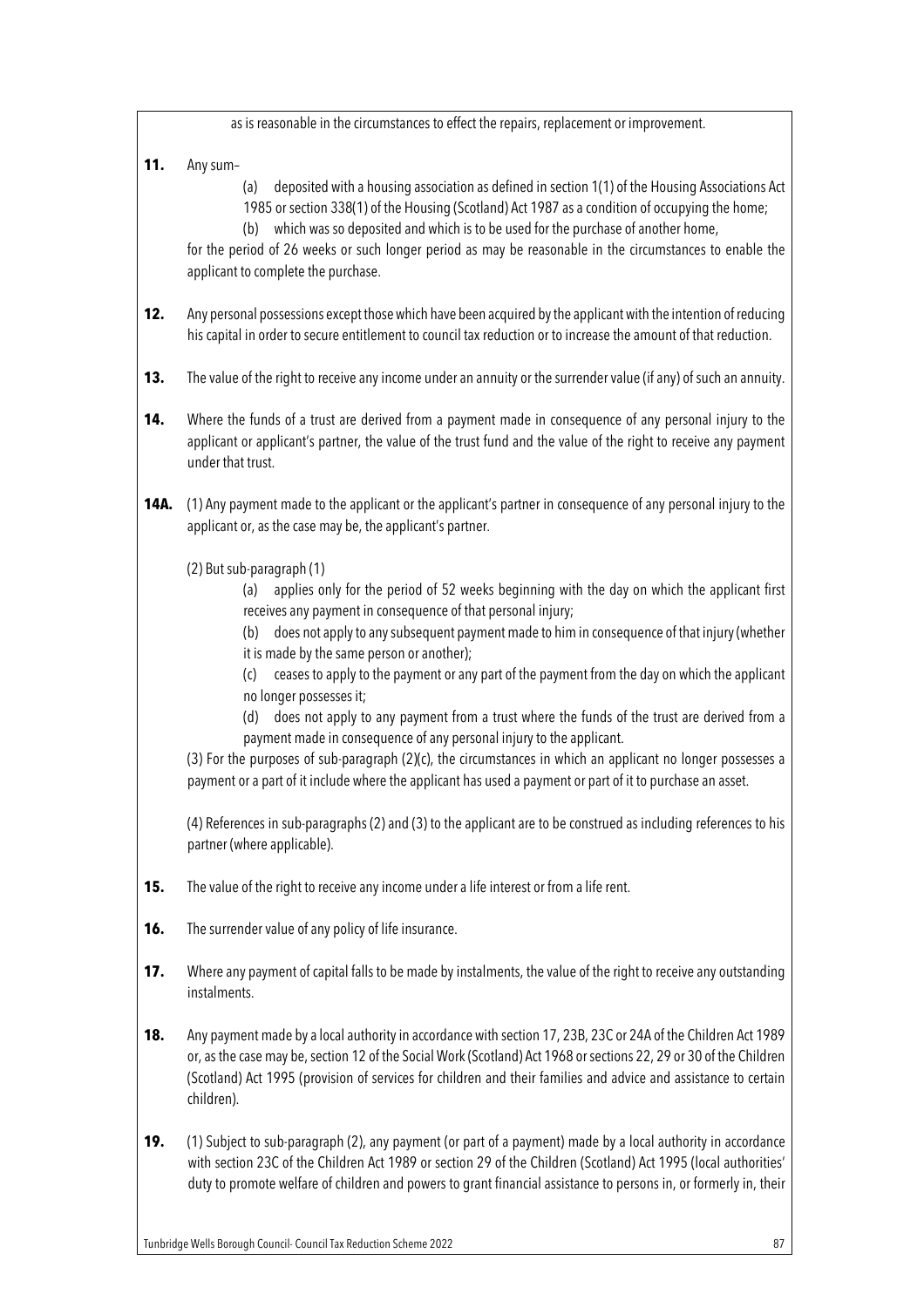as is reasonable in the circumstances to effect the repairs, replacement or improvement.

**11.** Any sum–

(a) deposited with a housing association as defined in section 1(1) of the Housing Associations Act 1985 or section 338(1) of the Housing (Scotland) Act 1987 as a condition of occupying the home;

(b) which was so deposited and which is to be used for the purchase of another home,

for the period of 26 weeks or such longer period as may be reasonable in the circumstances to enable the applicant to complete the purchase.

**12.** Any personal possessions except those which have been acquired by the applicant with the intention of reducing his capital in order to secure entitlement to council tax reduction or to increase the amount of that reduction.

**13.** The value of the right to receive any income under an annuity or the surrender value (if any) of such an annuity.

**14.** Where the funds of a trust are derived from a payment made in consequence of any personal injury to the applicant or applicant's partner, the value of the trust fund and the value of the right to receive any payment under that trust.

**14A.** (1) Any payment made to the applicant or the applicant's partner in consequence of any personal injury to the applicant or, as the case may be, the applicant's partner.

(2) But sub-paragraph (1)

(a) applies only for the period of 52 weeks beginning with the day on which the applicant first receives any payment in consequence of that personal injury;

(b) does not apply to any subsequent payment made to him in consequence of that injury (whether it is made by the same person or another);

(c) ceases to apply to the payment or any part of the payment from the day on which the applicant no longer possesses it;

(d) does not apply to any payment from a trust where the funds of the trust are derived from a payment made in consequence of any personal injury to the applicant.

(3) For the purposes of sub-paragraph (2)(c), the circumstances in which an applicant no longer possesses a payment or a part of it include where the applicant has used a payment or part of it to purchase an asset.

(4) References in sub-paragraphs (2) and (3) to the applicant are to be construed as including references to his partner (where applicable).

**15.** The value of the right to receive any income under a life interest or from a life rent.

**16.** The surrender value of any policy of life insurance.

**17.** Where any payment of capital falls to be made by instalments, the value of the right to receive any outstanding instalments.

**18.** Any payment made by a local authority in accordance with section 17, 23B, 23C or 24A of the Children Act 1989 or, as the case may be, section 12 of the Social Work (Scotland) Act 1968 or sections 22, 29 or 30 of the Children (Scotland) Act 1995 (provision of services for children and their families and advice and assistance to certain children).

**19.** (1) Subject to sub-paragraph (2), any payment (or part of a payment) made by a local authority in accordance with section 23C of the Children Act 1989 or section 29 of the Children (Scotland) Act 1995 (local authorities' duty to promote welfare of children and powers to grant financial assistance to persons in, or formerly in, their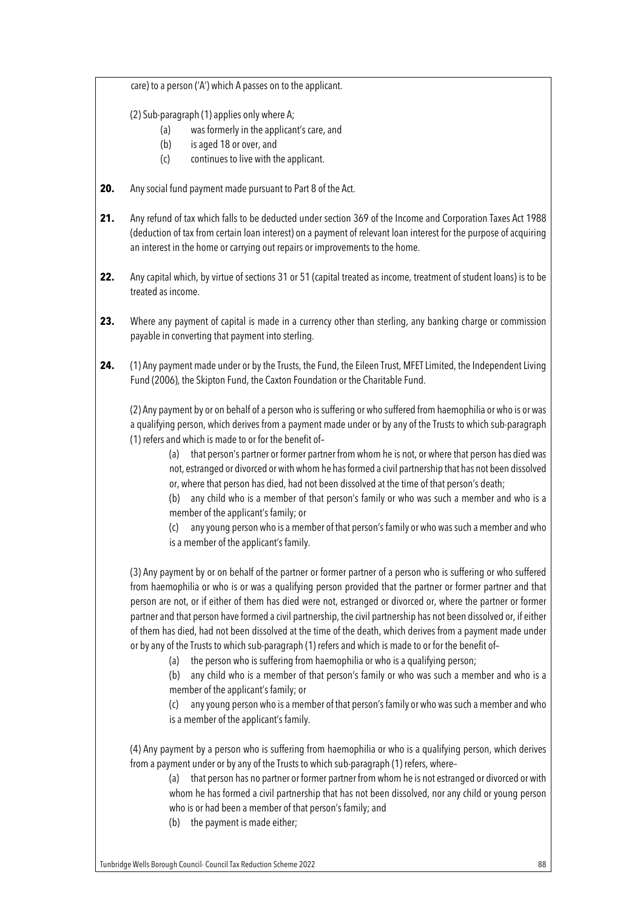care) to a person ('A') which A passes on to the applicant.

(2) Sub-paragraph (1) applies only where A;

- (a) was formerly in the applicant's care, and
- (b) is aged 18 or over, and
- (c) continues to live with the applicant.

**20.** Any social fund payment made pursuant to Part 8 of the Act.

**21.** Any refund of tax which falls to be deducted under section 369 of the Income and Corporation Taxes Act 1988 (deduction of tax from certain loan interest) on a payment of relevant loan interest for the purpose of acquiring an interest in the home or carrying out repairs or improvements to the home.

**22.** Any capital which, by virtue of sections 31 or 51 (capital treated as income, treatment of student loans) is to be treated as income.

**23.** Where any payment of capital is made in a currency other than sterling, any banking charge or commission payable in converting that payment into sterling.

**24.** (1) Any payment made under or by the Trusts, the Fund, the Eileen Trust, MFET Limited, the Independent Living Fund (2006), the Skipton Fund, the Caxton Foundation or the Charitable Fund.

(2) Any payment by or on behalf of a person who is suffering or who suffered from haemophilia or who is or was a qualifying person, which derives from a payment made under or by any of the Trusts to which sub-paragraph (1) refers and which is made to or for the benefit of–

(a) that person's partner or former partner from whom he is not, or where that person has died was not, estranged or divorced or with whom he has formed a civil partnership that has not been dissolved or, where that person has died, had not been dissolved at the time of that person's death;

(b) any child who is a member of that person's family or who was such a member and who is a member of the applicant's family; or

(c) any young person who is a member of that person's family or who was such a member and who is a member of the applicant's family.

(3) Any payment by or on behalf of the partner or former partner of a person who is suffering or who suffered from haemophilia or who is or was a qualifying person provided that the partner or former partner and that person are not, or if either of them has died were not, estranged or divorced or, where the partner or former partner and that person have formed a civil partnership, the civil partnership has not been dissolved or, if either of them has died, had not been dissolved at the time of the death, which derives from a payment made under or by any of the Trusts to which sub-paragraph (1) refers and which is made to or for the benefit of–

(a) the person who is suffering from haemophilia or who is a qualifying person;

(b) any child who is a member of that person's family or who was such a member and who is a member of the applicant's family; or

(c) any young person who is a member of that person's family or who was such a member and who is a member of the applicant's family.

(4) Any payment by a person who is suffering from haemophilia or who is a qualifying person, which derives from a payment under or by any of the Trusts to which sub-paragraph (1) refers, where–

(a) that person has no partner or former partner from whom he is not estranged or divorced or with whom he has formed a civil partnership that has not been dissolved, nor any child or young person who is or had been a member of that person's family; and

(b) the payment is made either;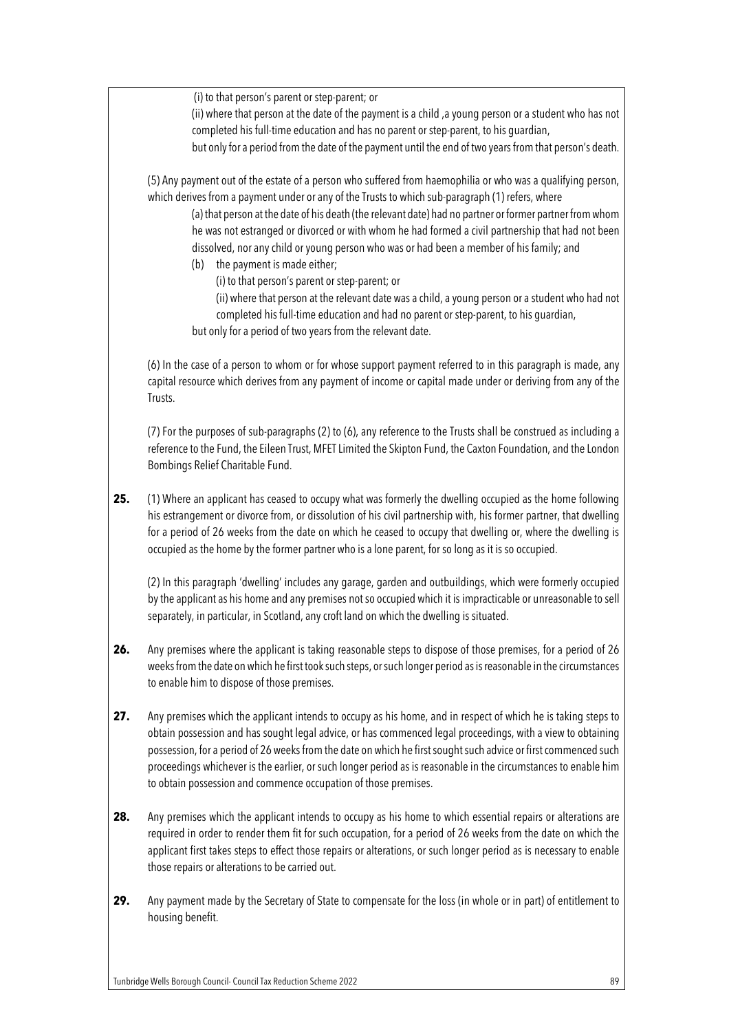(i) to that person's parent or step-parent; or

(ii) where that person at the date of the payment is a child ,a young person or a student who has not completed his full-time education and has no parent or step-parent, to his guardian,

but only for a period from the date of the payment until the end of two years from that person's death.

(5) Any payment out of the estate of a person who suffered from haemophilia or who was a qualifying person, which derives from a payment under or any of the Trusts to which sub-paragraph (1) refers, where

(a) that person at the date of his death (the relevant date) had no partner or former partner from whom he was not estranged or divorced or with whom he had formed a civil partnership that had not been dissolved, nor any child or young person who was or had been a member of his family; and

(b) the payment is made either;

(i) to that person's parent or step-parent; or

(ii) where that person at the relevant date was a child, a young person or a student who had not completed his full-time education and had no parent or step-parent, to his guardian,

but only for a period of two years from the relevant date.

(6) In the case of a person to whom or for whose support payment referred to in this paragraph is made, any capital resource which derives from any payment of income or capital made under or deriving from any of the Trusts.

(7) For the purposes of sub-paragraphs (2) to (6), any reference to the Trusts shall be construed as including a reference to the Fund, the Eileen Trust, MFET Limited the Skipton Fund, the Caxton Foundation, and the London Bombings Relief Charitable Fund.

**25.** (1) Where an applicant has ceased to occupy what was formerly the dwelling occupied as the home following his estrangement or divorce from, or dissolution of his civil partnership with, his former partner, that dwelling for a period of 26 weeks from the date on which he ceased to occupy that dwelling or, where the dwelling is occupied as the home by the former partner who is a lone parent, for so long as it is so occupied.

(2) In this paragraph 'dwelling' includes any garage, garden and outbuildings, which were formerly occupied by the applicant as his home and any premises not so occupied which it is impracticable or unreasonable to sell separately, in particular, in Scotland, any croft land on which the dwelling is situated.

**26.** Any premises where the applicant is taking reasonable steps to dispose of those premises, for a period of 26 weeks from the date on which he first took such steps, or such longer period as is reasonable in the circumstances to enable him to dispose of those premises.

**27.** Any premises which the applicant intends to occupy as his home, and in respect of which he is taking steps to obtain possession and has sought legal advice, or has commenced legal proceedings, with a view to obtaining possession, for a period of 26 weeks from the date on which he first sought such advice or first commenced such proceedings whichever is the earlier, or such longer period as is reasonable in the circumstances to enable him to obtain possession and commence occupation of those premises.

**28.** Any premises which the applicant intends to occupy as his home to which essential repairs or alterations are required in order to render them fit for such occupation, for a period of 26 weeks from the date on which the applicant first takes steps to effect those repairs or alterations, or such longer period as is necessary to enable those repairs or alterations to be carried out.

**29.** Any payment made by the Secretary of State to compensate for the loss (in whole or in part) of entitlement to housing benefit.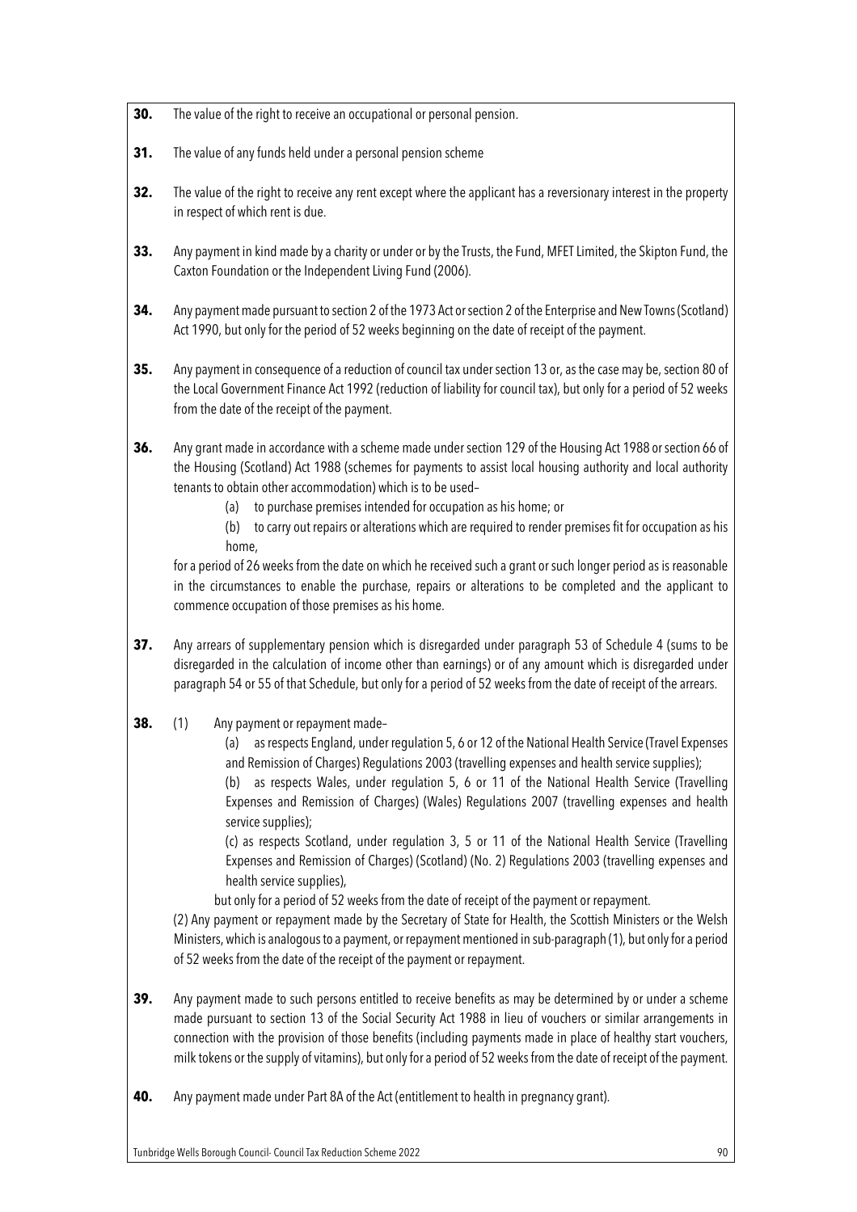**30.** The value of the right to receive an occupational or personal pension.

**31.** The value of any funds held under a personal pension scheme

**32.** The value of the right to receive any rent except where the applicant has a reversionary interest in the property in respect of which rent is due.

**33.** Any payment in kind made by a charity or under or by the Trusts, the Fund, MFET Limited, the Skipton Fund, the Caxton Foundation or the Independent Living Fund (2006).

**34.** Any payment made pursuant to section 2 of the 1973 Act or section 2 of the Enterprise and New Towns (Scotland) Act 1990, but only for the period of 52 weeks beginning on the date of receipt of the payment.

**35.** Any payment in consequence of a reduction of council tax under section 13 or, as the case may be, section 80 of the Local Government Finance Act 1992 (reduction of liability for council tax), but only for a period of 52 weeks from the date of the receipt of the payment.

**36.** Any grant made in accordance with a scheme made under section 129 of the Housing Act 1988 or section 66 of the Housing (Scotland) Act 1988 (schemes for payments to assist local housing authority and local authority tenants to obtain other accommodation) which is to be used–

(a) to purchase premises intended for occupation as his home; or

(b) to carry out repairs or alterations which are required to render premises fit for occupation as his home,

for a period of 26 weeks from the date on which he received such a grant or such longer period as is reasonable in the circumstances to enable the purchase, repairs or alterations to be completed and the applicant to commence occupation of those premises as his home.

**37.** Any arrears of supplementary pension which is disregarded under paragraph 53 of Schedule 4 (sums to be disregarded in the calculation of income other than earnings) or of any amount which is disregarded under paragraph 54 or 55 of that Schedule, but only for a period of 52 weeks from the date of receipt of the arrears.

**38.** (1) Any payment or repayment made–

(a) as respects England, under regulation 5, 6 or 12 of the National Health Service (Travel Expenses and Remission of Charges) Regulations 2003 (travelling expenses and health service supplies);

(b) as respects Wales, under regulation 5, 6 or 11 of the National Health Service (Travelling Expenses and Remission of Charges) (Wales) Regulations 2007 (travelling expenses and health service supplies);

(c) as respects Scotland, under regulation 3, 5 or 11 of the National Health Service (Travelling Expenses and Remission of Charges) (Scotland) (No. 2) Regulations 2003 (travelling expenses and health service supplies),

but only for a period of 52 weeks from the date of receipt of the payment or repayment.

(2) Any payment or repayment made by the Secretary of State for Health, the Scottish Ministers or the Welsh Ministers, which is analogous to a payment, or repayment mentioned in sub-paragraph (1), but only for a period of 52 weeks from the date of the receipt of the payment or repayment.

**39.** Any payment made to such persons entitled to receive benefits as may be determined by or under a scheme made pursuant to section 13 of the Social Security Act 1988 in lieu of vouchers or similar arrangements in connection with the provision of those benefits (including payments made in place of healthy start vouchers, milk tokens or the supply of vitamins), but only for a period of 52 weeks from the date of receipt of the payment.

**40.** Any payment made under Part 8A of the Act (entitlement to health in pregnancy grant).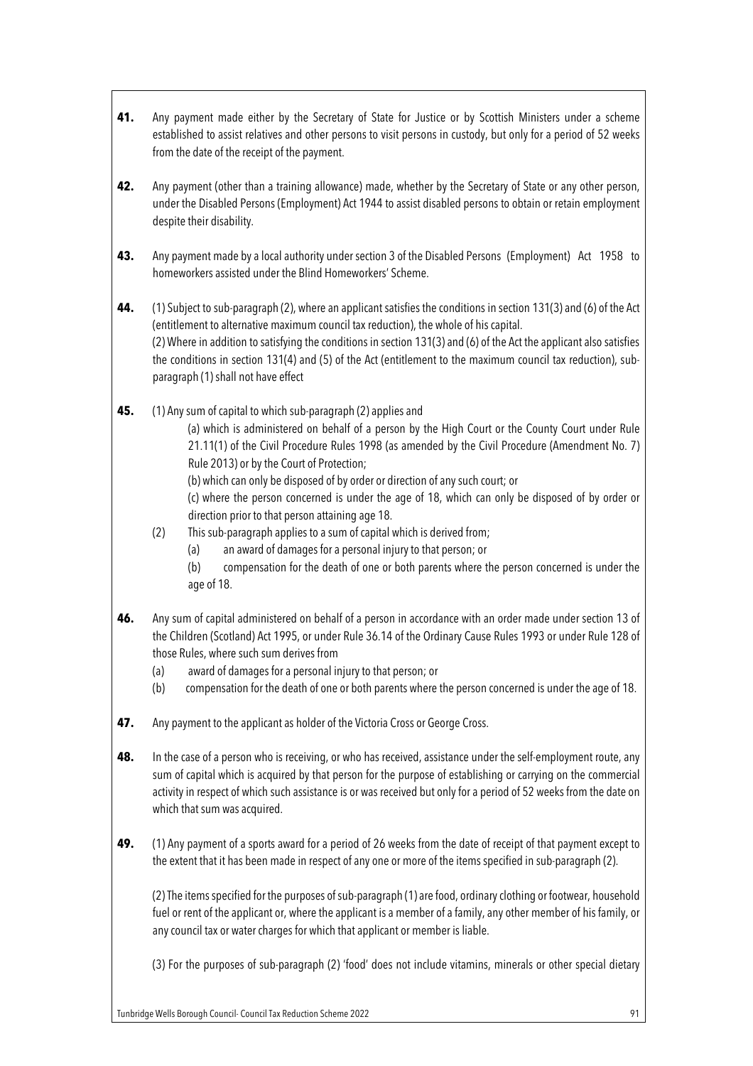**41.** Any payment made either by the Secretary of State for Justice or by Scottish Ministers under a scheme established to assist relatives and other persons to visit persons in custody, but only for a period of 52 weeks from the date of the receipt of the payment.

**42.** Any payment (other than a training allowance) made, whether by the Secretary of State or any other person, under the Disabled Persons (Employment) Act 1944 to assist disabled persons to obtain or retain employment despite their disability.

**43.** Any payment made by a local authority under section 3 of the Disabled Persons (Employment) Act 1958 to homeworkers assisted under the Blind Homeworkers' Scheme.

**44.** (1) Subject to sub-paragraph (2), where an applicant satisfies the conditions in section 131(3) and (6) of the Act (entitlement to alternative maximum council tax reduction), the whole of his capital.
(2) Where in addition to satisfying the conditions in section 131(3) and (6) of the Act the applicant also satisfies the conditions in section 131(4) and (5) of the Act (entitlement to the maximum council tax reduction), sub-paragraph (1) shall not have effect

**45.** (1) Any sum of capital to which sub-paragraph (2) applies and

(a) which is administered on behalf of a person by the High Court or the County Court under Rule 21.11(1) of the Civil Procedure Rules 1998 (as amended by the Civil Procedure (Amendment No. 7) Rule 2013) or by the Court of Protection;

(b) which can only be disposed of by order or direction of any such court; or

(c) where the person concerned is under the age of 18, which can only be disposed of by order or direction prior to that person attaining age 18.

(2) This sub-paragraph applies to a sum of capital which is derived from;

(a) an award of damages for a personal injury to that person; or

(b) compensation for the death of one or both parents where the person concerned is under the age of 18.

**46.** Any sum of capital administered on behalf of a person in accordance with an order made under section 13 of the Children (Scotland) Act 1995, or under Rule 36.14 of the Ordinary Cause Rules 1993 or under Rule 128 of those Rules, where such sum derives from

(a) award of damages for a personal injury to that person; or

(b) compensation for the death of one or both parents where the person concerned is under the age of 18.

**47.** Any payment to the applicant as holder of the Victoria Cross or George Cross.

**48.** In the case of a person who is receiving, or who has received, assistance under the self-employment route, any sum of capital which is acquired by that person for the purpose of establishing or carrying on the commercial activity in respect of which such assistance is or was received but only for a period of 52 weeks from the date on which that sum was acquired.

**49.** (1) Any payment of a sports award for a period of 26 weeks from the date of receipt of that payment except to the extent that it has been made in respect of any one or more of the items specified in sub-paragraph (2).

(2) The items specified for the purposes of sub-paragraph (1) are food, ordinary clothing or footwear, household fuel or rent of the applicant or, where the applicant is a member of a family, any other member of his family, or any council tax or water charges for which that applicant or member is liable.

(3) For the purposes of sub-paragraph (2) 'food' does not include vitamins, minerals or other special dietary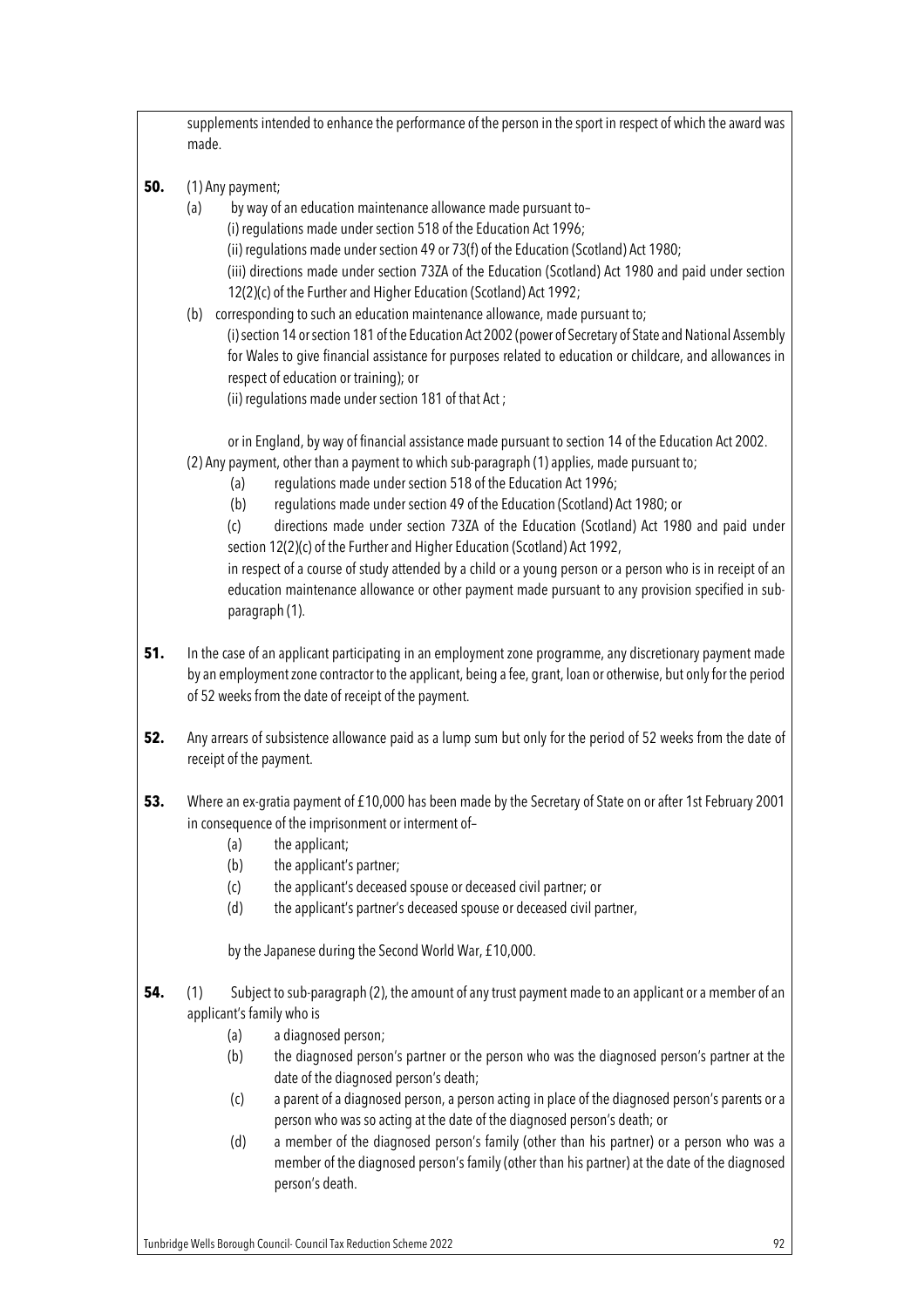supplements intended to enhance the performance of the person in the sport in respect of which the award was made.

**50.** (1) Any payment;

(a) by way of an education maintenance allowance made pursuant to–

(i) regulations made under section 518 of the Education Act 1996;

(ii) regulations made under section 49 or 73(f) of the Education (Scotland) Act 1980;

(iii) directions made under section 73ZA of the Education (Scotland) Act 1980 and paid under section 12(2)(c) of the Further and Higher Education (Scotland) Act 1992;

(b) corresponding to such an education maintenance allowance, made pursuant to;

(i) section 14 or section 181 of the Education Act 2002 (power of Secretary of State and National Assembly for Wales to give financial assistance for purposes related to education or childcare, and allowances in respect of education or training); or

(ii) regulations made under section 181 of that Act ;

or in England, by way of financial assistance made pursuant to section 14 of the Education Act 2002.

(2) Any payment, other than a payment to which sub-paragraph (1) applies, made pursuant to;

(a) regulations made under section 518 of the Education Act 1996;

(b) regulations made under section 49 of the Education (Scotland) Act 1980; or

(c) directions made under section 73ZA of the Education (Scotland) Act 1980 and paid under section 12(2)(c) of the Further and Higher Education (Scotland) Act 1992,

in respect of a course of study attended by a child or a young person or a person who is in receipt of an education maintenance allowance or other payment made pursuant to any provision specified in sub-paragraph (1).

**51.** In the case of an applicant participating in an employment zone programme, any discretionary payment made by an employment zone contractor to the applicant, being a fee, grant, loan or otherwise, but only for the period of 52 weeks from the date of receipt of the payment.

**52.** Any arrears of subsistence allowance paid as a lump sum but only for the period of 52 weeks from the date of receipt of the payment.

**53.** Where an ex-gratia payment of £10,000 has been made by the Secretary of State on or after 1st February 2001 in consequence of the imprisonment or interment of–

(a) the applicant;

(b) the applicant's partner;

(c) the applicant's deceased spouse or deceased civil partner; or

(d) the applicant's partner's deceased spouse or deceased civil partner,

by the Japanese during the Second World War, £10,000.

**54.** (1) Subject to sub-paragraph (2), the amount of any trust payment made to an applicant or a member of an applicant's family who is

(a) a diagnosed person;

(b) the diagnosed person's partner or the person who was the diagnosed person's partner at the date of the diagnosed person's death;

(c) a parent of a diagnosed person, a person acting in place of the diagnosed person's parents or a person who was so acting at the date of the diagnosed person's death; or

(d) a member of the diagnosed person's family (other than his partner) or a person who was a member of the diagnosed person's family (other than his partner) at the date of the diagnosed person's death.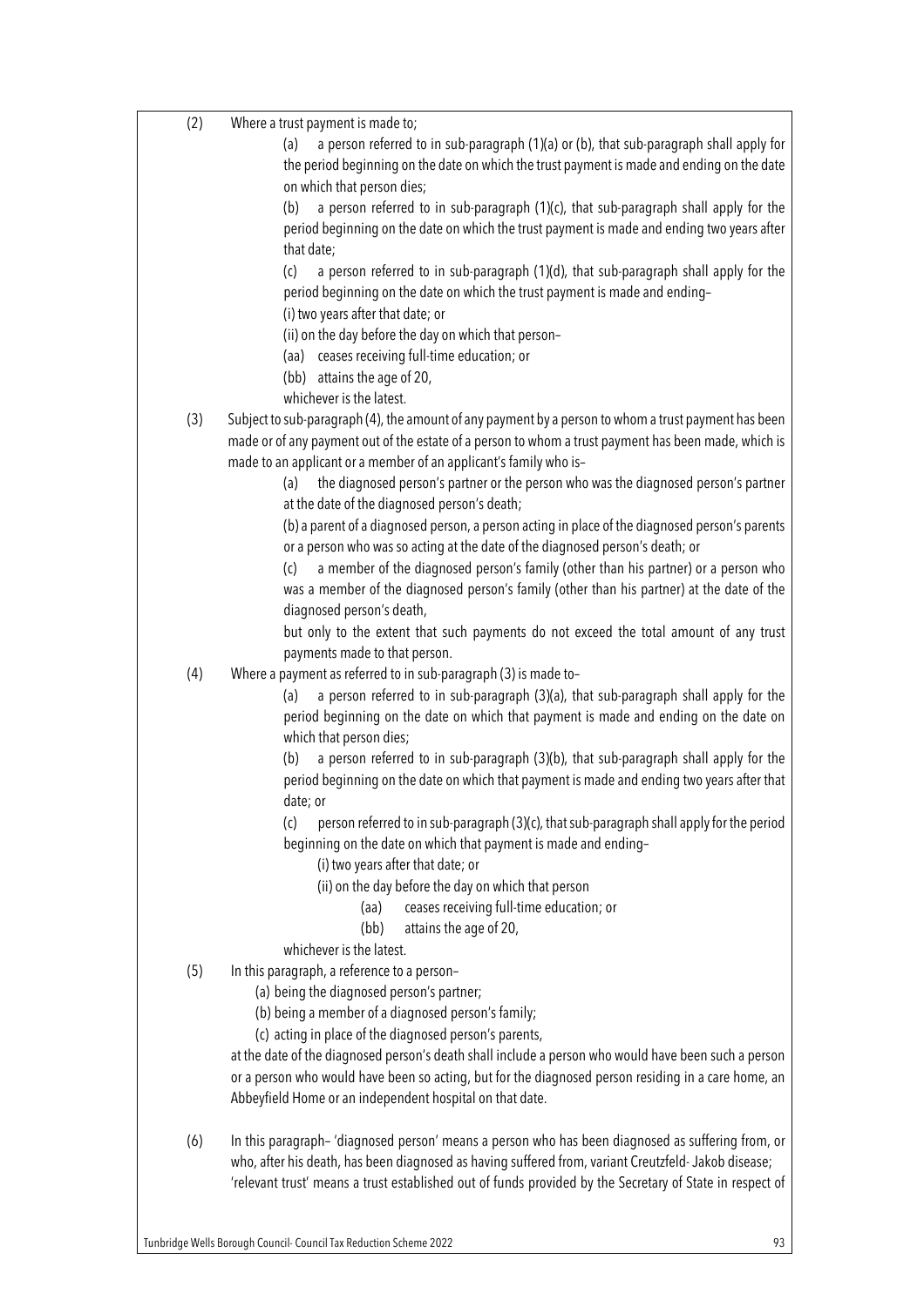(2) Where a trust payment is made to;

(a) a person referred to in sub-paragraph (1)(a) or (b), that sub-paragraph shall apply for the period beginning on the date on which the trust payment is made and ending on the date on which that person dies;

(b) a person referred to in sub-paragraph (1)(c), that sub-paragraph shall apply for the period beginning on the date on which the trust payment is made and ending two years after that date;

(c) a person referred to in sub-paragraph (1)(d), that sub-paragraph shall apply for the period beginning on the date on which the trust payment is made and ending–

(i) two years after that date; or

(ii) on the day before the day on which that person–

(aa) ceases receiving full-time education; or

(bb) attains the age of 20,

whichever is the latest.

(3) Subject to sub-paragraph (4), the amount of any payment by a person to whom a trust payment has been made or of any payment out of the estate of a person to whom a trust payment has been made, which is made to an applicant or a member of an applicant's family who is–

(a) the diagnosed person's partner or the person who was the diagnosed person's partner at the date of the diagnosed person's death;

(b) a parent of a diagnosed person, a person acting in place of the diagnosed person's parents or a person who was so acting at the date of the diagnosed person's death; or

(c) a member of the diagnosed person's family (other than his partner) or a person who was a member of the diagnosed person's family (other than his partner) at the date of the diagnosed person's death,

but only to the extent that such payments do not exceed the total amount of any trust payments made to that person.

(4) Where a payment as referred to in sub-paragraph (3) is made to–

(a) a person referred to in sub-paragraph (3)(a), that sub-paragraph shall apply for the period beginning on the date on which that payment is made and ending on the date on which that person dies;

(b) a person referred to in sub-paragraph (3)(b), that sub-paragraph shall apply for the period beginning on the date on which that payment is made and ending two years after that date; or

(c) person referred to in sub-paragraph (3)(c), that sub-paragraph shall apply for the period beginning on the date on which that payment is made and ending–

(i) two years after that date; or

(ii) on the day before the day on which that person

(aa) ceases receiving full-time education; or

(bb) attains the age of 20,

whichever is the latest.

(5) In this paragraph, a reference to a person–

(a) being the diagnosed person's partner;

(b) being a member of a diagnosed person's family;

(c) acting in place of the diagnosed person's parents,

at the date of the diagnosed person's death shall include a person who would have been such a person or a person who would have been so acting, but for the diagnosed person residing in a care home, an Abbeyfield Home or an independent hospital on that date.

(6) In this paragraph– 'diagnosed person' means a person who has been diagnosed as suffering from, or who, after his death, has been diagnosed as having suffered from, variant Creutzfeld- Jakob disease; 'relevant trust' means a trust established out of funds provided by the Secretary of State in respect of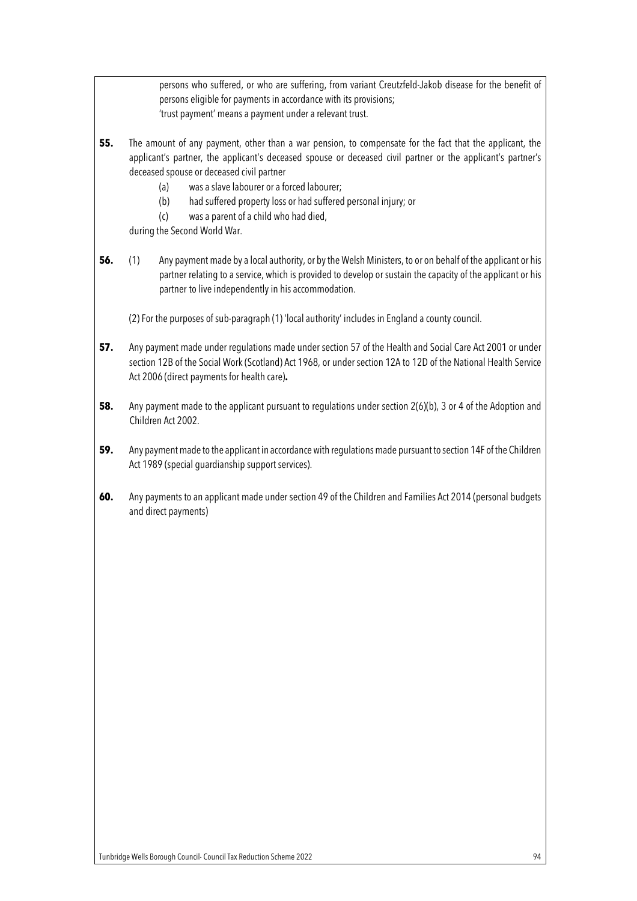persons who suffered, or who are suffering, from variant Creutzfeld-Jakob disease for the benefit of persons eligible for payments in accordance with its provisions;

'trust payment' means a payment under a relevant trust.

**55.** The amount of any payment, other than a war pension, to compensate for the fact that the applicant, the applicant's partner, the applicant's deceased spouse or deceased civil partner or the applicant's partner's deceased spouse or deceased civil partner

(a) was a slave labourer or a forced labourer;

(b) had suffered property loss or had suffered personal injury; or

(c) was a parent of a child who had died,

during the Second World War.

**56.** (1) Any payment made by a local authority, or by the Welsh Ministers, to or on behalf of the applicant or his partner relating to a service, which is provided to develop or sustain the capacity of the applicant or his partner to live independently in his accommodation.

(2) For the purposes of sub-paragraph (1) 'local authority' includes in England a county council.

**57.** Any payment made under regulations made under section 57 of the Health and Social Care Act 2001 or under section 12B of the Social Work (Scotland) Act 1968, or under section 12A to 12D of the National Health Service Act 2006 (direct payments for health care)**.**

**58.** Any payment made to the applicant pursuant to regulations under section 2(6)(b), 3 or 4 of the Adoption and Children Act 2002.

**59.** Any payment made to the applicant in accordance with regulations made pursuant to section 14F of the Children Act 1989 (special guardianship support services).

**60.** Any payments to an applicant made under section 49 of the Children and Families Act 2014 (personal budgets and direct payments)